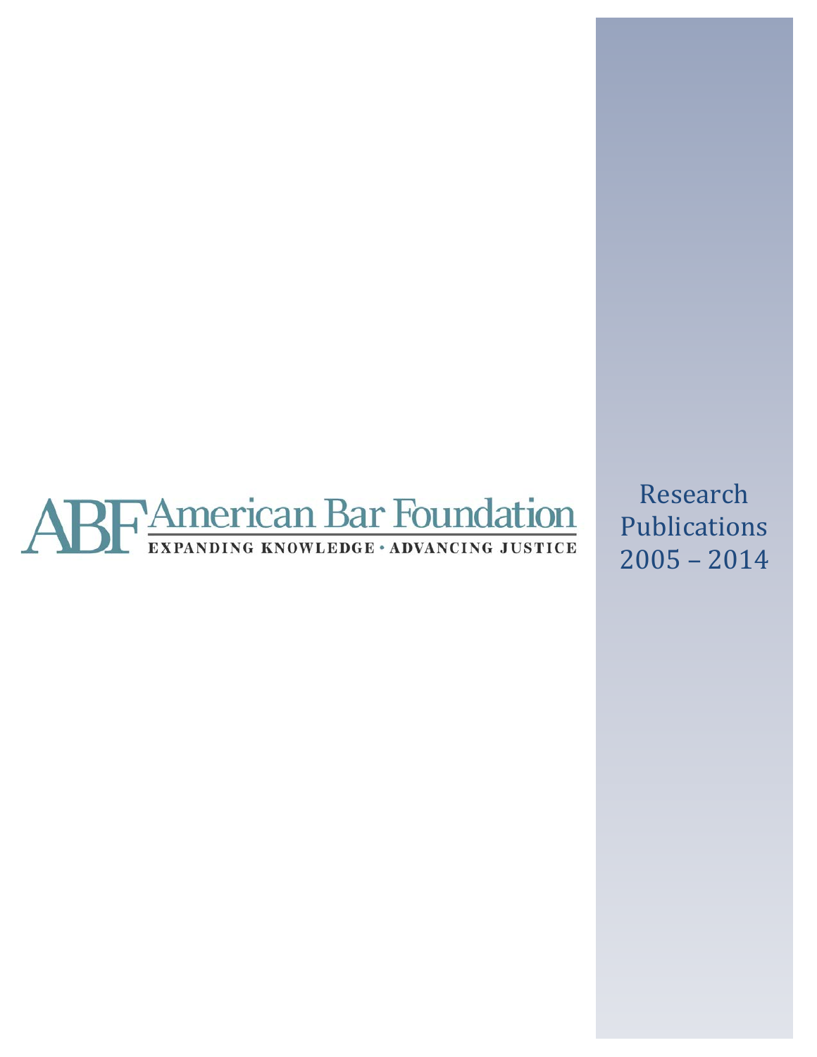# ABF American Bar Foundation

EXPANDING KNOWLEDGE • ADVANCING JUSTICE

Research Publications 2005 – 2014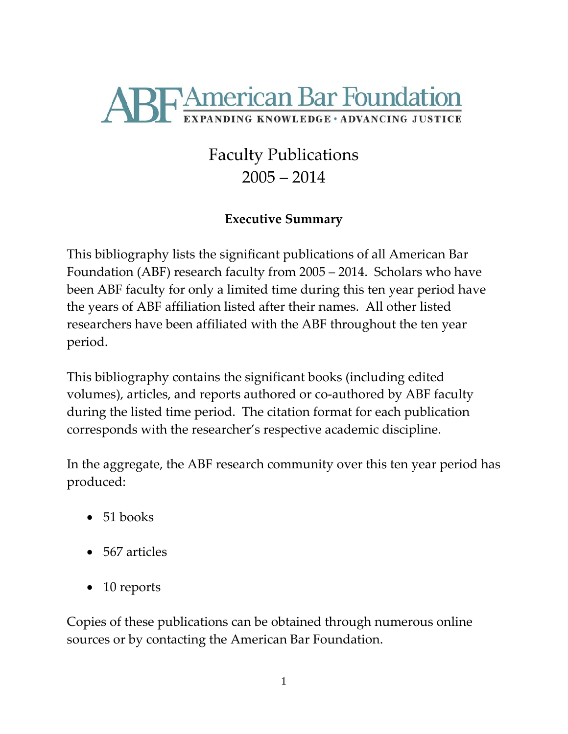# ABF American Bar Foundation

**EXPANDING KNOWLEDGE • ADVANCING JUSTICE**

## Faculty Publications
## 2005 – 2014

### Executive Summary

This bibliography lists the significant publications of all American Bar Foundation (ABF) research faculty from 2005 – 2014. Scholars who have been ABF faculty for only a limited time during this ten year period have the years of ABF affiliation listed after their names. All other listed researchers have been affiliated with the ABF throughout the ten year period.

This bibliography contains the significant books (including edited volumes), articles, and reports authored or co-authored by ABF faculty during the listed time period. The citation format for each publication corresponds with the researcher's respective academic discipline.

In the aggregate, the ABF research community over this ten year period has produced:

- 51 books
- 567 articles
- 10 reports

Copies of these publications can be obtained through numerous online sources or by contacting the American Bar Foundation.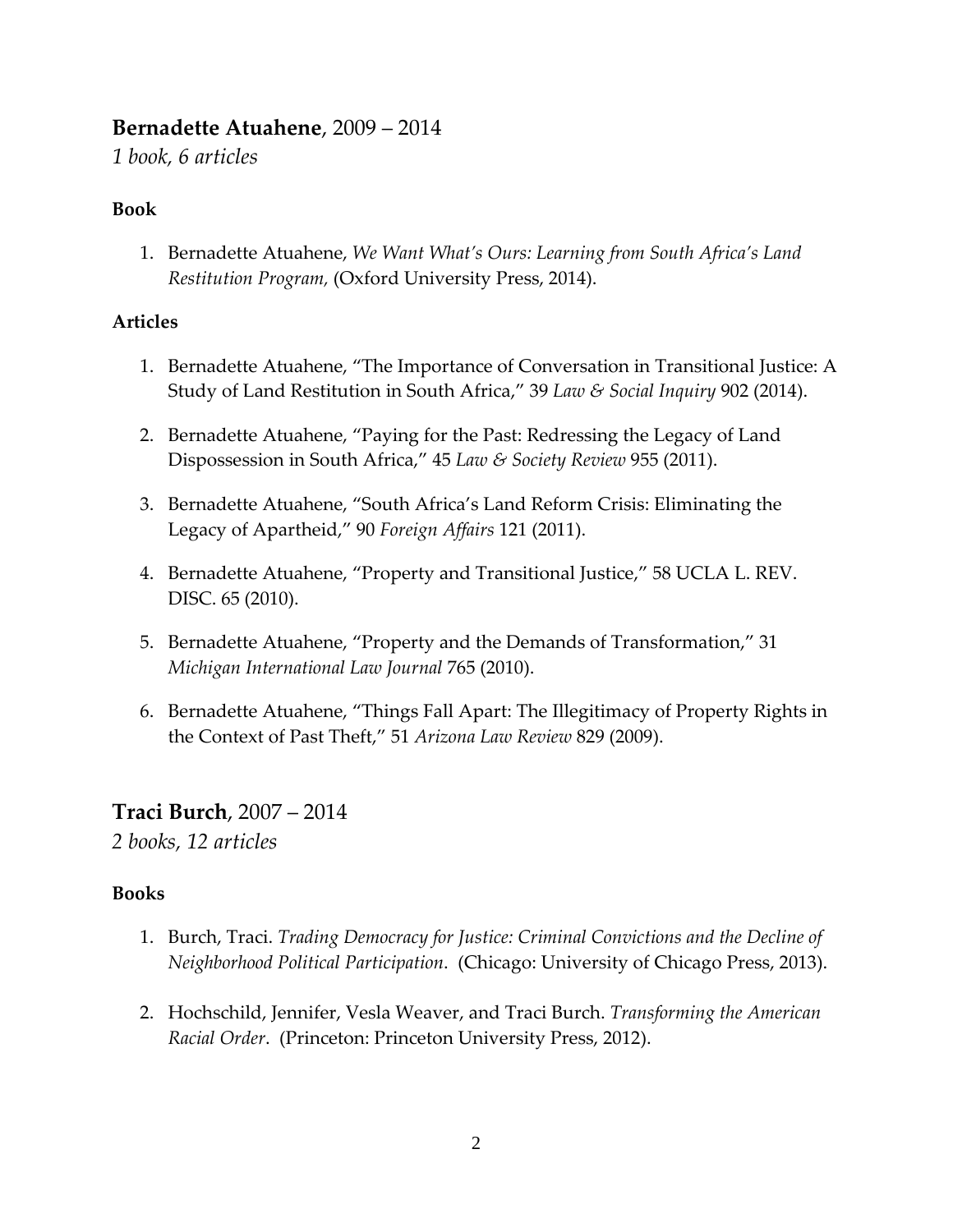## **Bernadette Atuahene**, 2009 – 2014

*1 book, 6 articles*

### Book

1. Bernadette Atuahene, *We Want What's Ours: Learning from South Africa's Land Restitution Program,* (Oxford University Press, 2014).

### Articles

1. Bernadette Atuahene, "The Importance of Conversation in Transitional Justice: A Study of Land Restitution in South Africa," 39 *Law & Social Inquiry* 902 (2014).

2. Bernadette Atuahene, "Paying for the Past: Redressing the Legacy of Land Dispossession in South Africa," 45 *Law & Society Review* 955 (2011).

3. Bernadette Atuahene, "South Africa's Land Reform Crisis: Eliminating the Legacy of Apartheid," 90 *Foreign Affairs* 121 (2011).

4. Bernadette Atuahene, "Property and Transitional Justice," 58 UCLA L. REV. DISC. 65 (2010).

5. Bernadette Atuahene, "Property and the Demands of Transformation," 31 *Michigan International Law Journal* 765 (2010).

6. Bernadette Atuahene, "Things Fall Apart: The Illegitimacy of Property Rights in the Context of Past Theft," 51 *Arizona Law Review* 829 (2009).

## **Traci Burch**, 2007 – 2014

*2 books, 12 articles*

### Books

1. Burch, Traci. *Trading Democracy for Justice: Criminal Convictions and the Decline of Neighborhood Political Participation*. (Chicago: University of Chicago Press, 2013).

2. Hochschild, Jennifer, Vesla Weaver, and Traci Burch. *Transforming the American Racial Order*. (Princeton: Princeton University Press, 2012).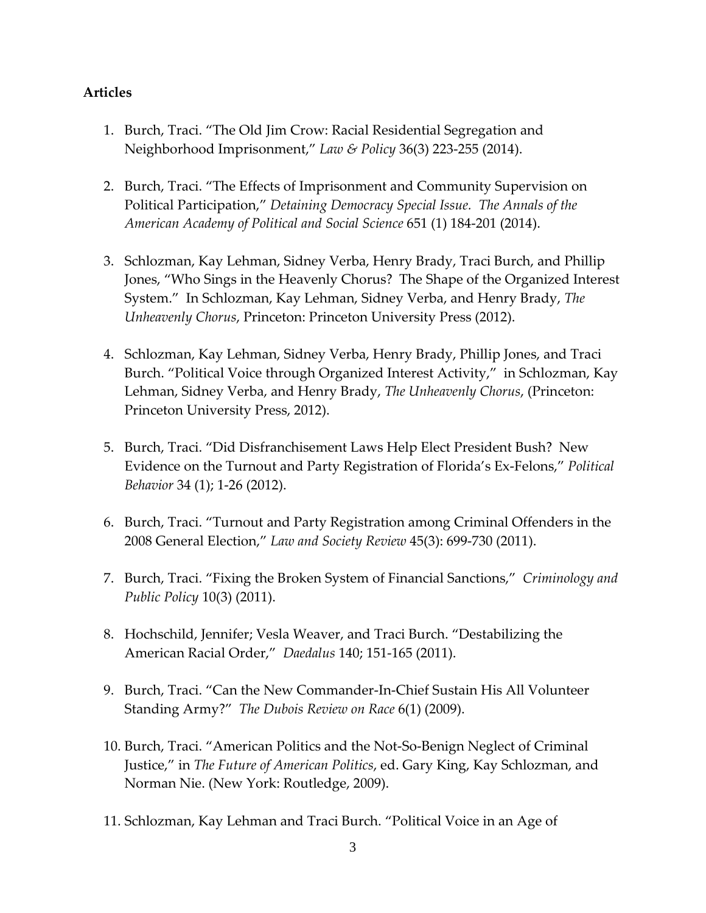**Articles**

1. Burch, Traci. “The Old Jim Crow: Racial Residential Segregation and Neighborhood Imprisonment,” *Law & Policy* 36(3) 223-255 (2014).

2. Burch, Traci. “The Effects of Imprisonment and Community Supervision on Political Participation,” *Detaining Democracy Special Issue. The Annals of the American Academy of Political and Social Science* 651 (1) 184-201 (2014).

3. Schlozman, Kay Lehman, Sidney Verba, Henry Brady, Traci Burch, and Phillip Jones, “Who Sings in the Heavenly Chorus? The Shape of the Organized Interest System.” In Schlozman, Kay Lehman, Sidney Verba, and Henry Brady, *The Unheavenly Chorus*, Princeton: Princeton University Press (2012).

4. Schlozman, Kay Lehman, Sidney Verba, Henry Brady, Phillip Jones, and Traci Burch. “Political Voice through Organized Interest Activity,” in Schlozman, Kay Lehman, Sidney Verba, and Henry Brady, *The Unheavenly Chorus*, (Princeton: Princeton University Press, 2012).

5. Burch, Traci. “Did Disfranchisement Laws Help Elect President Bush? New Evidence on the Turnout and Party Registration of Florida’s Ex-Felons,” *Political Behavior* 34 (1); 1-26 (2012).

6. Burch, Traci. “Turnout and Party Registration among Criminal Offenders in the 2008 General Election,” *Law and Society Review* 45(3): 699-730 (2011).

7. Burch, Traci. “Fixing the Broken System of Financial Sanctions,” *Criminology and Public Policy* 10(3) (2011).

8. Hochschild, Jennifer; Vesla Weaver, and Traci Burch. “Destabilizing the American Racial Order,” *Daedalus* 140; 151-165 (2011).

9. Burch, Traci. “Can the New Commander-In-Chief Sustain His All Volunteer Standing Army?” *The Dubois Review on Race* 6(1) (2009).

10. Burch, Traci. “American Politics and the Not-So-Benign Neglect of Criminal Justice,” in *The Future of American Politics*, ed. Gary King, Kay Schlozman, and Norman Nie. (New York: Routledge, 2009).

11. Schlozman, Kay Lehman and Traci Burch. “Political Voice in an Age of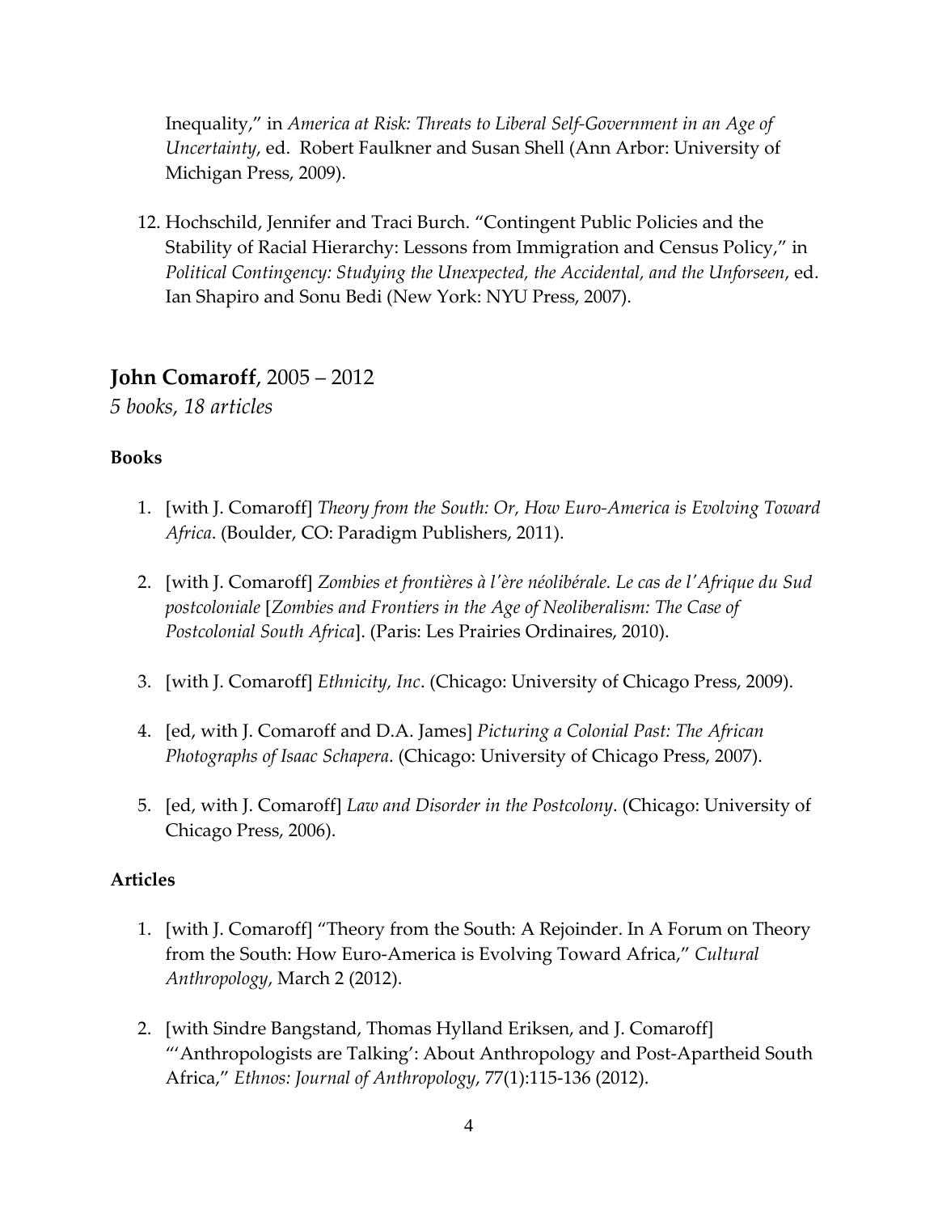Inequality," in *America at Risk: Threats to Liberal Self-Government in an Age of Uncertainty*, ed. Robert Faulkner and Susan Shell (Ann Arbor: University of Michigan Press, 2009).

12. Hochschild, Jennifer and Traci Burch. "Contingent Public Policies and the Stability of Racial Hierarchy: Lessons from Immigration and Census Policy," in *Political Contingency: Studying the Unexpected, the Accidental, and the Unforseen*, ed. Ian Shapiro and Sonu Bedi (New York: NYU Press, 2007).

## **John Comaroff**, 2005 – 2012

*5 books, 18 articles*

### Books

1. [with J. Comaroff] *Theory from the South: Or, How Euro-America is Evolving Toward Africa*. (Boulder, CO: Paradigm Publishers, 2011).

2. [with J. Comaroff] *Zombies et frontières à l'ère néolibérale. Le cas de l'Afrique du Sud postcoloniale* [*Zombies and Frontiers in the Age of Neoliberalism: The Case of Postcolonial South Africa*]. (Paris: Les Prairies Ordinaires, 2010).

3. [with J. Comaroff] *Ethnicity, Inc*. (Chicago: University of Chicago Press, 2009).

4. [ed, with J. Comaroff and D.A. James] *Picturing a Colonial Past: The African Photographs of Isaac Schapera*. (Chicago: University of Chicago Press, 2007).

5. [ed, with J. Comaroff] *Law and Disorder in the Postcolony*. (Chicago: University of Chicago Press, 2006).

### Articles

1. [with J. Comaroff] "Theory from the South: A Rejoinder. In A Forum on Theory from the South: How Euro-America is Evolving Toward Africa," *Cultural Anthropology*, March 2 (2012).

2. [with Sindre Bangstand, Thomas Hylland Eriksen, and J. Comaroff] "'Anthropologists are Talking': About Anthropology and Post-Apartheid South Africa," *Ethnos: Journal of Anthropology*, 77(1):115-136 (2012).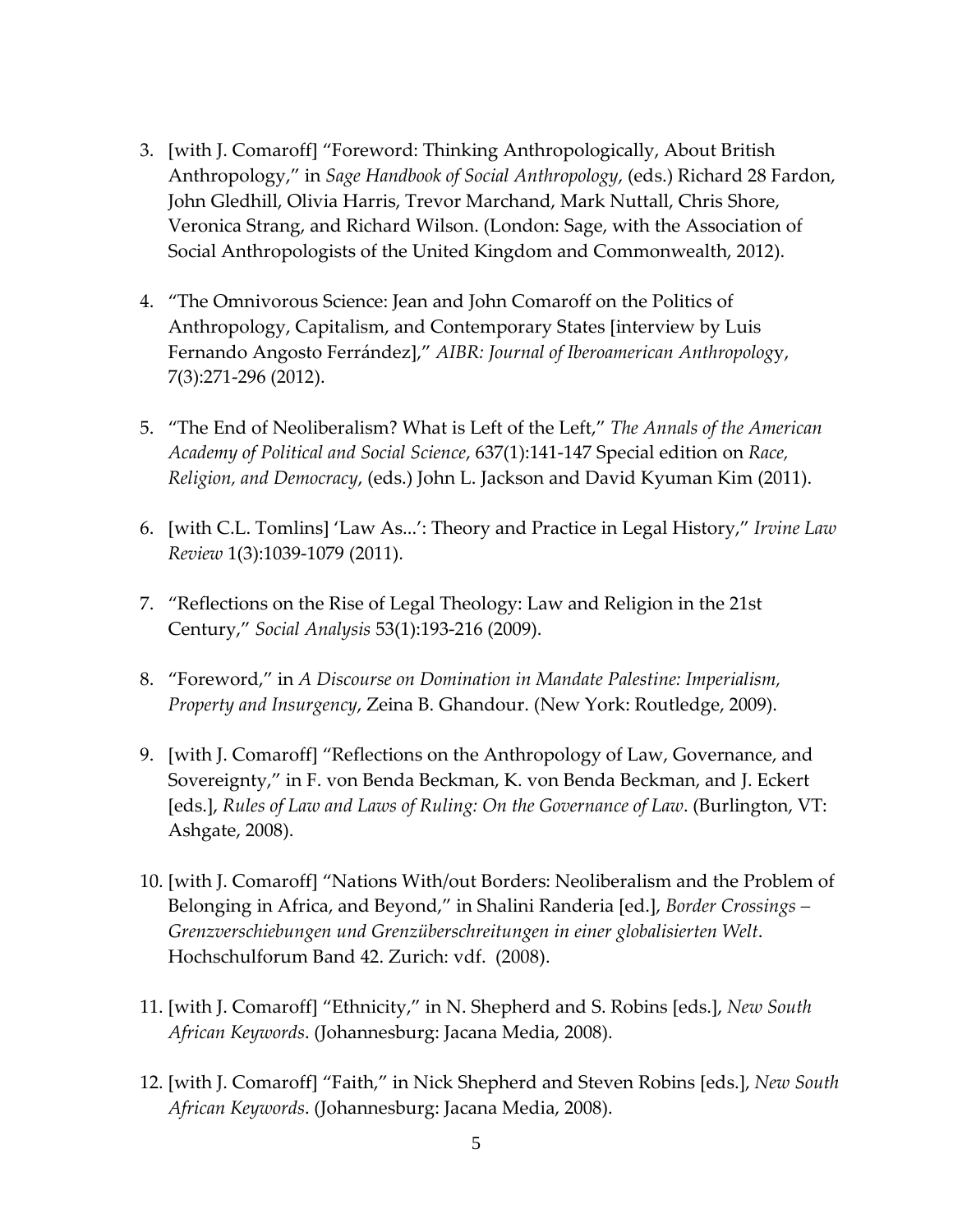3. [with J. Comaroff] "Foreword: Thinking Anthropologically, About British Anthropology," in *Sage Handbook of Social Anthropology*, (eds.) Richard 28 Fardon, John Gledhill, Olivia Harris, Trevor Marchand, Mark Nuttall, Chris Shore, Veronica Strang, and Richard Wilson. (London: Sage, with the Association of Social Anthropologists of the United Kingdom and Commonwealth, 2012).

4. "The Omnivorous Science: Jean and John Comaroff on the Politics of Anthropology, Capitalism, and Contemporary States [interview by Luis Fernando Angosto Ferrández]," *AIBR: Journal of Iberoamerican Anthropology*, 7(3):271-296 (2012).

5. "The End of Neoliberalism? What is Left of the Left," *The Annals of the American Academy of Political and Social Science*, 637(1):141-147 Special edition on *Race, Religion, and Democracy*, (eds.) John L. Jackson and David Kyuman Kim (2011).

6. [with C.L. Tomlins] 'Law As...': Theory and Practice in Legal History," *Irvine Law Review* 1(3):1039-1079 (2011).

7. "Reflections on the Rise of Legal Theology: Law and Religion in the 21st Century," *Social Analysis* 53(1):193-216 (2009).

8. "Foreword," in *A Discourse on Domination in Mandate Palestine: Imperialism, Property and Insurgency*, Zeina B. Ghandour. (New York: Routledge, 2009).

9. [with J. Comaroff] "Reflections on the Anthropology of Law, Governance, and Sovereignty," in F. von Benda Beckman, K. von Benda Beckman, and J. Eckert [eds.], *Rules of Law and Laws of Ruling: On the Governance of Law*. (Burlington, VT: Ashgate, 2008).

10. [with J. Comaroff] "Nations With/out Borders: Neoliberalism and the Problem of Belonging in Africa, and Beyond," in Shalini Randeria [ed.], *Border Crossings – Grenzverschiebungen und Grenzüberschreitungen in einer globalisierten Welt*. Hochschulforum Band 42. Zurich: vdf. (2008).

11. [with J. Comaroff] "Ethnicity," in N. Shepherd and S. Robins [eds.], *New South African Keywords*. (Johannesburg: Jacana Media, 2008).

12. [with J. Comaroff] "Faith," in Nick Shepherd and Steven Robins [eds.], *New South African Keywords*. (Johannesburg: Jacana Media, 2008).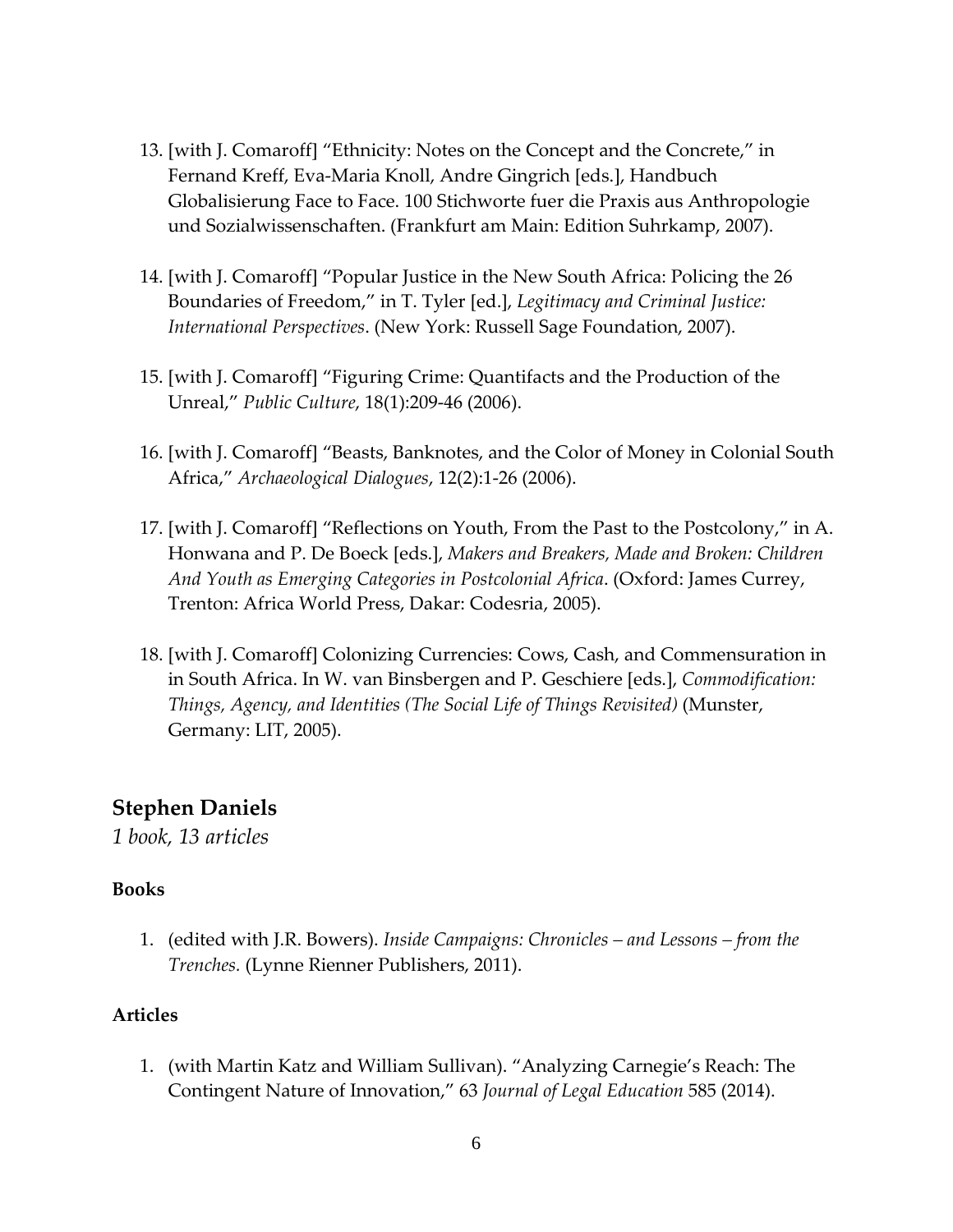13. [with J. Comaroff] "Ethnicity: Notes on the Concept and the Concrete," in Fernand Kreff, Eva-Maria Knoll, Andre Gingrich [eds.], Handbuch Globalisierung Face to Face. 100 Stichworte fuer die Praxis aus Anthropologie und Sozialwissenschaften. (Frankfurt am Main: Edition Suhrkamp, 2007).

14. [with J. Comaroff] "Popular Justice in the New South Africa: Policing the 26 Boundaries of Freedom," in T. Tyler [ed.], *Legitimacy and Criminal Justice: International Perspectives*. (New York: Russell Sage Foundation, 2007).

15. [with J. Comaroff] "Figuring Crime: Quantifacts and the Production of the Unreal," *Public Culture*, 18(1):209-46 (2006).

16. [with J. Comaroff] "Beasts, Banknotes, and the Color of Money in Colonial South Africa," *Archaeological Dialogues*, 12(2):1-26 (2006).

17. [with J. Comaroff] "Reflections on Youth, From the Past to the Postcolony," in A. Honwana and P. De Boeck [eds.], *Makers and Breakers, Made and Broken: Children And Youth as Emerging Categories in Postcolonial Africa*. (Oxford: James Currey, Trenton: Africa World Press, Dakar: Codesria, 2005).

18. [with J. Comaroff] Colonizing Currencies: Cows, Cash, and Commensuration in in South Africa. In W. van Binsbergen and P. Geschiere [eds.], *Commodification: Things, Agency, and Identities (The Social Life of Things Revisited)* (Munster, Germany: LIT, 2005).

## Stephen Daniels

*1 book, 13 articles*

### Books

1. (edited with J.R. Bowers). *Inside Campaigns: Chronicles – and Lessons – from the Trenches.* (Lynne Rienner Publishers, 2011).

### Articles

1. (with Martin Katz and William Sullivan). "Analyzing Carnegie's Reach: The Contingent Nature of Innovation," 63 *Journal of Legal Education* 585 (2014).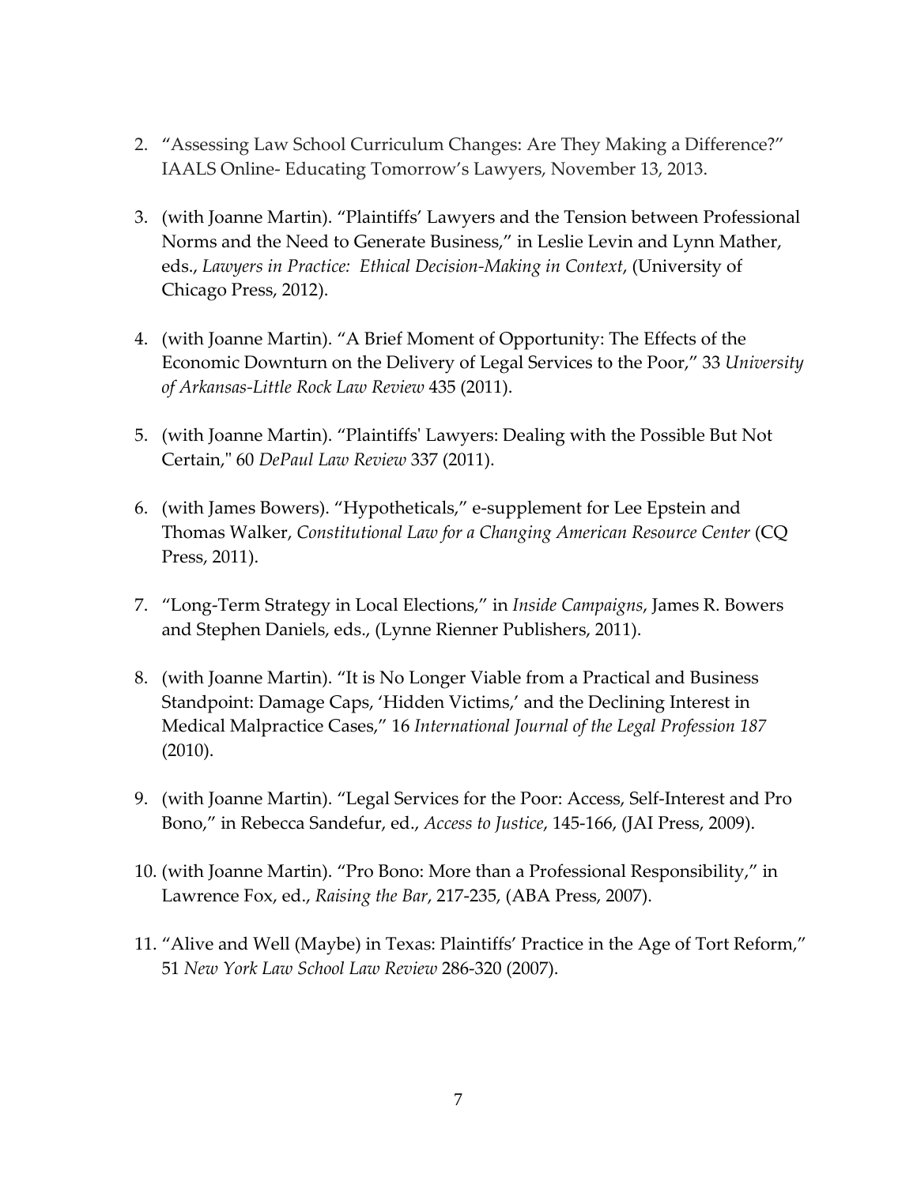2. "Assessing Law School Curriculum Changes: Are They Making a Difference?" IAALS Online- Educating Tomorrow's Lawyers, November 13, 2013.

3. (with Joanne Martin). "Plaintiffs' Lawyers and the Tension between Professional Norms and the Need to Generate Business," in Leslie Levin and Lynn Mather, eds., *Lawyers in Practice: Ethical Decision-Making in Context*, (University of Chicago Press, 2012).

4. (with Joanne Martin). "A Brief Moment of Opportunity: The Effects of the Economic Downturn on the Delivery of Legal Services to the Poor," 33 *University of Arkansas-Little Rock Law Review* 435 (2011).

5. (with Joanne Martin). "Plaintiffs' Lawyers: Dealing with the Possible But Not Certain," 60 *DePaul Law Review* 337 (2011).

6. (with James Bowers). "Hypotheticals," e-supplement for Lee Epstein and Thomas Walker, *Constitutional Law for a Changing American Resource Center* (CQ Press, 2011).

7. "Long-Term Strategy in Local Elections," in *Inside Campaigns*, James R. Bowers and Stephen Daniels, eds., (Lynne Rienner Publishers, 2011).

8. (with Joanne Martin). "It is No Longer Viable from a Practical and Business Standpoint: Damage Caps, 'Hidden Victims,' and the Declining Interest in Medical Malpractice Cases," 16 *International Journal of the Legal Profession 187* (2010).

9. (with Joanne Martin). "Legal Services for the Poor: Access, Self-Interest and Pro Bono," in Rebecca Sandefur, ed., *Access to Justice*, 145-166, (JAI Press, 2009).

10. (with Joanne Martin). "Pro Bono: More than a Professional Responsibility," in Lawrence Fox, ed., *Raising the Bar*, 217-235, (ABA Press, 2007).

11. "Alive and Well (Maybe) in Texas: Plaintiffs' Practice in the Age of Tort Reform," 51 *New York Law School Law Review* 286-320 (2007).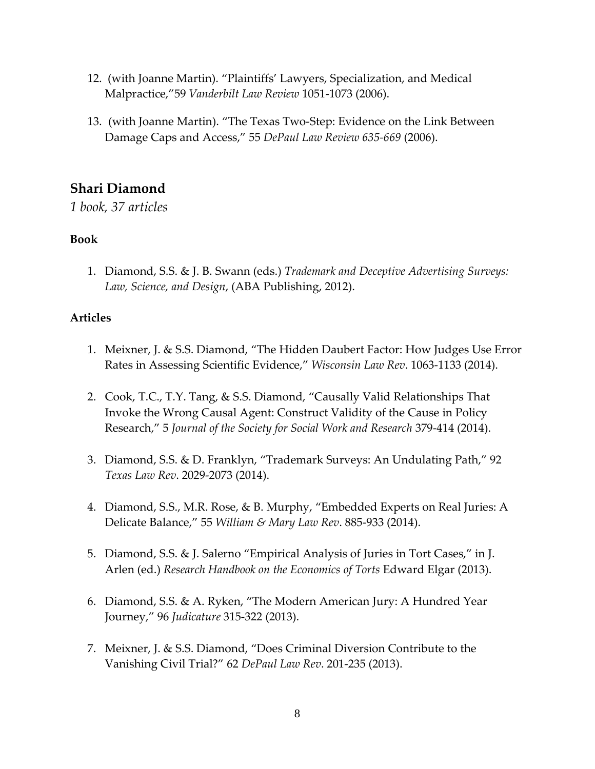12. (with Joanne Martin). "Plaintiffs' Lawyers, Specialization, and Medical Malpractice,"59 *Vanderbilt Law Review* 1051-1073 (2006).

13. (with Joanne Martin). "The Texas Two-Step: Evidence on the Link Between Damage Caps and Access," 55 *DePaul Law Review 635-669* (2006).

## Shari Diamond

*1 book, 37 articles*

### Book

1. Diamond, S.S. & J. B. Swann (eds.) *Trademark and Deceptive Advertising Surveys: Law, Science, and Design*, (ABA Publishing, 2012).

### Articles

1. Meixner, J. & S.S. Diamond, "The Hidden Daubert Factor: How Judges Use Error Rates in Assessing Scientific Evidence," *Wisconsin Law Rev*. 1063-1133 (2014).

2. Cook, T.C., T.Y. Tang, & S.S. Diamond, "Causally Valid Relationships That Invoke the Wrong Causal Agent: Construct Validity of the Cause in Policy Research," 5 *Journal of the Society for Social Work and Research* 379-414 (2014).

3. Diamond, S.S. & D. Franklyn, "Trademark Surveys: An Undulating Path," 92 *Texas Law Rev*. 2029-2073 (2014).

4. Diamond, S.S., M.R. Rose, & B. Murphy, "Embedded Experts on Real Juries: A Delicate Balance," 55 *William & Mary Law Rev*. 885-933 (2014).

5. Diamond, S.S. & J. Salerno "Empirical Analysis of Juries in Tort Cases," in J. Arlen (ed.) *Research Handbook on the Economics of Torts* Edward Elgar (2013).

6. Diamond, S.S. & A. Ryken, "The Modern American Jury: A Hundred Year Journey," 96 *Judicature* 315-322 (2013).

7. Meixner, J. & S.S. Diamond, "Does Criminal Diversion Contribute to the Vanishing Civil Trial?" 62 *DePaul Law Rev*. 201-235 (2013).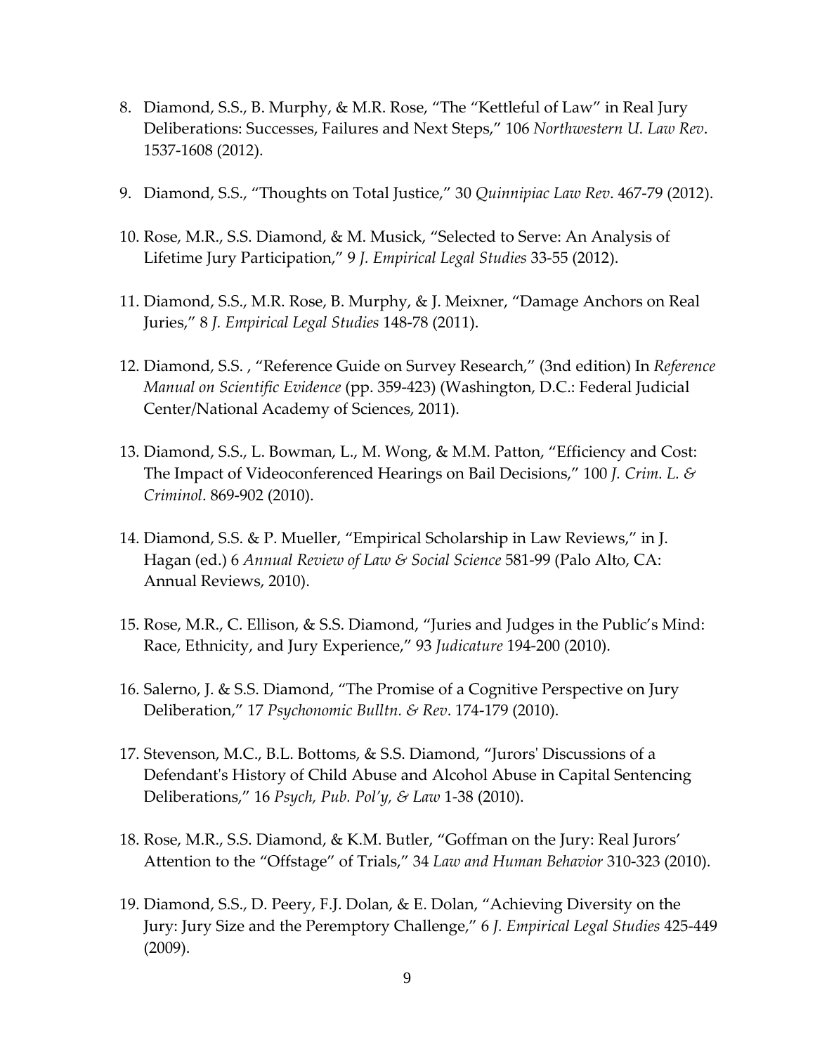8. Diamond, S.S., B. Murphy, & M.R. Rose, "The "Kettleful of Law" in Real Jury Deliberations: Successes, Failures and Next Steps," 106 *Northwestern U. Law Rev*. 1537-1608 (2012).

9. Diamond, S.S., "Thoughts on Total Justice," 30 *Quinnipiac Law Rev*. 467-79 (2012).

10. Rose, M.R., S.S. Diamond, & M. Musick, "Selected to Serve: An Analysis of Lifetime Jury Participation," 9 *J. Empirical Legal Studies* 33-55 (2012).

11. Diamond, S.S., M.R. Rose, B. Murphy, & J. Meixner, "Damage Anchors on Real Juries," 8 *J. Empirical Legal Studies* 148-78 (2011).

12. Diamond, S.S. , "Reference Guide on Survey Research," (3nd edition) In *Reference Manual on Scientific Evidence* (pp. 359-423) (Washington, D.C.: Federal Judicial Center/National Academy of Sciences, 2011).

13. Diamond, S.S., L. Bowman, L., M. Wong, & M.M. Patton, "Efficiency and Cost: The Impact of Videoconferenced Hearings on Bail Decisions," 100 *J. Crim. L. & Criminol*. 869-902 (2010).

14. Diamond, S.S. & P. Mueller, "Empirical Scholarship in Law Reviews," in J. Hagan (ed.) 6 *Annual Review of Law & Social Science* 581-99 (Palo Alto, CA: Annual Reviews, 2010).

15. Rose, M.R., C. Ellison, & S.S. Diamond, "Juries and Judges in the Public's Mind: Race, Ethnicity, and Jury Experience," 93 *Judicature* 194-200 (2010).

16. Salerno, J. & S.S. Diamond, "The Promise of a Cognitive Perspective on Jury Deliberation," 17 *Psychonomic Bulltn. & Rev*. 174-179 (2010).

17. Stevenson, M.C., B.L. Bottoms, & S.S. Diamond, "Jurors' Discussions of a Defendant's History of Child Abuse and Alcohol Abuse in Capital Sentencing Deliberations," 16 *Psych, Pub. Pol'y, & Law* 1-38 (2010).

18. Rose, M.R., S.S. Diamond, & K.M. Butler, "Goffman on the Jury: Real Jurors' Attention to the "Offstage" of Trials," 34 *Law and Human Behavior* 310-323 (2010).

19. Diamond, S.S., D. Peery, F.J. Dolan, & E. Dolan, "Achieving Diversity on the Jury: Jury Size and the Peremptory Challenge," 6 *J. Empirical Legal Studies* 425-449 (2009).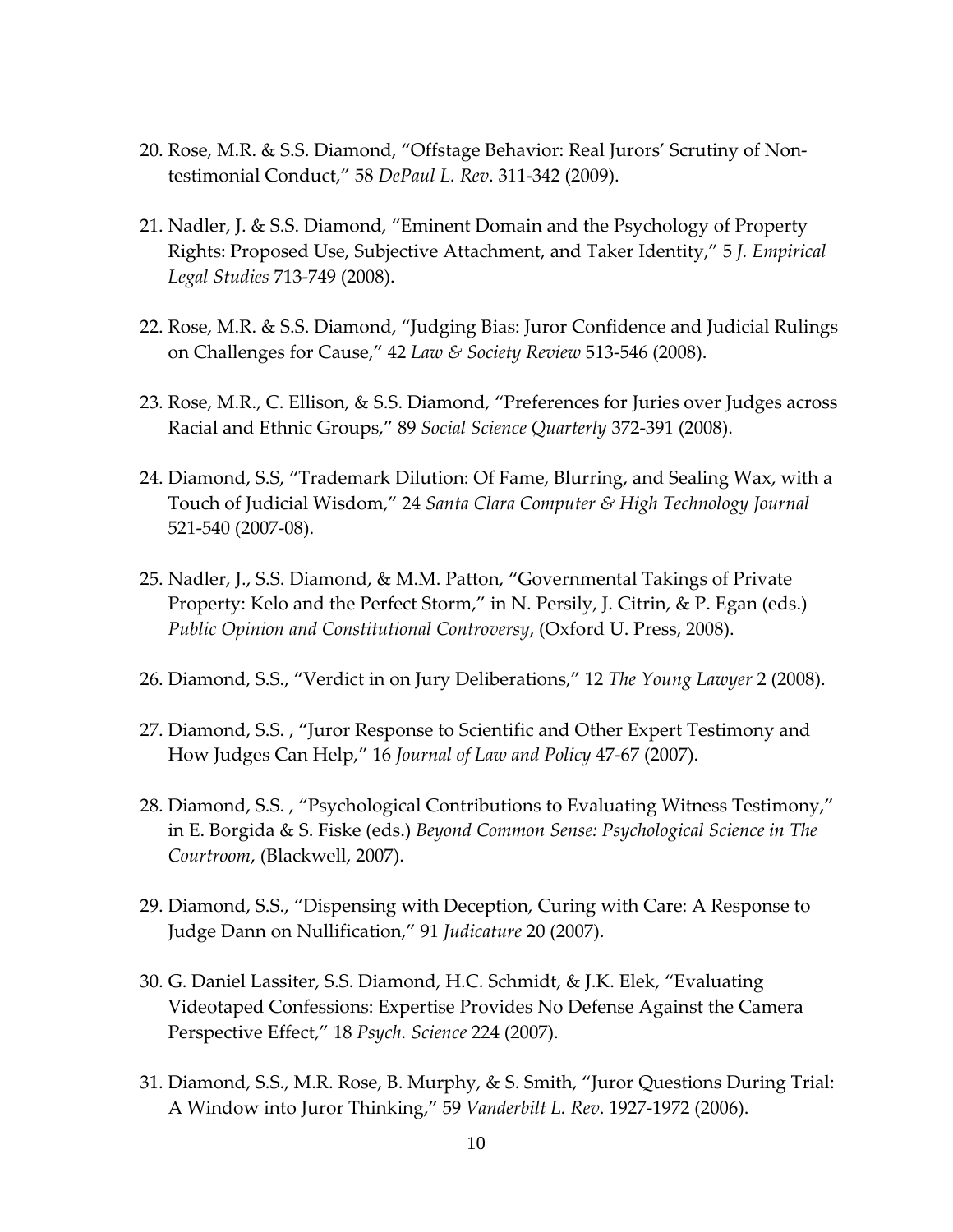20. Rose, M.R. & S.S. Diamond, "Offstage Behavior: Real Jurors' Scrutiny of Non-testimonial Conduct," 58 *DePaul L. Rev*. 311-342 (2009).

21. Nadler, J. & S.S. Diamond, "Eminent Domain and the Psychology of Property Rights: Proposed Use, Subjective Attachment, and Taker Identity," 5 *J. Empirical Legal Studies* 713-749 (2008).

22. Rose, M.R. & S.S. Diamond, "Judging Bias: Juror Confidence and Judicial Rulings on Challenges for Cause," 42 *Law & Society Review* 513-546 (2008).

23. Rose, M.R., C. Ellison, & S.S. Diamond, "Preferences for Juries over Judges across Racial and Ethnic Groups," 89 *Social Science Quarterly* 372-391 (2008).

24. Diamond, S.S, "Trademark Dilution: Of Fame, Blurring, and Sealing Wax, with a Touch of Judicial Wisdom," 24 *Santa Clara Computer & High Technology Journal* 521-540 (2007-08).

25. Nadler, J., S.S. Diamond, & M.M. Patton, "Governmental Takings of Private Property: Kelo and the Perfect Storm," in N. Persily, J. Citrin, & P. Egan (eds.) *Public Opinion and Constitutional Controversy*, (Oxford U. Press, 2008).

26. Diamond, S.S., "Verdict in on Jury Deliberations," 12 *The Young Lawyer* 2 (2008).

27. Diamond, S.S. , "Juror Response to Scientific and Other Expert Testimony and How Judges Can Help," 16 *Journal of Law and Policy* 47-67 (2007).

28. Diamond, S.S. , "Psychological Contributions to Evaluating Witness Testimony," in E. Borgida & S. Fiske (eds.) *Beyond Common Sense: Psychological Science in The Courtroom*, (Blackwell, 2007).

29. Diamond, S.S., "Dispensing with Deception, Curing with Care: A Response to Judge Dann on Nullification," 91 *Judicature* 20 (2007).

30. G. Daniel Lassiter, S.S. Diamond, H.C. Schmidt, & J.K. Elek, "Evaluating Videotaped Confessions: Expertise Provides No Defense Against the Camera Perspective Effect," 18 *Psych. Science* 224 (2007).

31. Diamond, S.S., M.R. Rose, B. Murphy, & S. Smith, "Juror Questions During Trial: A Window into Juror Thinking," 59 *Vanderbilt L. Rev*. 1927-1972 (2006).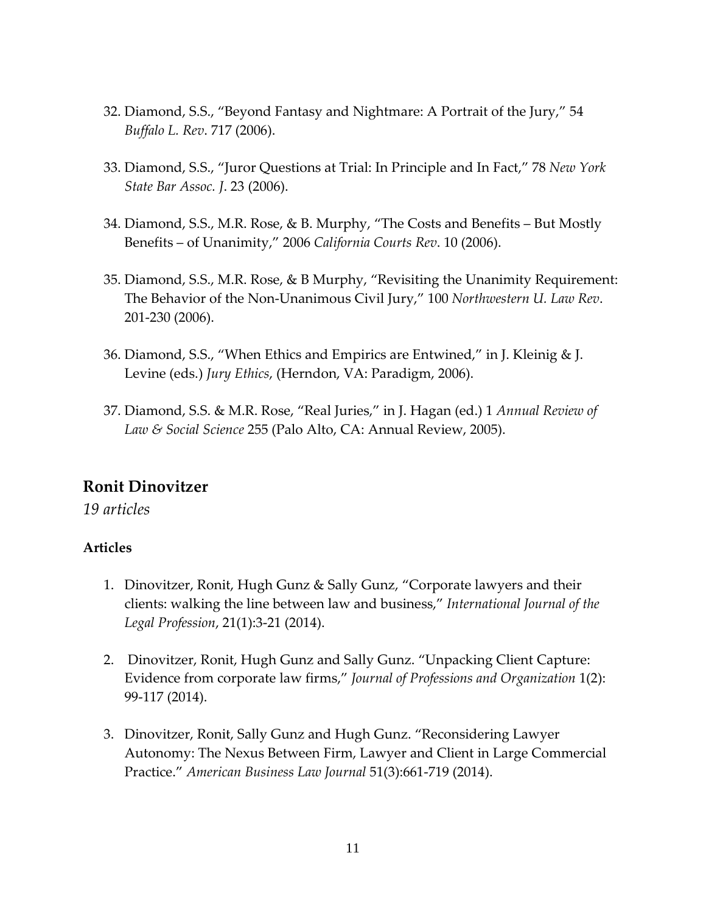32. Diamond, S.S., "Beyond Fantasy and Nightmare: A Portrait of the Jury," 54 *Buffalo L. Rev*. 717 (2006).

33. Diamond, S.S., "Juror Questions at Trial: In Principle and In Fact," 78 *New York State Bar Assoc. J*. 23 (2006).

34. Diamond, S.S., M.R. Rose, & B. Murphy, "The Costs and Benefits – But Mostly Benefits – of Unanimity," 2006 *California Courts Rev*. 10 (2006).

35. Diamond, S.S., M.R. Rose, & B Murphy, "Revisiting the Unanimity Requirement: The Behavior of the Non-Unanimous Civil Jury," 100 *Northwestern U. Law Rev*. 201-230 (2006).

36. Diamond, S.S., "When Ethics and Empirics are Entwined," in J. Kleinig & J. Levine (eds.) *Jury Ethics*, (Herndon, VA: Paradigm, 2006).

37. Diamond, S.S. & M.R. Rose, "Real Juries," in J. Hagan (ed.) 1 *Annual Review of Law & Social Science* 255 (Palo Alto, CA: Annual Review, 2005).

## Ronit Dinovitzer

*19 articles*

### Articles

1. Dinovitzer, Ronit, Hugh Gunz & Sally Gunz, "Corporate lawyers and their clients: walking the line between law and business," *International Journal of the Legal Profession*, 21(1):3-21 (2014).

2. Dinovitzer, Ronit, Hugh Gunz and Sally Gunz. "Unpacking Client Capture: Evidence from corporate law firms," *Journal of Professions and Organization* 1(2): 99-117 (2014).

3. Dinovitzer, Ronit, Sally Gunz and Hugh Gunz. "Reconsidering Lawyer Autonomy: The Nexus Between Firm, Lawyer and Client in Large Commercial Practice." *American Business Law Journal* 51(3):661-719 (2014).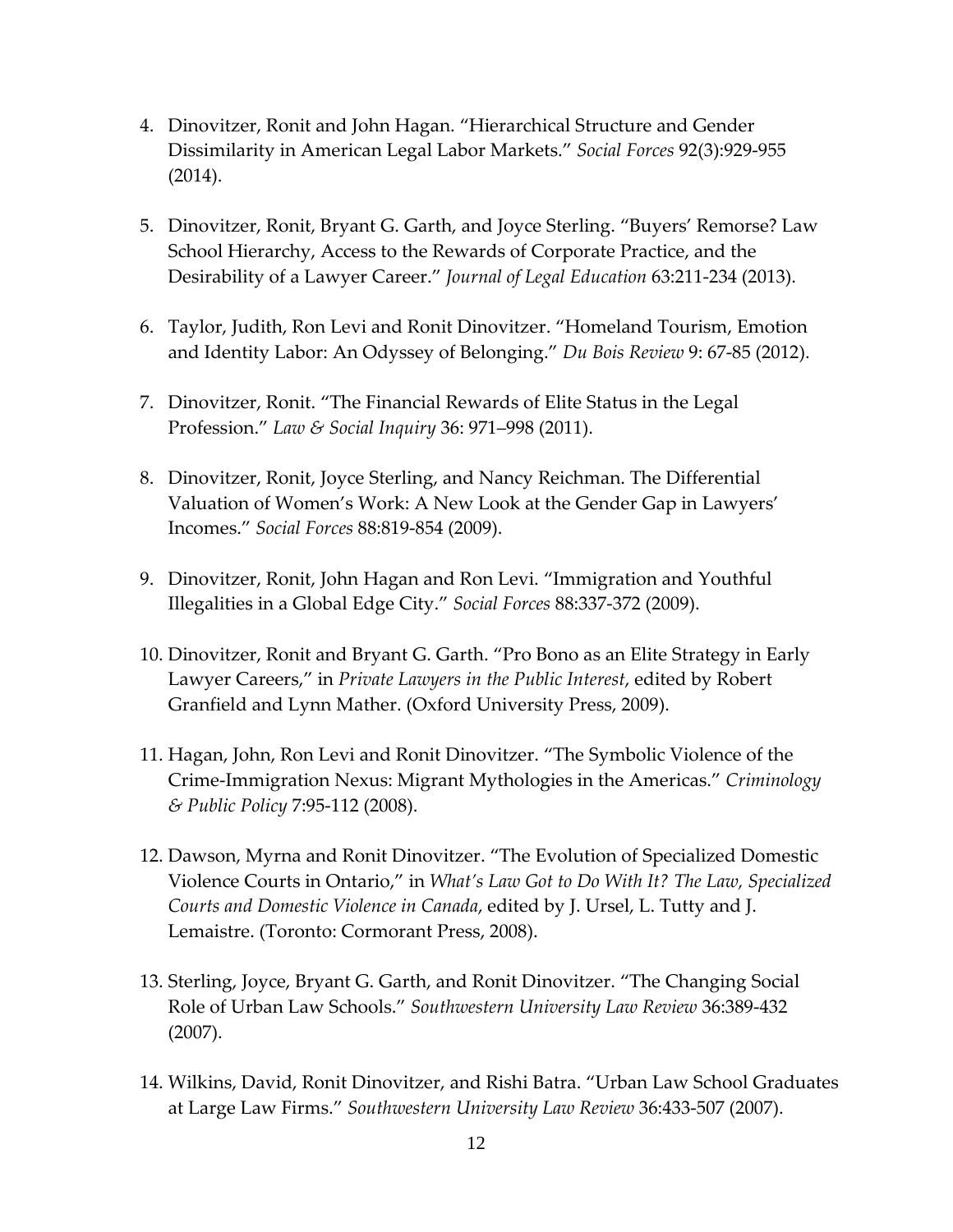4. Dinovitzer, Ronit and John Hagan. "Hierarchical Structure and Gender Dissimilarity in American Legal Labor Markets." *Social Forces* 92(3):929-955 (2014).

5. Dinovitzer, Ronit, Bryant G. Garth, and Joyce Sterling. "Buyers' Remorse? Law School Hierarchy, Access to the Rewards of Corporate Practice, and the Desirability of a Lawyer Career." *Journal of Legal Education* 63:211-234 (2013).

6. Taylor, Judith, Ron Levi and Ronit Dinovitzer. "Homeland Tourism, Emotion and Identity Labor: An Odyssey of Belonging." *Du Bois Review* 9: 67-85 (2012).

7. Dinovitzer, Ronit. "The Financial Rewards of Elite Status in the Legal Profession." *Law & Social Inquiry* 36: 971–998 (2011).

8. Dinovitzer, Ronit, Joyce Sterling, and Nancy Reichman. The Differential Valuation of Women's Work: A New Look at the Gender Gap in Lawyers' Incomes." *Social Forces* 88:819-854 (2009).

9. Dinovitzer, Ronit, John Hagan and Ron Levi. "Immigration and Youthful Illegalities in a Global Edge City." *Social Forces* 88:337-372 (2009).

10. Dinovitzer, Ronit and Bryant G. Garth. "Pro Bono as an Elite Strategy in Early Lawyer Careers," in *Private Lawyers in the Public Interest*, edited by Robert Granfield and Lynn Mather. (Oxford University Press, 2009).

11. Hagan, John, Ron Levi and Ronit Dinovitzer. "The Symbolic Violence of the Crime-Immigration Nexus: Migrant Mythologies in the Americas." *Criminology & Public Policy* 7:95-112 (2008).

12. Dawson, Myrna and Ronit Dinovitzer. "The Evolution of Specialized Domestic Violence Courts in Ontario," in *What's Law Got to Do With It? The Law, Specialized Courts and Domestic Violence in Canada*, edited by J. Ursel, L. Tutty and J. Lemaistre. (Toronto: Cormorant Press, 2008).

13. Sterling, Joyce, Bryant G. Garth, and Ronit Dinovitzer. "The Changing Social Role of Urban Law Schools." *Southwestern University Law Review* 36:389-432 (2007).

14. Wilkins, David, Ronit Dinovitzer, and Rishi Batra. "Urban Law School Graduates at Large Law Firms." *Southwestern University Law Review* 36:433-507 (2007).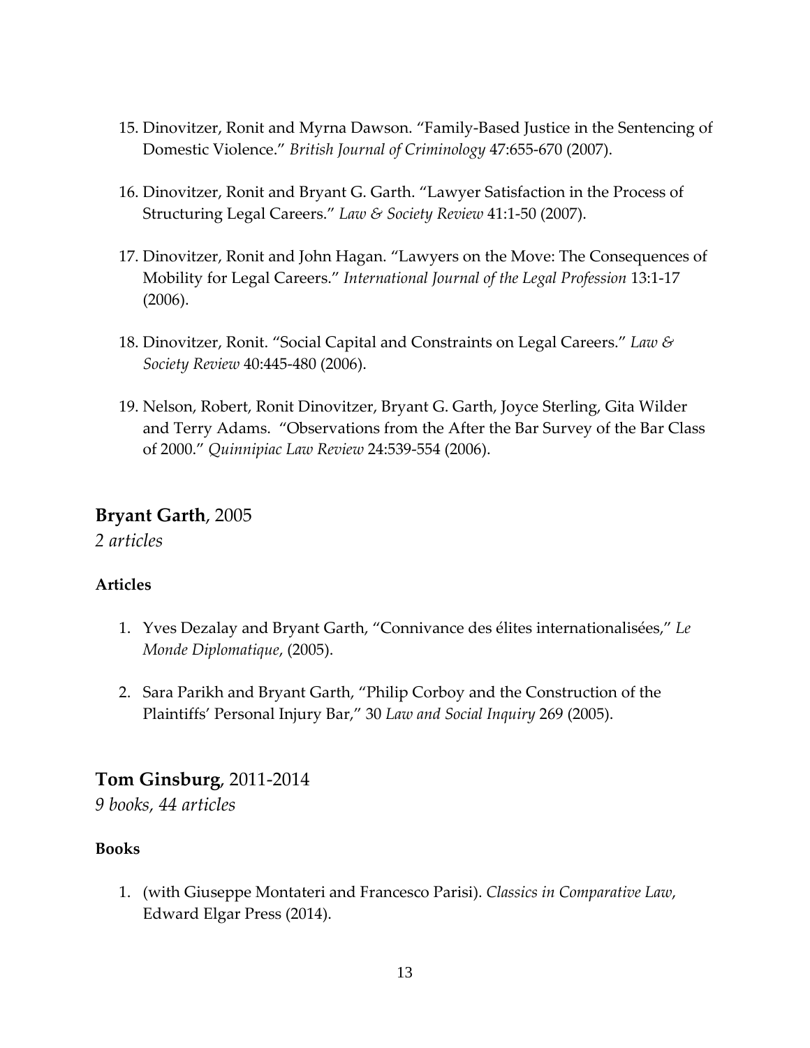15. Dinovitzer, Ronit and Myrna Dawson. "Family-Based Justice in the Sentencing of Domestic Violence." *British Journal of Criminology* 47:655-670 (2007).

16. Dinovitzer, Ronit and Bryant G. Garth. "Lawyer Satisfaction in the Process of Structuring Legal Careers." *Law & Society Review* 41:1-50 (2007).

17. Dinovitzer, Ronit and John Hagan. "Lawyers on the Move: The Consequences of Mobility for Legal Careers." *International Journal of the Legal Profession* 13:1-17 (2006).

18. Dinovitzer, Ronit. "Social Capital and Constraints on Legal Careers." *Law & Society Review* 40:445-480 (2006).

19. Nelson, Robert, Ronit Dinovitzer, Bryant G. Garth, Joyce Sterling, Gita Wilder and Terry Adams. "Observations from the After the Bar Survey of the Bar Class of 2000." *Quinnipiac Law Review* 24:539-554 (2006).

## **Bryant Garth**, 2005

*2 articles*

### Articles

1. Yves Dezalay and Bryant Garth, "Connivance des élites internationalisées," *Le Monde Diplomatique*, (2005).

2. Sara Parikh and Bryant Garth, "Philip Corboy and the Construction of the Plaintiffs' Personal Injury Bar," 30 *Law and Social Inquiry* 269 (2005).

## **Tom Ginsburg**, 2011-2014

*9 books, 44 articles*

### Books

1. (with Giuseppe Montateri and Francesco Parisi). *Classics in Comparative Law*, Edward Elgar Press (2014).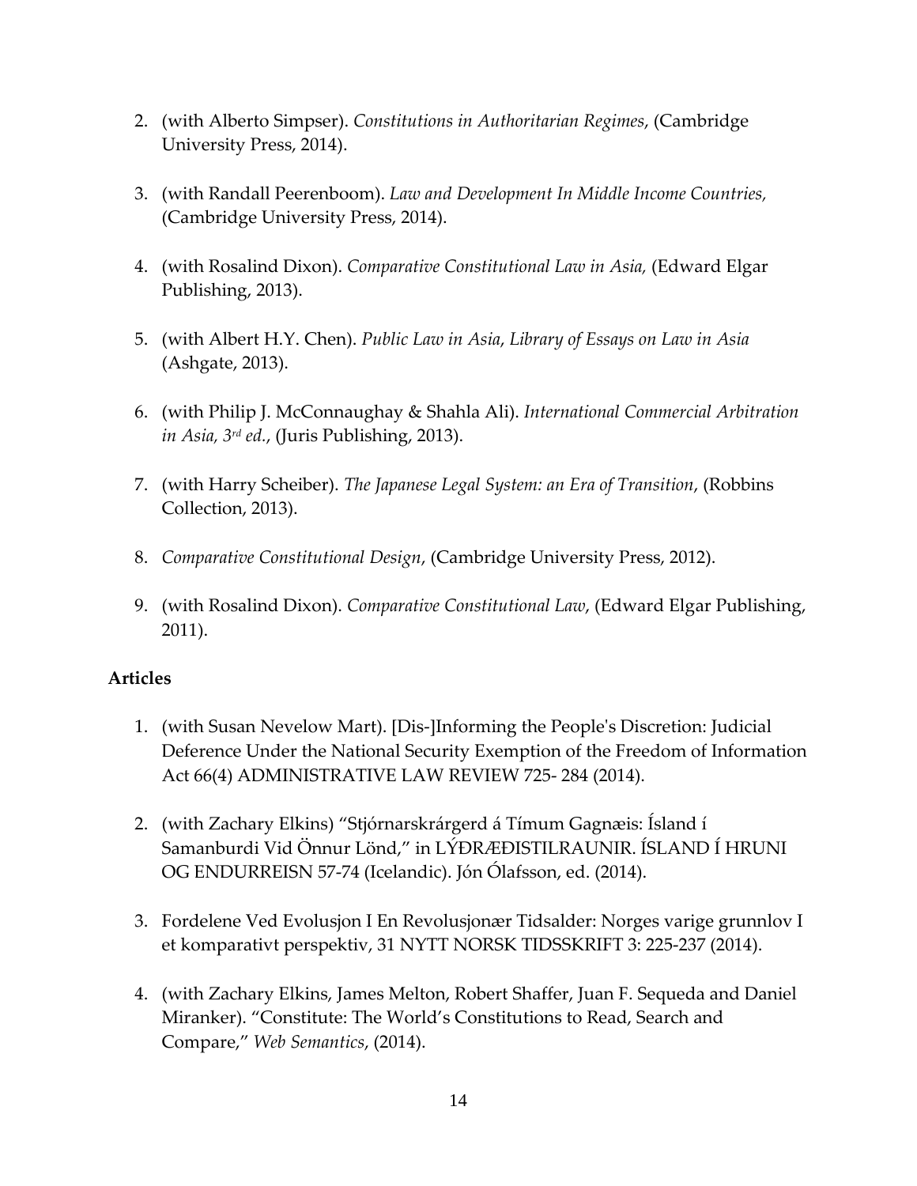2. (with Alberto Simpser). *Constitutions in Authoritarian Regimes*, (Cambridge University Press, 2014).

3. (with Randall Peerenboom). *Law and Development In Middle Income Countries,* (Cambridge University Press, 2014).

4. (with Rosalind Dixon). *Comparative Constitutional Law in Asia,* (Edward Elgar Publishing, 2013).

5. (with Albert H.Y. Chen). *Public Law in Asia*, *Library of Essays on Law in Asia* (Ashgate, 2013).

6. (with Philip J. McConnaughay & Shahla Ali). *International Commercial Arbitration in Asia, 3rd ed.*, (Juris Publishing, 2013).

7. (with Harry Scheiber). *The Japanese Legal System: an Era of Transition*, (Robbins Collection, 2013).

8. *Comparative Constitutional Design*, (Cambridge University Press, 2012).

9. (with Rosalind Dixon). *Comparative Constitutional Law*, (Edward Elgar Publishing, 2011).

**Articles**

1. (with Susan Nevelow Mart). [Dis-]Informing the People's Discretion: Judicial Deference Under the National Security Exemption of the Freedom of Information Act 66(4) ADMINISTRATIVE LAW REVIEW 725- 284 (2014).

2. (with Zachary Elkins) "Stjórnarskrárgerd á Tímum Gagnæis: Ísland í Samanburdi Vid Önnur Lönd," in LÝÐRÆÐISTILRAUNIR. ÍSLAND Í HRUNI OG ENDURREISN 57-74 (Icelandic). Jón Ólafsson, ed. (2014).

3. Fordelene Ved Evolusjon I En Revolusjonær Tidsalder: Norges varige grunnlov I et komparativt perspektiv, 31 NYTT NORSK TIDSSKRIFT 3: 225-237 (2014).

4. (with Zachary Elkins, James Melton, Robert Shaffer, Juan F. Sequeda and Daniel Miranker). "Constitute: The World's Constitutions to Read, Search and Compare," *Web Semantics*, (2014).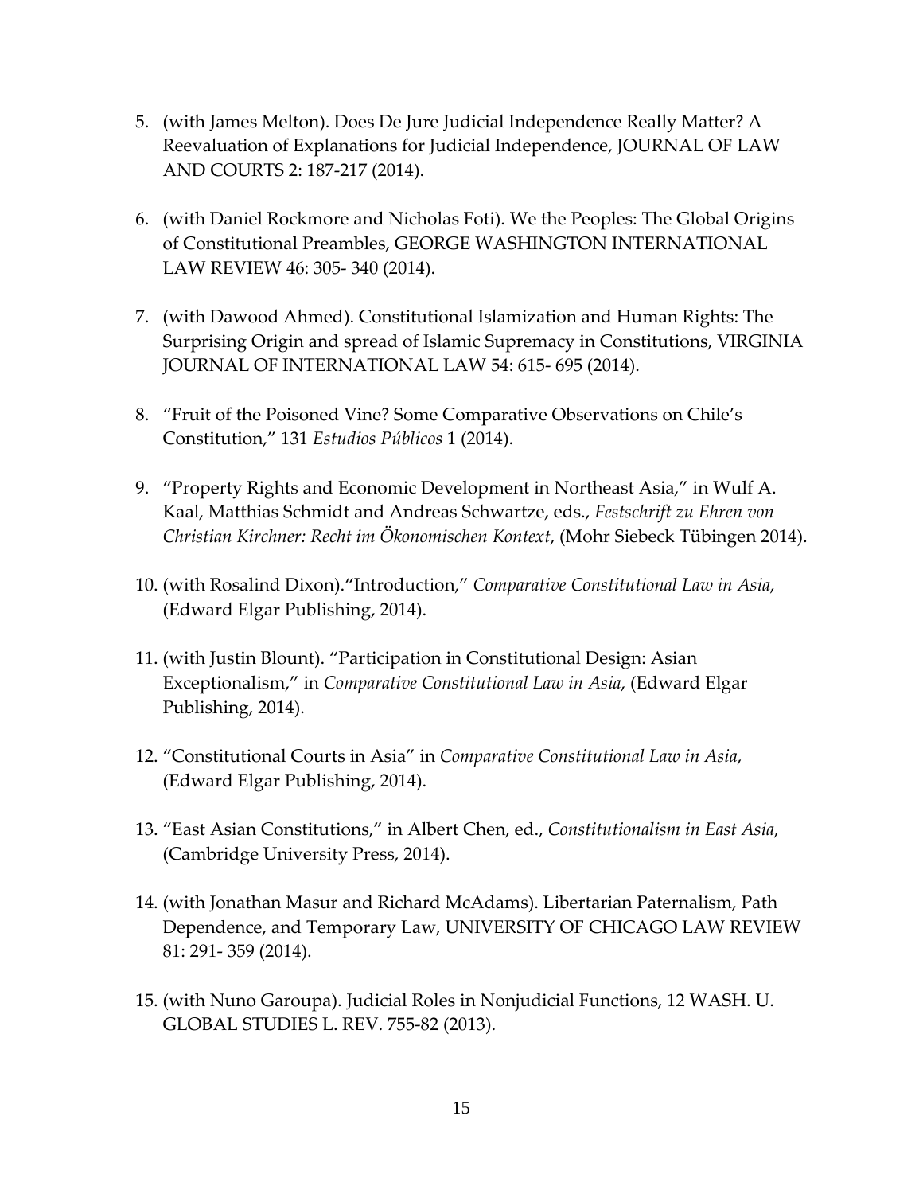5. (with James Melton). Does De Jure Judicial Independence Really Matter? A Reevaluation of Explanations for Judicial Independence, JOURNAL OF LAW AND COURTS 2: 187-217 (2014).

6. (with Daniel Rockmore and Nicholas Foti). We the Peoples: The Global Origins of Constitutional Preambles, GEORGE WASHINGTON INTERNATIONAL LAW REVIEW 46: 305- 340 (2014).

7. (with Dawood Ahmed). Constitutional Islamization and Human Rights: The Surprising Origin and spread of Islamic Supremacy in Constitutions, VIRGINIA JOURNAL OF INTERNATIONAL LAW 54: 615- 695 (2014).

8. "Fruit of the Poisoned Vine? Some Comparative Observations on Chile's Constitution," 131 *Estudios Públicos* 1 (2014).

9. "Property Rights and Economic Development in Northeast Asia," in Wulf A. Kaal, Matthias Schmidt and Andreas Schwartze, eds., *Festschrift zu Ehren von Christian Kirchner: Recht im Ökonomischen Kontext*, (Mohr Siebeck Tübingen 2014).

10. (with Rosalind Dixon)."Introduction," *Comparative Constitutional Law in Asia*, (Edward Elgar Publishing, 2014).

11. (with Justin Blount). "Participation in Constitutional Design: Asian Exceptionalism," in *Comparative Constitutional Law in Asia*, (Edward Elgar Publishing, 2014).

12. "Constitutional Courts in Asia" in *Comparative Constitutional Law in Asia*, (Edward Elgar Publishing, 2014).

13. "East Asian Constitutions," in Albert Chen, ed., *Constitutionalism in East Asia*, (Cambridge University Press, 2014).

14. (with Jonathan Masur and Richard McAdams). Libertarian Paternalism, Path Dependence, and Temporary Law, UNIVERSITY OF CHICAGO LAW REVIEW 81: 291- 359 (2014).

15. (with Nuno Garoupa). Judicial Roles in Nonjudicial Functions, 12 WASH. U. GLOBAL STUDIES L. REV. 755-82 (2013).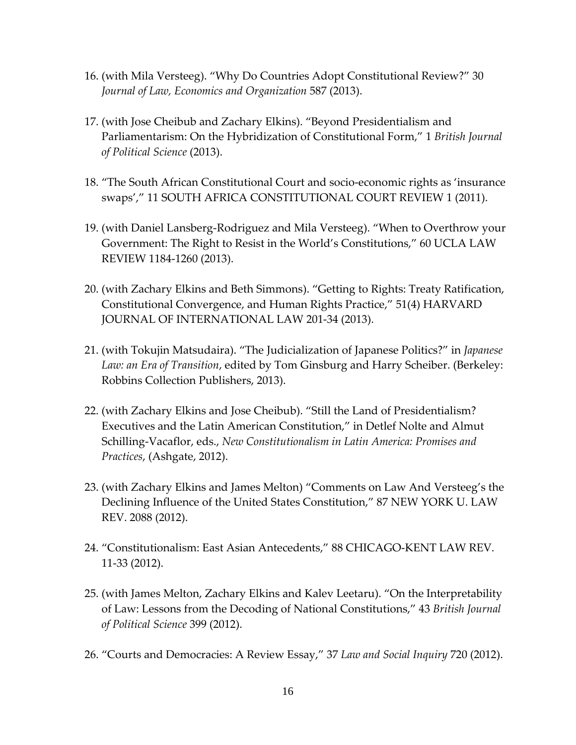16. (with Mila Versteeg). "Why Do Countries Adopt Constitutional Review?" 30 *Journal of Law, Economics and Organization* 587 (2013).

17. (with Jose Cheibub and Zachary Elkins). "Beyond Presidentialism and Parliamentarism: On the Hybridization of Constitutional Form," 1 *British Journal of Political Science* (2013).

18. "The South African Constitutional Court and socio-economic rights as 'insurance swaps'," 11 SOUTH AFRICA CONSTITUTIONAL COURT REVIEW 1 (2011).

19. (with Daniel Lansberg-Rodriguez and Mila Versteeg). "When to Overthrow your Government: The Right to Resist in the World's Constitutions," 60 UCLA LAW REVIEW 1184-1260 (2013).

20. (with Zachary Elkins and Beth Simmons). "Getting to Rights: Treaty Ratification, Constitutional Convergence, and Human Rights Practice," 51(4) HARVARD JOURNAL OF INTERNATIONAL LAW 201-34 (2013).

21. (with Tokujin Matsudaira). "The Judicialization of Japanese Politics?" in *Japanese Law: an Era of Transition*, edited by Tom Ginsburg and Harry Scheiber. (Berkeley: Robbins Collection Publishers, 2013).

22. (with Zachary Elkins and Jose Cheibub). "Still the Land of Presidentialism? Executives and the Latin American Constitution," in Detlef Nolte and Almut Schilling-Vacaflor, eds., *New Constitutionalism in Latin America: Promises and Practices*, (Ashgate, 2012).

23. (with Zachary Elkins and James Melton) "Comments on Law And Versteeg's the Declining Influence of the United States Constitution," 87 NEW YORK U. LAW REV. 2088 (2012).

24. "Constitutionalism: East Asian Antecedents," 88 CHICAGO-KENT LAW REV. 11-33 (2012).

25. (with James Melton, Zachary Elkins and Kalev Leetaru). "On the Interpretability of Law: Lessons from the Decoding of National Constitutions," 43 *British Journal of Political Science* 399 (2012).

26. "Courts and Democracies: A Review Essay," 37 *Law and Social Inquiry* 720 (2012).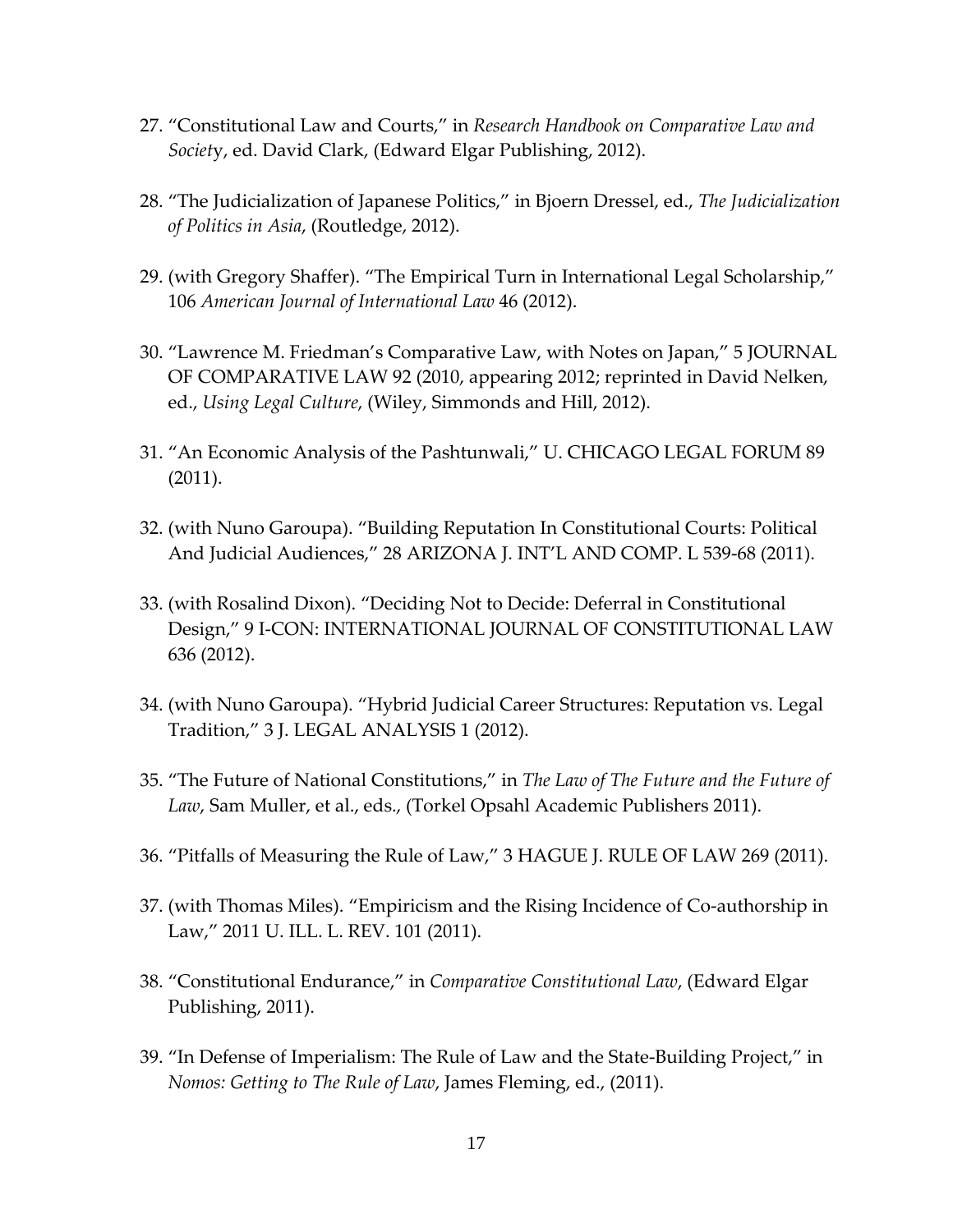27. "Constitutional Law and Courts," in *Research Handbook on Comparative Law and Society*, ed. David Clark, (Edward Elgar Publishing, 2012).

28. "The Judicialization of Japanese Politics," in Bjoern Dressel, ed., *The Judicialization of Politics in Asia*, (Routledge, 2012).

29. (with Gregory Shaffer). "The Empirical Turn in International Legal Scholarship," 106 *American Journal of International Law* 46 (2012).

30. "Lawrence M. Friedman's Comparative Law, with Notes on Japan," 5 JOURNAL OF COMPARATIVE LAW 92 (2010, appearing 2012; reprinted in David Nelken, ed., *Using Legal Culture*, (Wiley, Simmonds and Hill, 2012).

31. "An Economic Analysis of the Pashtunwali," U. CHICAGO LEGAL FORUM 89 (2011).

32. (with Nuno Garoupa). "Building Reputation In Constitutional Courts: Political And Judicial Audiences," 28 ARIZONA J. INT'L AND COMP. L 539-68 (2011).

33. (with Rosalind Dixon). "Deciding Not to Decide: Deferral in Constitutional Design," 9 I-CON: INTERNATIONAL JOURNAL OF CONSTITUTIONAL LAW 636 (2012).

34. (with Nuno Garoupa). "Hybrid Judicial Career Structures: Reputation vs. Legal Tradition," 3 J. LEGAL ANALYSIS 1 (2012).

35. "The Future of National Constitutions," in *The Law of The Future and the Future of Law*, Sam Muller, et al., eds., (Torkel Opsahl Academic Publishers 2011).

36. "Pitfalls of Measuring the Rule of Law," 3 HAGUE J. RULE OF LAW 269 (2011).

37. (with Thomas Miles). "Empiricism and the Rising Incidence of Co-authorship in Law," 2011 U. ILL. L. REV. 101 (2011).

38. "Constitutional Endurance," in *Comparative Constitutional Law*, (Edward Elgar Publishing, 2011).

39. "In Defense of Imperialism: The Rule of Law and the State-Building Project," in *Nomos: Getting to The Rule of Law*, James Fleming, ed., (2011).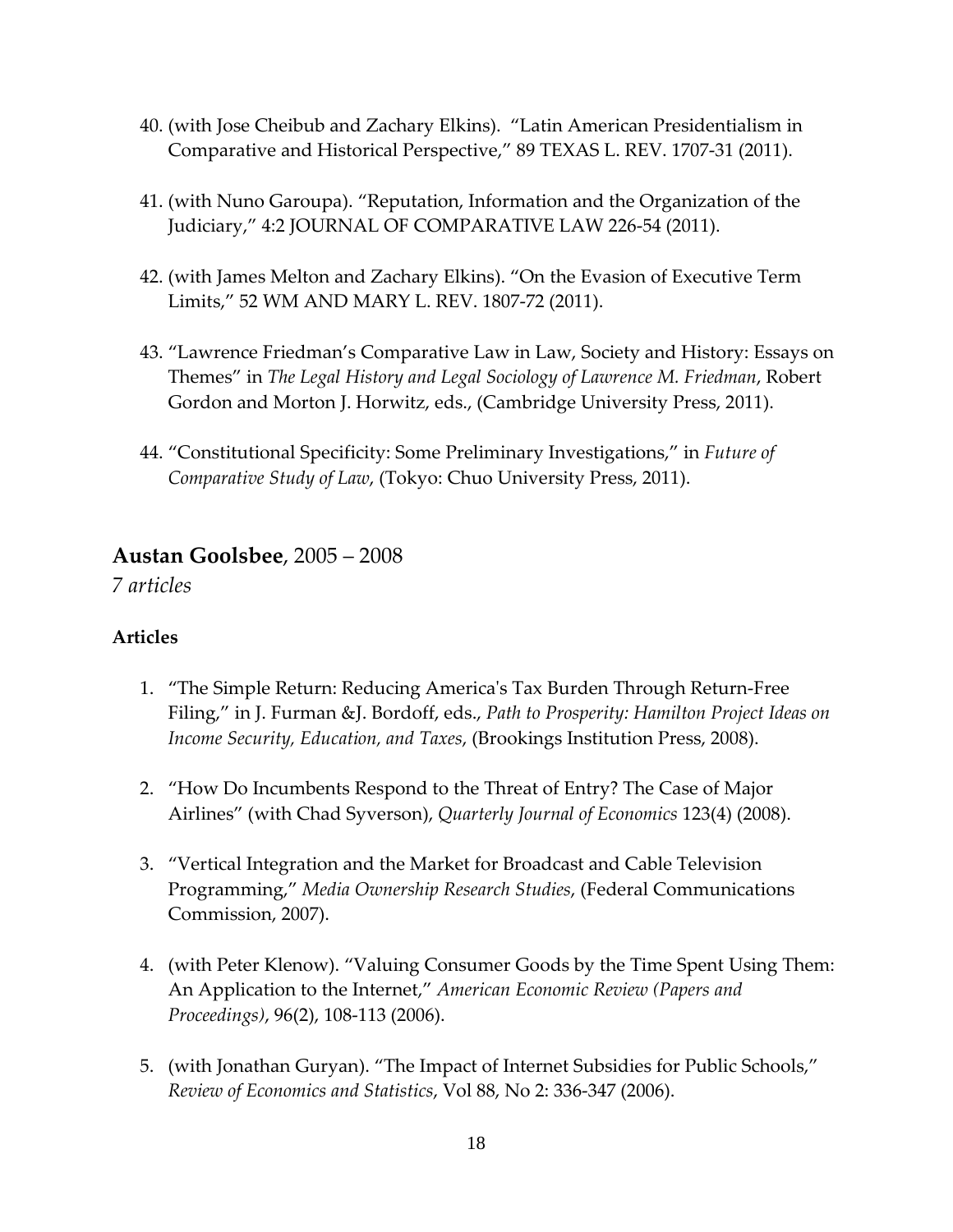40. (with Jose Cheibub and Zachary Elkins). "Latin American Presidentialism in Comparative and Historical Perspective," 89 TEXAS L. REV. 1707-31 (2011).

41. (with Nuno Garoupa). "Reputation, Information and the Organization of the Judiciary," 4:2 JOURNAL OF COMPARATIVE LAW 226-54 (2011).

42. (with James Melton and Zachary Elkins). "On the Evasion of Executive Term Limits," 52 WM AND MARY L. REV. 1807-72 (2011).

43. "Lawrence Friedman's Comparative Law in Law, Society and History: Essays on Themes" in *The Legal History and Legal Sociology of Lawrence M. Friedman*, Robert Gordon and Morton J. Horwitz, eds., (Cambridge University Press, 2011).

44. "Constitutional Specificity: Some Preliminary Investigations," in *Future of Comparative Study of Law*, (Tokyo: Chuo University Press, 2011).

## **Austan Goolsbee**, 2005 – 2008

*7 articles*

### **Articles**

1. "The Simple Return: Reducing America's Tax Burden Through Return-Free Filing," in J. Furman &J. Bordoff, eds., *Path to Prosperity: Hamilton Project Ideas on Income Security, Education, and Taxes*, (Brookings Institution Press, 2008).

2. "How Do Incumbents Respond to the Threat of Entry? The Case of Major Airlines" (with Chad Syverson), *Quarterly Journal of Economics* 123(4) (2008).

3. "Vertical Integration and the Market for Broadcast and Cable Television Programming," *Media Ownership Research Studies*, (Federal Communications Commission, 2007).

4. (with Peter Klenow). "Valuing Consumer Goods by the Time Spent Using Them: An Application to the Internet," *American Economic Review (Papers and Proceedings)*, 96(2), 108-113 (2006).

5. (with Jonathan Guryan). "The Impact of Internet Subsidies for Public Schools," *Review of Economics and Statistics*, Vol 88, No 2: 336-347 (2006).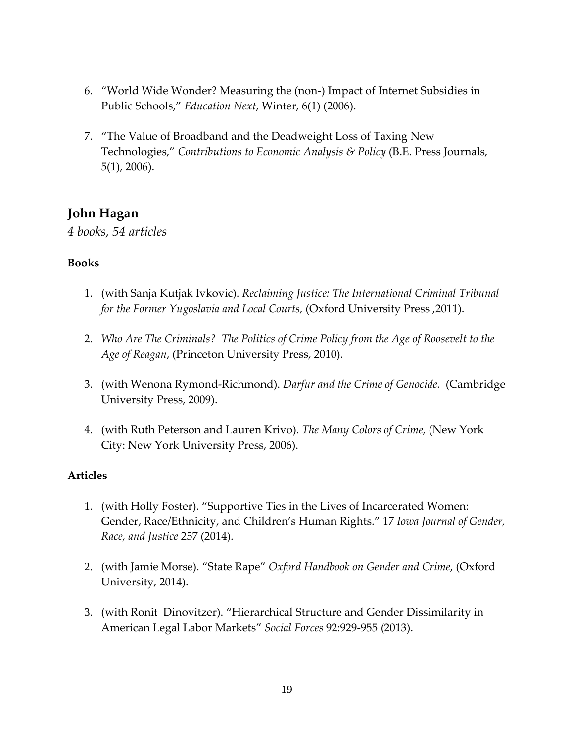6. "World Wide Wonder? Measuring the (non-) Impact of Internet Subsidies in Public Schools," *Education Next*, Winter, 6(1) (2006).

7. "The Value of Broadband and the Deadweight Loss of Taxing New Technologies," *Contributions to Economic Analysis & Policy* (B.E. Press Journals, 5(1), 2006).

## John Hagan

*4 books, 54 articles*

### Books

1. (with Sanja Kutjak Ivkovic). *Reclaiming Justice: The International Criminal Tribunal for the Former Yugoslavia and Local Courts,* (Oxford University Press ,2011).

2. *Who Are The Criminals? The Politics of Crime Policy from the Age of Roosevelt to the Age of Reagan*, (Princeton University Press, 2010).

3. (with Wenona Rymond-Richmond). *Darfur and the Crime of Genocide.* (Cambridge University Press, 2009).

4. (with Ruth Peterson and Lauren Krivo). *The Many Colors of Crime,* (New York City: New York University Press, 2006).

### Articles

1. (with Holly Foster). "Supportive Ties in the Lives of Incarcerated Women: Gender, Race/Ethnicity, and Children's Human Rights." 17 *Iowa Journal of Gender, Race, and Justice* 257 (2014).

2. (with Jamie Morse). "State Rape" *Oxford Handbook on Gender and Crime*, (Oxford University, 2014).

3. (with Ronit Dinovitzer). "Hierarchical Structure and Gender Dissimilarity in American Legal Labor Markets" *Social Forces* 92:929-955 (2013).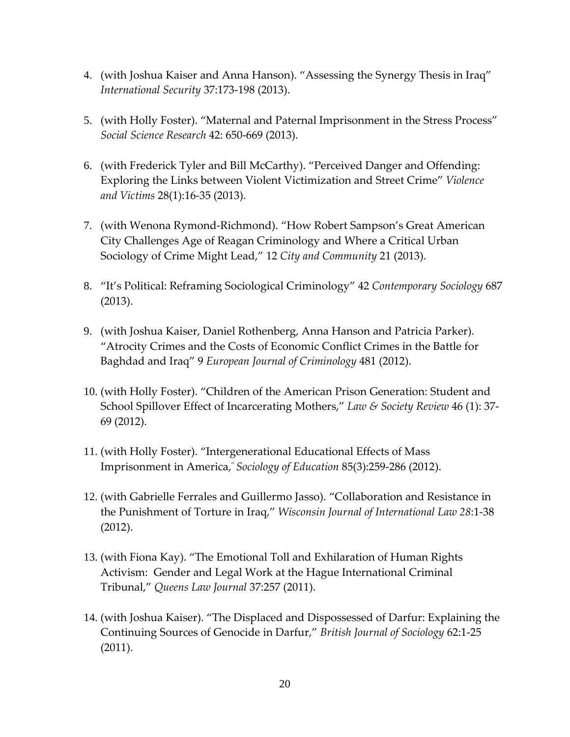4. (with Joshua Kaiser and Anna Hanson). "Assessing the Synergy Thesis in Iraq" *International Security* 37:173-198 (2013).

5. (with Holly Foster). "Maternal and Paternal Imprisonment in the Stress Process" *Social Science Research* 42: 650-669 (2013).

6. (with Frederick Tyler and Bill McCarthy). "Perceived Danger and Offending: Exploring the Links between Violent Victimization and Street Crime" *Violence and Victims* 28(1):16-35 (2013).

7. (with Wenona Rymond-Richmond). "How Robert Sampson's Great American City Challenges Age of Reagan Criminology and Where a Critical Urban Sociology of Crime Might Lead," 12 *City and Community* 21 (2013).

8. "It's Political: Reframing Sociological Criminology" 42 *Contemporary Sociology* 687 (2013).

9. (with Joshua Kaiser, Daniel Rothenberg, Anna Hanson and Patricia Parker). "Atrocity Crimes and the Costs of Economic Conflict Crimes in the Battle for Baghdad and Iraq" 9 *European Journal of Criminology* 481 (2012).

10. (with Holly Foster). "Children of the American Prison Generation: Student and School Spillover Effect of Incarcerating Mothers," *Law & Society Review* 46 (1): 37-69 (2012).

11. (with Holly Foster). "Intergenerational Educational Effects of Mass Imprisonment in America," *Sociology of Education* 85(3):259-286 (2012).

12. (with Gabrielle Ferrales and Guillermo Jasso). "Collaboration and Resistance in the Punishment of Torture in Iraq," *Wisconsin Journal of International Law 28*:1-38 (2012).

13. (with Fiona Kay). "The Emotional Toll and Exhilaration of Human Rights Activism: Gender and Legal Work at the Hague International Criminal Tribunal," *Queens Law Journal* 37:257 (2011).

14. (with Joshua Kaiser). "The Displaced and Dispossessed of Darfur: Explaining the Continuing Sources of Genocide in Darfur," *British Journal of Sociology* 62:1-25 (2011).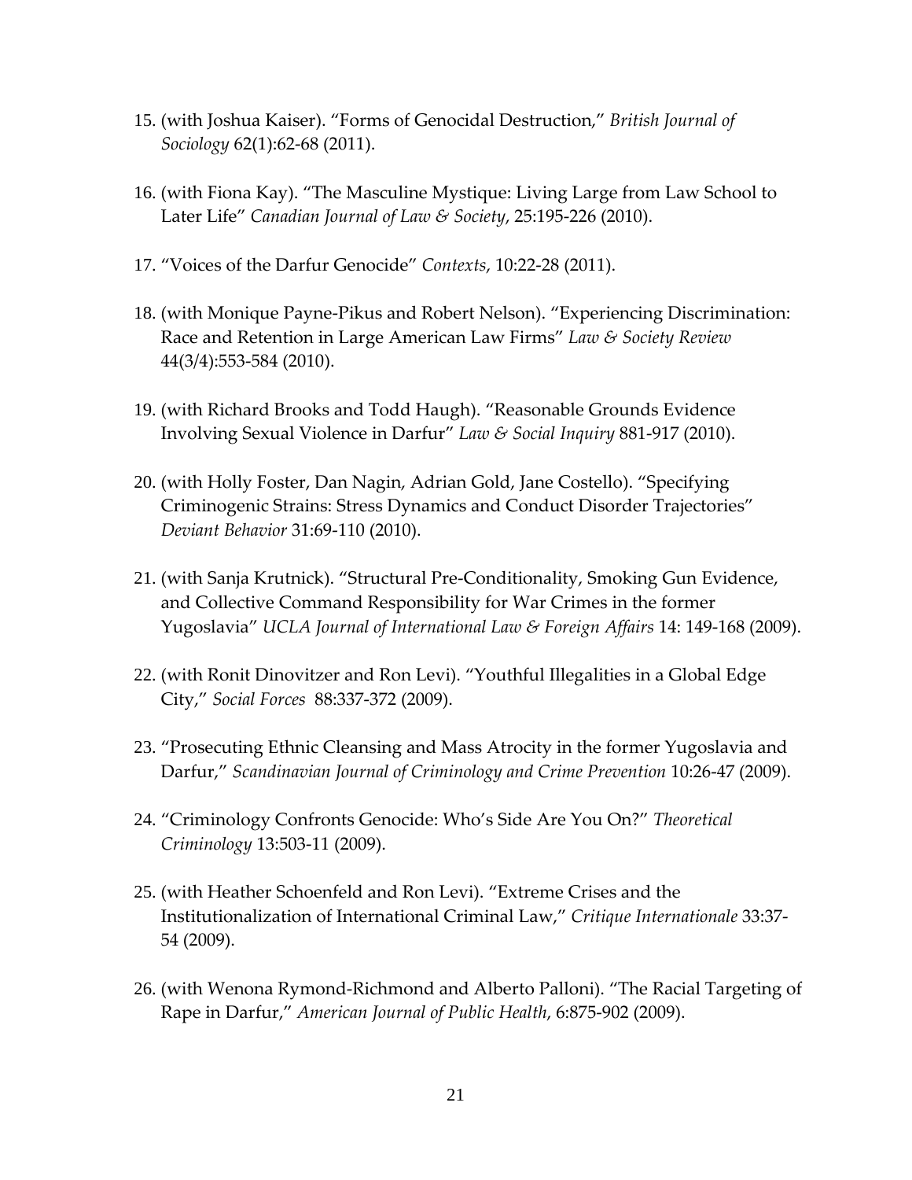15. (with Joshua Kaiser). "Forms of Genocidal Destruction," *British Journal of Sociology* 62(1):62-68 (2011).

16. (with Fiona Kay). "The Masculine Mystique: Living Large from Law School to Later Life" *Canadian Journal of Law & Society*, 25:195-226 (2010).

17. "Voices of the Darfur Genocide" *Contexts*, 10:22-28 (2011).

18. (with Monique Payne-Pikus and Robert Nelson). "Experiencing Discrimination: Race and Retention in Large American Law Firms" *Law & Society Review* 44(3/4):553-584 (2010).

19. (with Richard Brooks and Todd Haugh). "Reasonable Grounds Evidence Involving Sexual Violence in Darfur" *Law & Social Inquiry* 881-917 (2010).

20. (with Holly Foster, Dan Nagin, Adrian Gold, Jane Costello). "Specifying Criminogenic Strains: Stress Dynamics and Conduct Disorder Trajectories" *Deviant Behavior* 31:69-110 (2010).

21. (with Sanja Krutnick). "Structural Pre-Conditionality, Smoking Gun Evidence, and Collective Command Responsibility for War Crimes in the former Yugoslavia" *UCLA Journal of International Law & Foreign Affairs* 14: 149-168 (2009).

22. (with Ronit Dinovitzer and Ron Levi). "Youthful Illegalities in a Global Edge City," *Social Forces* 88:337-372 (2009).

23. "Prosecuting Ethnic Cleansing and Mass Atrocity in the former Yugoslavia and Darfur," *Scandinavian Journal of Criminology and Crime Prevention* 10:26-47 (2009).

24. "Criminology Confronts Genocide: Who's Side Are You On?" *Theoretical Criminology* 13:503-11 (2009).

25. (with Heather Schoenfeld and Ron Levi). "Extreme Crises and the Institutionalization of International Criminal Law," *Critique Internationale* 33:37-54 (2009).

26. (with Wenona Rymond-Richmond and Alberto Palloni). "The Racial Targeting of Rape in Darfur," *American Journal of Public Health*, 6:875-902 (2009).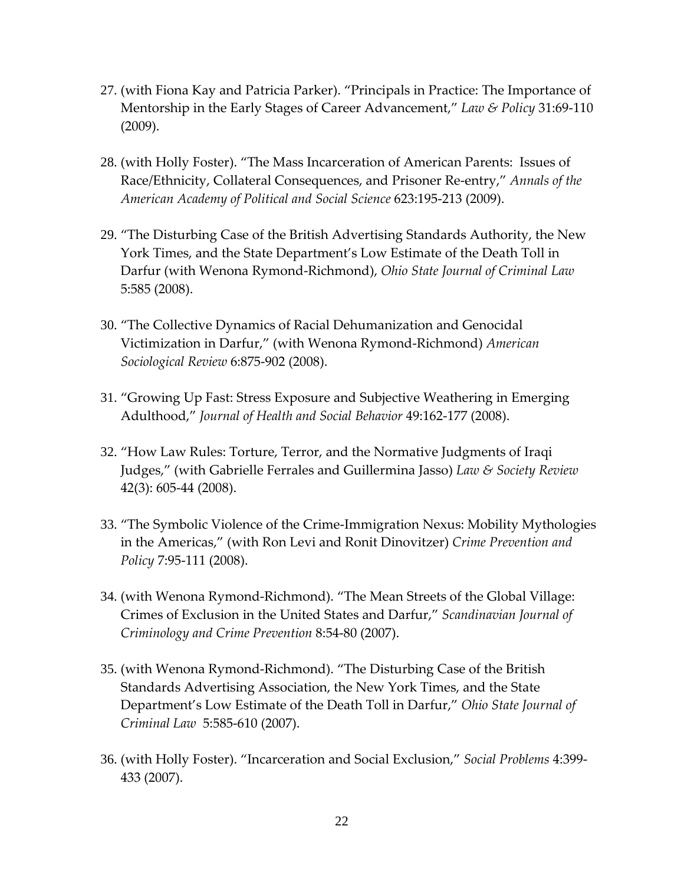27. (with Fiona Kay and Patricia Parker). "Principals in Practice: The Importance of Mentorship in the Early Stages of Career Advancement," *Law & Policy* 31:69-110 (2009).

28. (with Holly Foster). "The Mass Incarceration of American Parents: Issues of Race/Ethnicity, Collateral Consequences, and Prisoner Re-entry," *Annals of the American Academy of Political and Social Science* 623:195-213 (2009).

29. "The Disturbing Case of the British Advertising Standards Authority, the New York Times, and the State Department's Low Estimate of the Death Toll in Darfur (with Wenona Rymond-Richmond), *Ohio State Journal of Criminal Law* 5:585 (2008).

30. "The Collective Dynamics of Racial Dehumanization and Genocidal Victimization in Darfur," (with Wenona Rymond-Richmond) *American Sociological Review* 6:875-902 (2008).

31. "Growing Up Fast: Stress Exposure and Subjective Weathering in Emerging Adulthood," *Journal of Health and Social Behavior* 49:162-177 (2008).

32. "How Law Rules: Torture, Terror, and the Normative Judgments of Iraqi Judges," (with Gabrielle Ferrales and Guillermina Jasso) *Law & Society Review* 42(3): 605-44 (2008).

33. "The Symbolic Violence of the Crime-Immigration Nexus: Mobility Mythologies in the Americas," (with Ron Levi and Ronit Dinovitzer) *Crime Prevention and Policy* 7:95-111 (2008).

34. (with Wenona Rymond-Richmond). "The Mean Streets of the Global Village: Crimes of Exclusion in the United States and Darfur," *Scandinavian Journal of Criminology and Crime Prevention* 8:54-80 (2007).

35. (with Wenona Rymond-Richmond). "The Disturbing Case of the British Standards Advertising Association, the New York Times, and the State Department's Low Estimate of the Death Toll in Darfur," *Ohio State Journal of Criminal Law* 5:585-610 (2007).

36. (with Holly Foster). "Incarceration and Social Exclusion," *Social Problems* 4:399-433 (2007).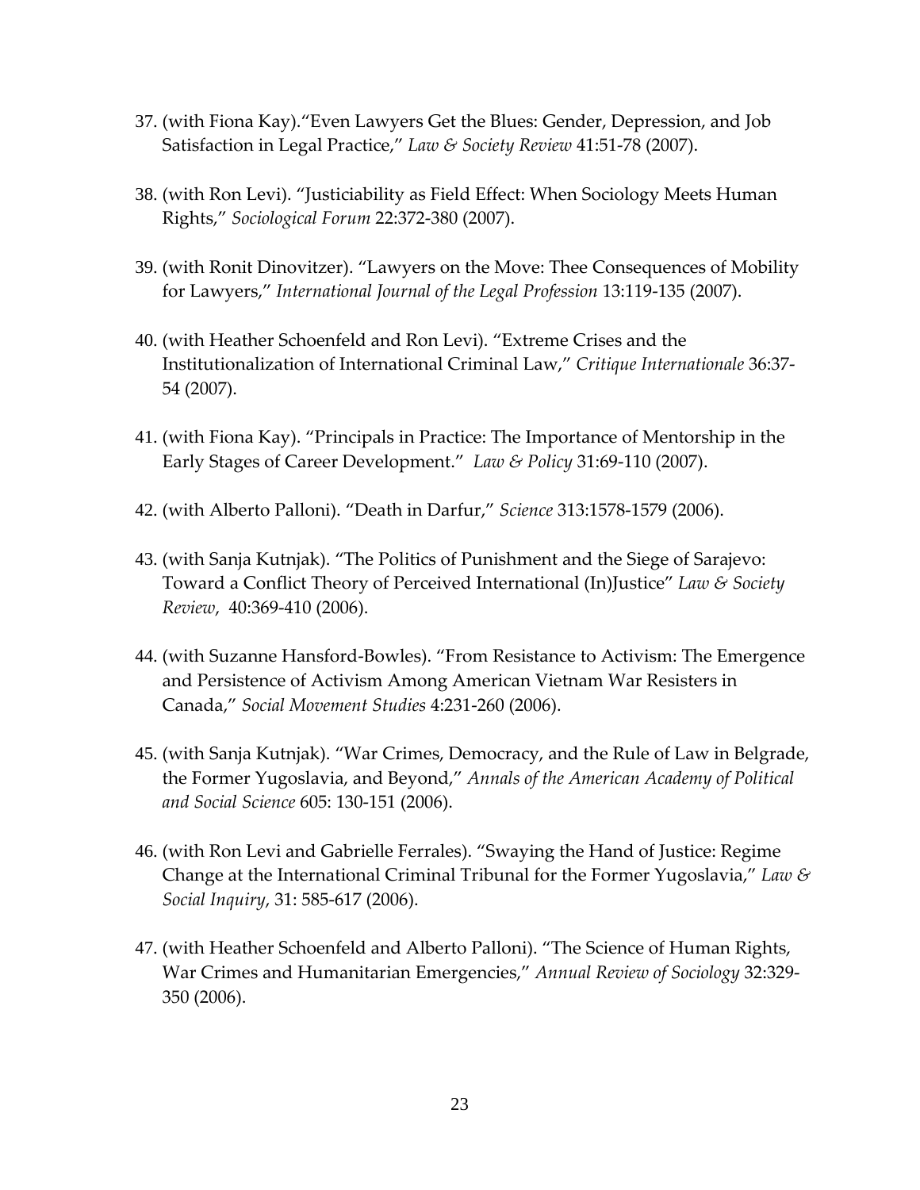37. (with Fiona Kay)."Even Lawyers Get the Blues: Gender, Depression, and Job Satisfaction in Legal Practice," *Law & Society Review* 41:51-78 (2007).

38. (with Ron Levi). "Justiciability as Field Effect: When Sociology Meets Human Rights," *Sociological Forum* 22:372-380 (2007).

39. (with Ronit Dinovitzer). "Lawyers on the Move: Thee Consequences of Mobility for Lawyers," *International Journal of the Legal Profession* 13:119-135 (2007).

40. (with Heather Schoenfeld and Ron Levi). "Extreme Crises and the Institutionalization of International Criminal Law," *Critique Internationale* 36:37-54 (2007).

41. (with Fiona Kay). "Principals in Practice: The Importance of Mentorship in the Early Stages of Career Development." *Law & Policy* 31:69-110 (2007).

42. (with Alberto Palloni). "Death in Darfur," *Science* 313:1578-1579 (2006).

43. (with Sanja Kutnjak). "The Politics of Punishment and the Siege of Sarajevo: Toward a Conflict Theory of Perceived International (In)Justice" *Law & Society Review*, 40:369-410 (2006).

44. (with Suzanne Hansford-Bowles). "From Resistance to Activism: The Emergence and Persistence of Activism Among American Vietnam War Resisters in Canada," *Social Movement Studies* 4:231-260 (2006).

45. (with Sanja Kutnjak). "War Crimes, Democracy, and the Rule of Law in Belgrade, the Former Yugoslavia, and Beyond," *Annals of the American Academy of Political and Social Science* 605: 130-151 (2006).

46. (with Ron Levi and Gabrielle Ferrales). "Swaying the Hand of Justice: Regime Change at the International Criminal Tribunal for the Former Yugoslavia," *Law & Social Inquiry*, 31: 585-617 (2006).

47. (with Heather Schoenfeld and Alberto Palloni). "The Science of Human Rights, War Crimes and Humanitarian Emergencies," *Annual Review of Sociology* 32:329-350 (2006).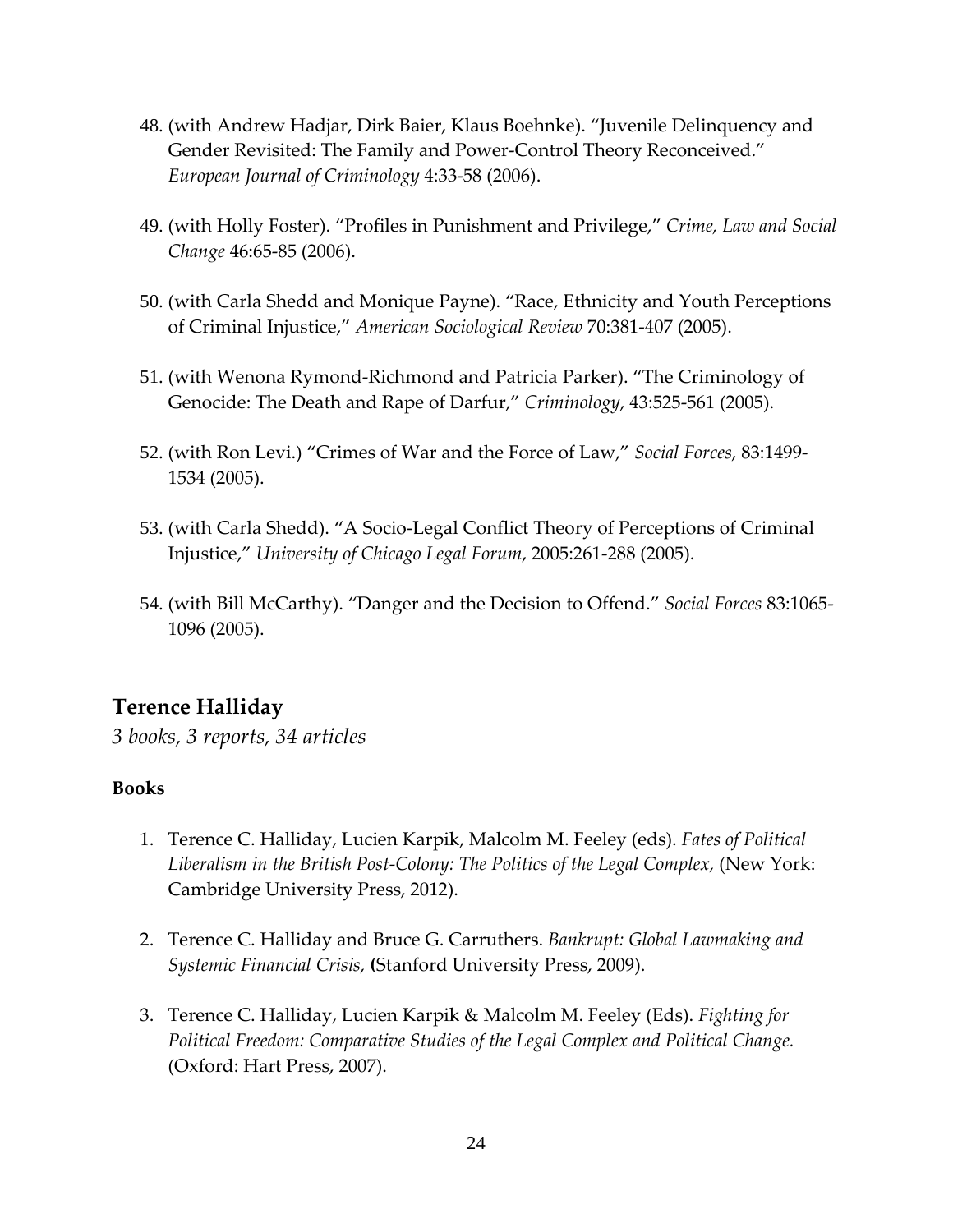48. (with Andrew Hadjar, Dirk Baier, Klaus Boehnke). "Juvenile Delinquency and Gender Revisited: The Family and Power-Control Theory Reconceived." *European Journal of Criminology* 4:33-58 (2006).

49. (with Holly Foster). "Profiles in Punishment and Privilege," *Crime, Law and Social Change* 46:65-85 (2006).

50. (with Carla Shedd and Monique Payne). "Race, Ethnicity and Youth Perceptions of Criminal Injustice," *American Sociological Review* 70:381-407 (2005).

51. (with Wenona Rymond-Richmond and Patricia Parker). "The Criminology of Genocide: The Death and Rape of Darfur," *Criminology*, 43:525-561 (2005).

52. (with Ron Levi.) "Crimes of War and the Force of Law," *Social Forces*, 83:1499-1534 (2005).

53. (with Carla Shedd). "A Socio-Legal Conflict Theory of Perceptions of Criminal Injustice," *University of Chicago Legal Forum*, 2005:261-288 (2005).

54. (with Bill McCarthy). "Danger and the Decision to Offend." *Social Forces* 83:1065-1096 (2005).

## Terence Halliday

*3 books, 3 reports, 34 articles*

### Books

1. Terence C. Halliday, Lucien Karpik, Malcolm M. Feeley (eds). *Fates of Political Liberalism in the British Post-Colony: The Politics of the Legal Complex*, (New York: Cambridge University Press, 2012).

2. Terence C. Halliday and Bruce G. Carruthers. *Bankrupt: Global Lawmaking and Systemic Financial Crisis,* **(**Stanford University Press, 2009).

3. Terence C. Halliday, Lucien Karpik & Malcolm M. Feeley (Eds). *Fighting for Political Freedom: Comparative Studies of the Legal Complex and Political Change.* (Oxford: Hart Press, 2007).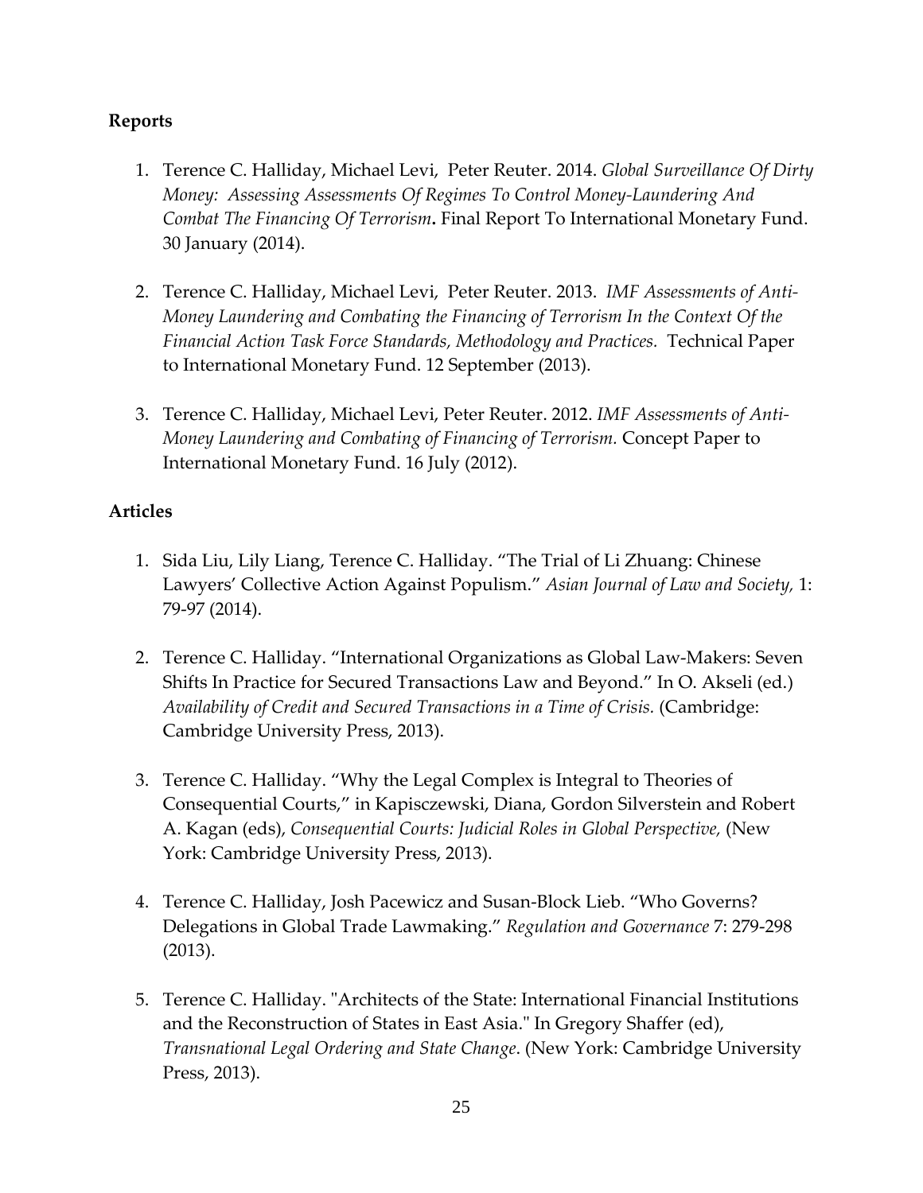**Reports**

1. Terence C. Halliday, Michael Levi, Peter Reuter. 2014. *Global Surveillance Of Dirty Money: Assessing Assessments Of Regimes To Control Money-Laundering And Combat The Financing Of Terrorism***.** Final Report To International Monetary Fund. 30 January (2014).

2. Terence C. Halliday, Michael Levi, Peter Reuter. 2013. *IMF Assessments of Anti-Money Laundering and Combating the Financing of Terrorism In the Context Of the Financial Action Task Force Standards, Methodology and Practices.* Technical Paper to International Monetary Fund. 12 September (2013).

3. Terence C. Halliday, Michael Levi, Peter Reuter. 2012. *IMF Assessments of Anti-Money Laundering and Combating of Financing of Terrorism.* Concept Paper to International Monetary Fund. 16 July (2012).

**Articles**

1. Sida Liu, Lily Liang, Terence C. Halliday. "The Trial of Li Zhuang: Chinese Lawyers' Collective Action Against Populism." *Asian Journal of Law and Society,* 1: 79-97 (2014).

2. Terence C. Halliday. "International Organizations as Global Law-Makers: Seven Shifts In Practice for Secured Transactions Law and Beyond." In O. Akseli (ed.) *Availability of Credit and Secured Transactions in a Time of Crisis.* (Cambridge: Cambridge University Press, 2013).

3. Terence C. Halliday. "Why the Legal Complex is Integral to Theories of Consequential Courts," in Kapisczewski, Diana, Gordon Silverstein and Robert A. Kagan (eds), *Consequential Courts: Judicial Roles in Global Perspective,* (New York: Cambridge University Press, 2013).

4. Terence C. Halliday, Josh Pacewicz and Susan-Block Lieb. "Who Governs? Delegations in Global Trade Lawmaking." *Regulation and Governance* 7: 279-298 (2013).

5. Terence C. Halliday. "Architects of the State: International Financial Institutions and the Reconstruction of States in East Asia." In Gregory Shaffer (ed), *Transnational Legal Ordering and State Change*. (New York: Cambridge University Press, 2013).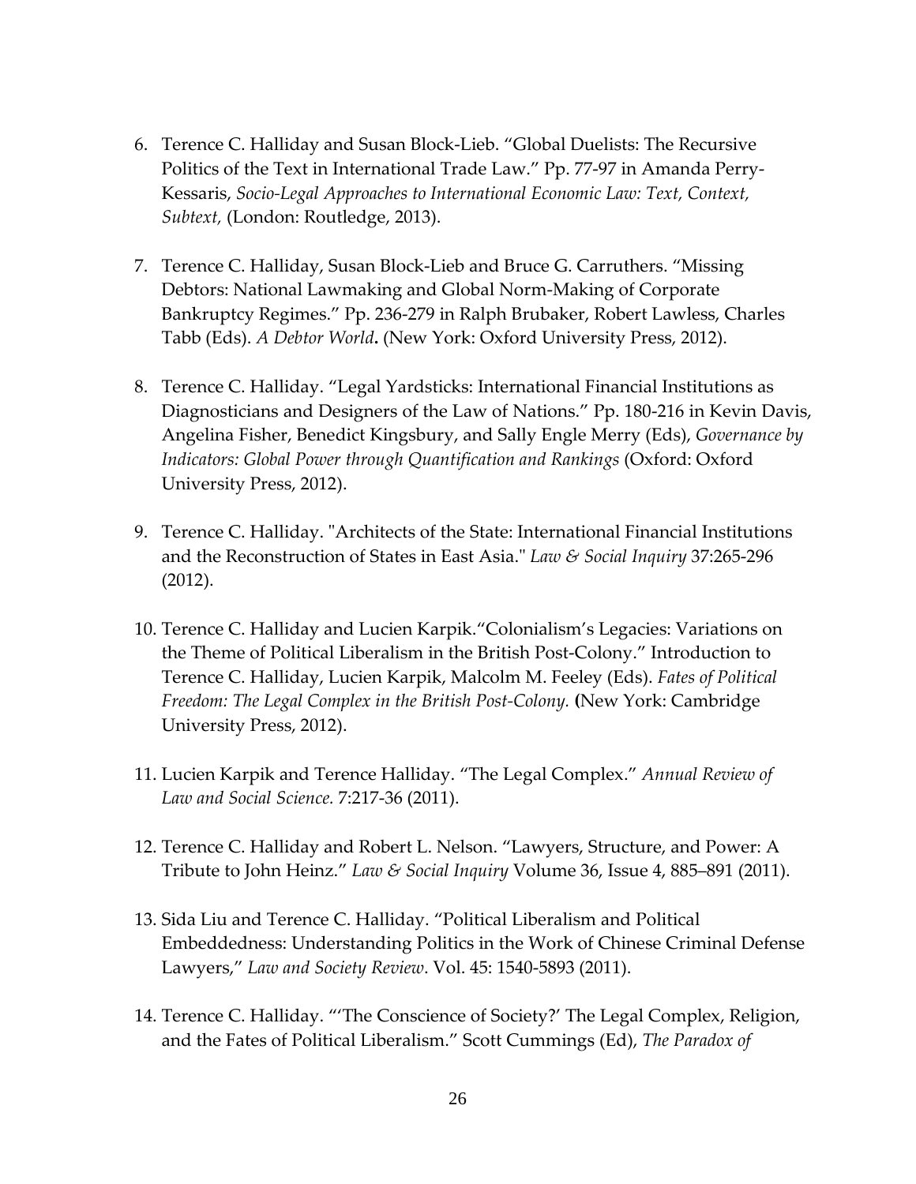6. Terence C. Halliday and Susan Block-Lieb. “Global Duelists: The Recursive Politics of the Text in International Trade Law.” Pp. 77-97 in Amanda Perry-Kessaris, *Socio-Legal Approaches to International Economic Law: Text, Context, Subtext,* (London: Routledge, 2013).

7. Terence C. Halliday, Susan Block-Lieb and Bruce G. Carruthers. “Missing Debtors: National Lawmaking and Global Norm-Making of Corporate Bankruptcy Regimes.” Pp. 236-279 in Ralph Brubaker, Robert Lawless, Charles Tabb (Eds). *A Debtor World***.** (New York: Oxford University Press, 2012).

8. Terence C. Halliday. “Legal Yardsticks: International Financial Institutions as Diagnosticians and Designers of the Law of Nations.” Pp. 180-216 in Kevin Davis, Angelina Fisher, Benedict Kingsbury, and Sally Engle Merry (Eds), *Governance by Indicators: Global Power through Quantification and Rankings* (Oxford: Oxford University Press, 2012).

9. Terence C. Halliday. "Architects of the State: International Financial Institutions and the Reconstruction of States in East Asia." *Law & Social Inquiry* 37:265-296 (2012).

10. Terence C. Halliday and Lucien Karpik.“Colonialism’s Legacies: Variations on the Theme of Political Liberalism in the British Post-Colony.” Introduction to Terence C. Halliday, Lucien Karpik, Malcolm M. Feeley (Eds). *Fates of Political Freedom: The Legal Complex in the British Post-Colony.* **(**New York: Cambridge University Press, 2012).

11. Lucien Karpik and Terence Halliday. “The Legal Complex.” *Annual Review of Law and Social Science.* 7:217-36 (2011).

12. Terence C. Halliday and Robert L. Nelson. “Lawyers, Structure, and Power: A Tribute to John Heinz.” *Law & Social Inquiry* Volume 36, Issue 4, 885–891 (2011).

13. Sida Liu and Terence C. Halliday. “Political Liberalism and Political Embeddedness: Understanding Politics in the Work of Chinese Criminal Defense Lawyers,” *Law and Society Review*. Vol. 45: 1540-5893 (2011).

14. Terence C. Halliday. “‘The Conscience of Society?’ The Legal Complex, Religion, and the Fates of Political Liberalism.” Scott Cummings (Ed), *The Paradox of*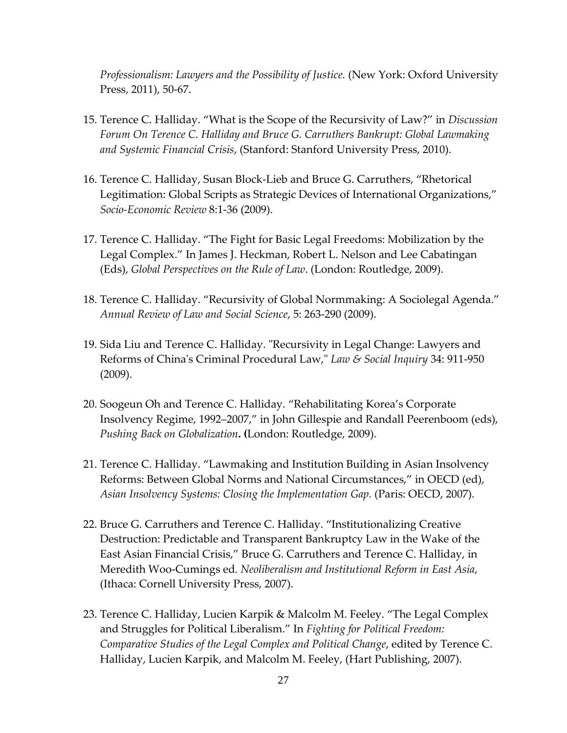*Professionalism: Lawyers and the Possibility of Justice.* (New York: Oxford University Press, 2011), 50-67.

15. Terence C. Halliday. "What is the Scope of the Recursivity of Law?" in *Discussion Forum On Terence C. Halliday and Bruce G. Carruthers Bankrupt: Global Lawmaking and Systemic Financial Crisis*, (Stanford: Stanford University Press, 2010).

16. Terence C. Halliday, Susan Block-Lieb and Bruce G. Carruthers, "Rhetorical Legitimation: Global Scripts as Strategic Devices of International Organizations," *Socio-Economic Review* 8:1-36 (2009).

17. Terence C. Halliday. "The Fight for Basic Legal Freedoms: Mobilization by the Legal Complex." In James J. Heckman, Robert L. Nelson and Lee Cabatingan (Eds), *Global Perspectives on the Rule of Law*. (London: Routledge, 2009).

18. Terence C. Halliday. "Recursivity of Global Normmaking: A Sociolegal Agenda." *Annual Review of Law and Social Science*, 5: 263-290 (2009).

19. Sida Liu and Terence C. Halliday. "Recursivity in Legal Change: Lawyers and Reforms of China's Criminal Procedural Law," *Law & Social Inquiry* 34: 911-950 (2009).

20. Soogeun Oh and Terence C. Halliday. "Rehabilitating Korea's Corporate Insolvency Regime, 1992–2007," in John Gillespie and Randall Peerenboom (eds), *Pushing Back on Globalization*. **(**London: Routledge, 2009).

21. Terence C. Halliday. "Lawmaking and Institution Building in Asian Insolvency Reforms: Between Global Norms and National Circumstances," in OECD (ed), *Asian Insolvency Systems: Closing the Implementation Gap.* (Paris: OECD, 2007).

22. Bruce G. Carruthers and Terence C. Halliday. "Institutionalizing Creative Destruction: Predictable and Transparent Bankruptcy Law in the Wake of the East Asian Financial Crisis," Bruce G. Carruthers and Terence C. Halliday, in Meredith Woo-Cumings ed. *Neoliberalism and Institutional Reform in East Asia*, (Ithaca: Cornell University Press, 2007).

23. Terence C. Halliday, Lucien Karpik & Malcolm M. Feeley. "The Legal Complex and Struggles for Political Liberalism." In *Fighting for Political Freedom: Comparative Studies of the Legal Complex and Political Change*, edited by Terence C. Halliday, Lucien Karpik, and Malcolm M. Feeley, (Hart Publishing, 2007).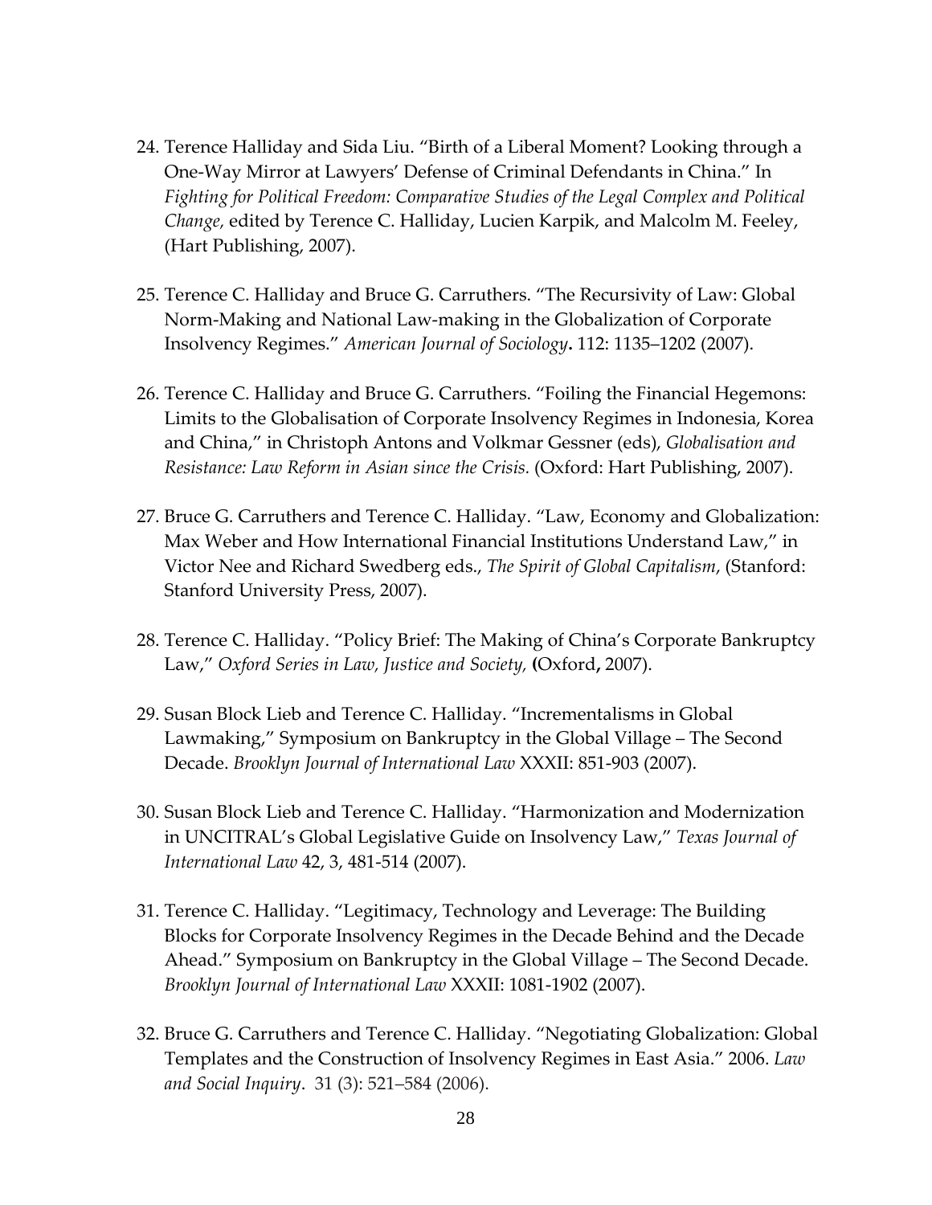24. Terence Halliday and Sida Liu. "Birth of a Liberal Moment? Looking through a One-Way Mirror at Lawyers' Defense of Criminal Defendants in China." In *Fighting for Political Freedom: Comparative Studies of the Legal Complex and Political Change,* edited by Terence C. Halliday, Lucien Karpik, and Malcolm M. Feeley, (Hart Publishing, 2007).

25. Terence C. Halliday and Bruce G. Carruthers. "The Recursivity of Law: Global Norm-Making and National Law-making in the Globalization of Corporate Insolvency Regimes." *American Journal of Sociology***.** 112: 1135–1202 (2007).

26. Terence C. Halliday and Bruce G. Carruthers. "Foiling the Financial Hegemons: Limits to the Globalisation of Corporate Insolvency Regimes in Indonesia, Korea and China," in Christoph Antons and Volkmar Gessner (eds), *Globalisation and Resistance: Law Reform in Asian since the Crisis.* (Oxford: Hart Publishing, 2007).

27. Bruce G. Carruthers and Terence C. Halliday. "Law, Economy and Globalization: Max Weber and How International Financial Institutions Understand Law," in Victor Nee and Richard Swedberg eds., *The Spirit of Global Capitalism*, (Stanford: Stanford University Press, 2007).

28. Terence C. Halliday. "Policy Brief: The Making of China's Corporate Bankruptcy Law," *Oxford Series in Law, Justice and Society,* **(**Oxford**,** 2007).

29. Susan Block Lieb and Terence C. Halliday. "Incrementalisms in Global Lawmaking," Symposium on Bankruptcy in the Global Village – The Second Decade. *Brooklyn Journal of International Law* XXXII: 851-903 (2007).

30. Susan Block Lieb and Terence C. Halliday. "Harmonization and Modernization in UNCITRAL's Global Legislative Guide on Insolvency Law," *Texas Journal of International Law* 42, 3, 481-514 (2007).

31. Terence C. Halliday. "Legitimacy, Technology and Leverage: The Building Blocks for Corporate Insolvency Regimes in the Decade Behind and the Decade Ahead." Symposium on Bankruptcy in the Global Village – The Second Decade. *Brooklyn Journal of International Law* XXXII: 1081-1902 (2007).

32. Bruce G. Carruthers and Terence C. Halliday. "Negotiating Globalization: Global Templates and the Construction of Insolvency Regimes in East Asia." 2006. *Law and Social Inquiry*. 31 (3): 521–584 (2006).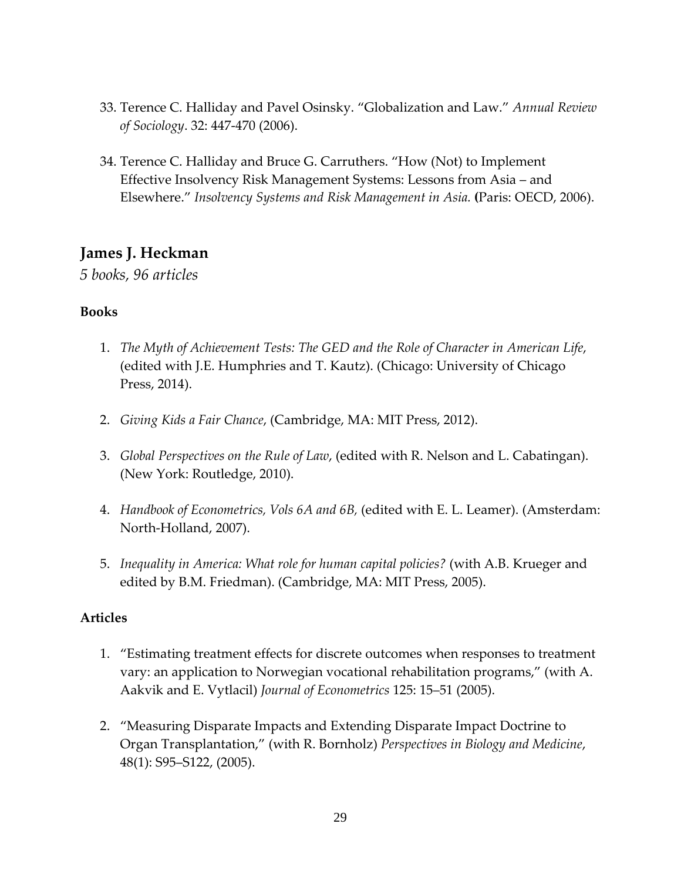33. Terence C. Halliday and Pavel Osinsky. "Globalization and Law." *Annual Review of Sociology*. 32: 447-470 (2006).

34. Terence C. Halliday and Bruce G. Carruthers. "How (Not) to Implement Effective Insolvency Risk Management Systems: Lessons from Asia – and Elsewhere." *Insolvency Systems and Risk Management in Asia.* **(**Paris: OECD, 2006).

## James J. Heckman

*5 books, 96 articles*

### Books

1. *The Myth of Achievement Tests: The GED and the Role of Character in American Life*, (edited with J.E. Humphries and T. Kautz). (Chicago: University of Chicago Press, 2014).

2. *Giving Kids a Fair Chance*, (Cambridge, MA: MIT Press, 2012).

3. *Global Perspectives on the Rule of Law*, (edited with R. Nelson and L. Cabatingan). (New York: Routledge, 2010).

4. *Handbook of Econometrics, Vols 6A and 6B,* (edited with E. L. Leamer). (Amsterdam: North-Holland, 2007).

5. *Inequality in America: What role for human capital policies?* (with A.B. Krueger and edited by B.M. Friedman). (Cambridge, MA: MIT Press, 2005).

### Articles

1. "Estimating treatment effects for discrete outcomes when responses to treatment vary: an application to Norwegian vocational rehabilitation programs," (with A. Aakvik and E. Vytlacil) *Journal of Econometrics* 125: 15–51 (2005).

2. "Measuring Disparate Impacts and Extending Disparate Impact Doctrine to Organ Transplantation," (with R. Bornholz) *Perspectives in Biology and Medicine*, 48(1): S95–S122, (2005).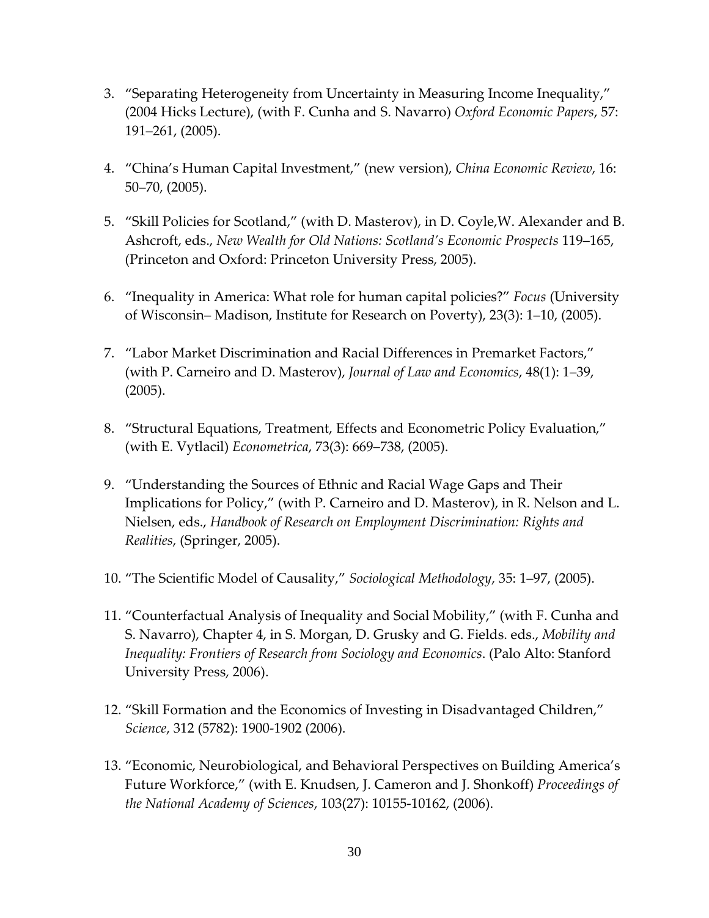3. "Separating Heterogeneity from Uncertainty in Measuring Income Inequality," (2004 Hicks Lecture), (with F. Cunha and S. Navarro) *Oxford Economic Papers*, 57: 191–261, (2005).

4. "China's Human Capital Investment," (new version), *China Economic Review*, 16: 50–70, (2005).

5. "Skill Policies for Scotland," (with D. Masterov), in D. Coyle,W. Alexander and B. Ashcroft, eds., *New Wealth for Old Nations: Scotland's Economic Prospects* 119–165, (Princeton and Oxford: Princeton University Press, 2005).

6. "Inequality in America: What role for human capital policies?" *Focus* (University of Wisconsin– Madison, Institute for Research on Poverty), 23(3): 1–10, (2005).

7. "Labor Market Discrimination and Racial Differences in Premarket Factors," (with P. Carneiro and D. Masterov), *Journal of Law and Economics*, 48(1): 1–39, (2005).

8. "Structural Equations, Treatment, Effects and Econometric Policy Evaluation," (with E. Vytlacil) *Econometrica*, 73(3): 669–738, (2005).

9. "Understanding the Sources of Ethnic and Racial Wage Gaps and Their Implications for Policy," (with P. Carneiro and D. Masterov), in R. Nelson and L. Nielsen, eds., *Handbook of Research on Employment Discrimination: Rights and Realities*, (Springer, 2005).

10. "The Scientific Model of Causality," *Sociological Methodology*, 35: 1–97, (2005).

11. "Counterfactual Analysis of Inequality and Social Mobility," (with F. Cunha and S. Navarro), Chapter 4, in S. Morgan, D. Grusky and G. Fields. eds., *Mobility and Inequality: Frontiers of Research from Sociology and Economics*. (Palo Alto: Stanford University Press, 2006).

12. "Skill Formation and the Economics of Investing in Disadvantaged Children," *Science*, 312 (5782): 1900-1902 (2006).

13. "Economic, Neurobiological, and Behavioral Perspectives on Building America's Future Workforce," (with E. Knudsen, J. Cameron and J. Shonkoff) *Proceedings of the National Academy of Sciences*, 103(27): 10155-10162, (2006).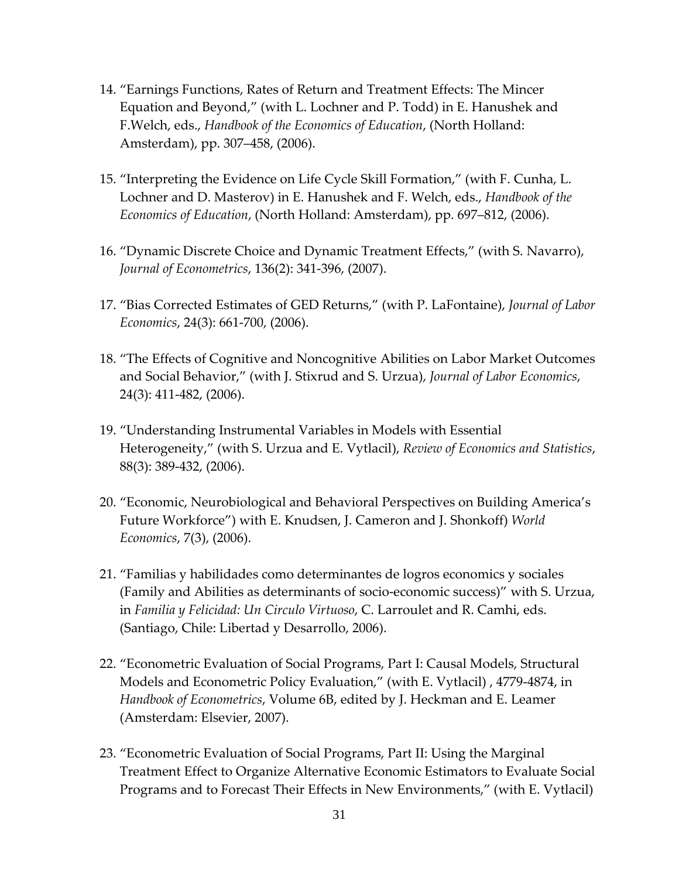14. "Earnings Functions, Rates of Return and Treatment Effects: The Mincer Equation and Beyond," (with L. Lochner and P. Todd) in E. Hanushek and F.Welch, eds., *Handbook of the Economics of Education*, (North Holland: Amsterdam), pp. 307–458, (2006).

15. "Interpreting the Evidence on Life Cycle Skill Formation," (with F. Cunha, L. Lochner and D. Masterov) in E. Hanushek and F. Welch, eds., *Handbook of the Economics of Education*, (North Holland: Amsterdam), pp. 697–812, (2006).

16. "Dynamic Discrete Choice and Dynamic Treatment Effects," (with S. Navarro), *Journal of Econometrics*, 136(2): 341-396, (2007).

17. "Bias Corrected Estimates of GED Returns," (with P. LaFontaine), *Journal of Labor Economics*, 24(3): 661-700, (2006).

18. "The Effects of Cognitive and Noncognitive Abilities on Labor Market Outcomes and Social Behavior," (with J. Stixrud and S. Urzua), *Journal of Labor Economics*, 24(3): 411-482, (2006).

19. "Understanding Instrumental Variables in Models with Essential Heterogeneity," (with S. Urzua and E. Vytlacil), *Review of Economics and Statistics*, 88(3): 389-432, (2006).

20. "Economic, Neurobiological and Behavioral Perspectives on Building America's Future Workforce") with E. Knudsen, J. Cameron and J. Shonkoff) *World Economics*, 7(3), (2006).

21. "Familias y habilidades como determinantes de logros economics y sociales (Family and Abilities as determinants of socio-economic success)" with S. Urzua, in *Familia y Felicidad: Un Circulo Virtuoso*, C. Larroulet and R. Camhi, eds. (Santiago, Chile: Libertad y Desarrollo, 2006).

22. "Econometric Evaluation of Social Programs, Part I: Causal Models, Structural Models and Econometric Policy Evaluation," (with E. Vytlacil) , 4779-4874, in *Handbook of Econometrics*, Volume 6B, edited by J. Heckman and E. Leamer (Amsterdam: Elsevier, 2007).

23. "Econometric Evaluation of Social Programs, Part II: Using the Marginal Treatment Effect to Organize Alternative Economic Estimators to Evaluate Social Programs and to Forecast Their Effects in New Environments," (with E. Vytlacil)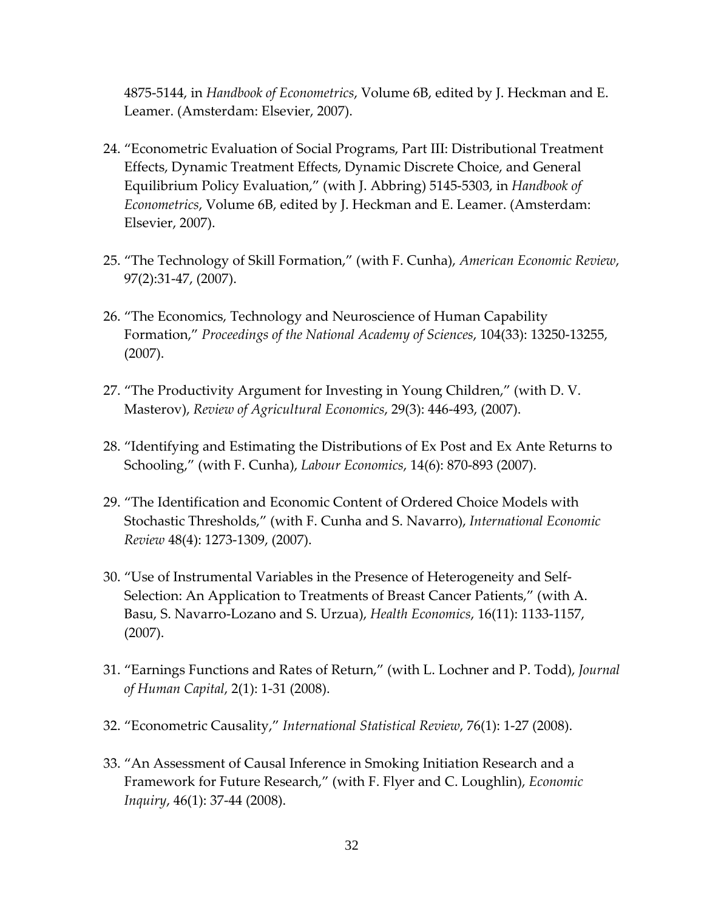4875-5144, in *Handbook of Econometrics*, Volume 6B, edited by J. Heckman and E. Leamer. (Amsterdam: Elsevier, 2007).

24. "Econometric Evaluation of Social Programs, Part III: Distributional Treatment Effects, Dynamic Treatment Effects, Dynamic Discrete Choice, and General Equilibrium Policy Evaluation," (with J. Abbring) 5145-5303, in *Handbook of Econometrics*, Volume 6B, edited by J. Heckman and E. Leamer. (Amsterdam: Elsevier, 2007).

25. "The Technology of Skill Formation," (with F. Cunha), *American Economic Review*, 97(2):31-47, (2007).

26. "The Economics, Technology and Neuroscience of Human Capability Formation," *Proceedings of the National Academy of Sciences*, 104(33): 13250-13255, (2007).

27. "The Productivity Argument for Investing in Young Children," (with D. V. Masterov), *Review of Agricultural Economics*, 29(3): 446-493, (2007).

28. "Identifying and Estimating the Distributions of Ex Post and Ex Ante Returns to Schooling," (with F. Cunha), *Labour Economics*, 14(6): 870-893 (2007).

29. "The Identification and Economic Content of Ordered Choice Models with Stochastic Thresholds," (with F. Cunha and S. Navarro), *International Economic Review* 48(4): 1273-1309, (2007).

30. "Use of Instrumental Variables in the Presence of Heterogeneity and Self-Selection: An Application to Treatments of Breast Cancer Patients," (with A. Basu, S. Navarro-Lozano and S. Urzua), *Health Economics*, 16(11): 1133-1157, (2007).

31. "Earnings Functions and Rates of Return," (with L. Lochner and P. Todd), *Journal of Human Capital*, 2(1): 1-31 (2008).

32. "Econometric Causality," *International Statistical Review*, 76(1): 1-27 (2008).

33. "An Assessment of Causal Inference in Smoking Initiation Research and a Framework for Future Research," (with F. Flyer and C. Loughlin), *Economic Inquiry*, 46(1): 37-44 (2008).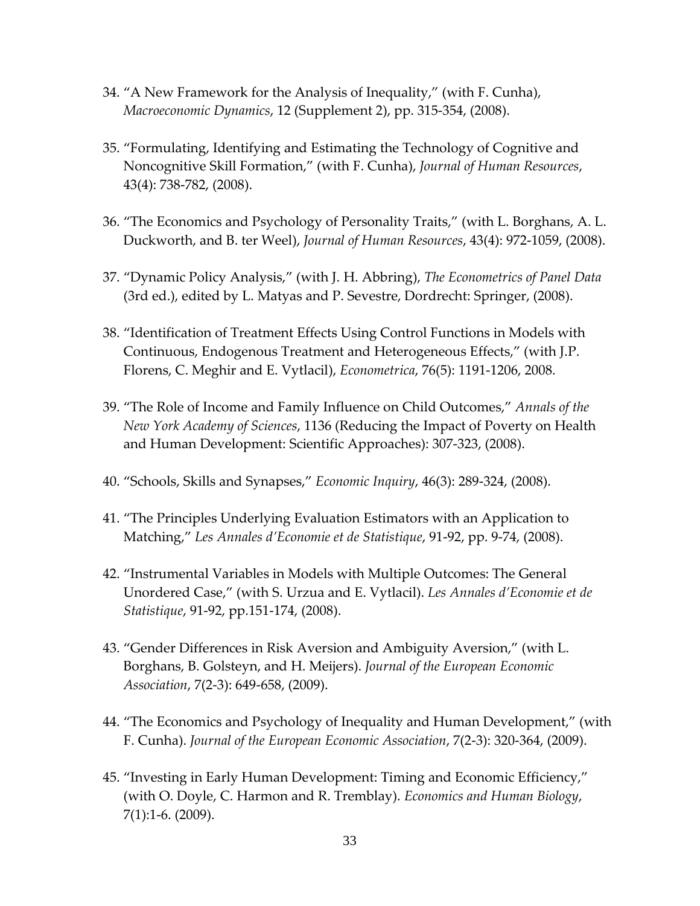34. "A New Framework for the Analysis of Inequality," (with F. Cunha), *Macroeconomic Dynamics*, 12 (Supplement 2), pp. 315-354, (2008).

35. "Formulating, Identifying and Estimating the Technology of Cognitive and Noncognitive Skill Formation," (with F. Cunha), *Journal of Human Resources*, 43(4): 738-782, (2008).

36. "The Economics and Psychology of Personality Traits," (with L. Borghans, A. L. Duckworth, and B. ter Weel), *Journal of Human Resources*, 43(4): 972-1059, (2008).

37. "Dynamic Policy Analysis," (with J. H. Abbring), *The Econometrics of Panel Data* (3rd ed.), edited by L. Matyas and P. Sevestre, Dordrecht: Springer, (2008).

38. "Identification of Treatment Effects Using Control Functions in Models with Continuous, Endogenous Treatment and Heterogeneous Effects," (with J.P. Florens, C. Meghir and E. Vytlacil), *Econometrica*, 76(5): 1191-1206, 2008.

39. "The Role of Income and Family Influence on Child Outcomes," *Annals of the New York Academy of Sciences*, 1136 (Reducing the Impact of Poverty on Health and Human Development: Scientific Approaches): 307-323, (2008).

40. "Schools, Skills and Synapses," *Economic Inquiry*, 46(3): 289-324, (2008).

41. "The Principles Underlying Evaluation Estimators with an Application to Matching," *Les Annales d'Economie et de Statistique*, 91-92, pp. 9-74, (2008).

42. "Instrumental Variables in Models with Multiple Outcomes: The General Unordered Case," (with S. Urzua and E. Vytlacil). *Les Annales d'Economie et de Statistique*, 91-92, pp.151-174, (2008).

43. "Gender Differences in Risk Aversion and Ambiguity Aversion," (with L. Borghans, B. Golsteyn, and H. Meijers). *Journal of the European Economic Association*, 7(2-3): 649-658, (2009).

44. "The Economics and Psychology of Inequality and Human Development," (with F. Cunha). *Journal of the European Economic Association*, 7(2-3): 320-364, (2009).

45. "Investing in Early Human Development: Timing and Economic Efficiency," (with O. Doyle, C. Harmon and R. Tremblay). *Economics and Human Biology*, 7(1):1-6. (2009).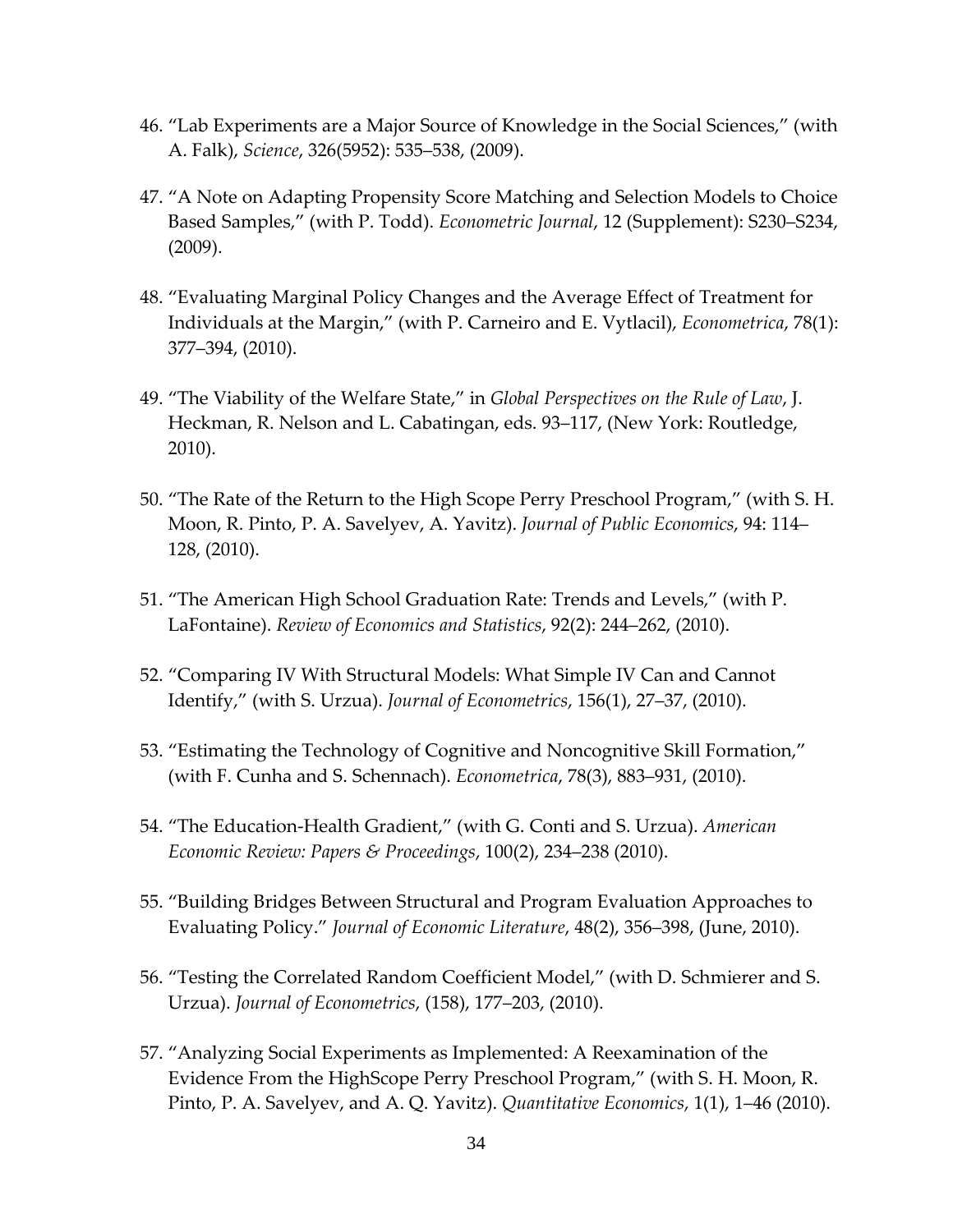46. "Lab Experiments are a Major Source of Knowledge in the Social Sciences," (with A. Falk), *Science*, 326(5952): 535–538, (2009).

47. "A Note on Adapting Propensity Score Matching and Selection Models to Choice Based Samples," (with P. Todd). *Econometric Journal*, 12 (Supplement): S230–S234, (2009).

48. "Evaluating Marginal Policy Changes and the Average Effect of Treatment for Individuals at the Margin," (with P. Carneiro and E. Vytlacil), *Econometrica*, 78(1): 377–394, (2010).

49. "The Viability of the Welfare State," in *Global Perspectives on the Rule of Law*, J. Heckman, R. Nelson and L. Cabatingan, eds. 93–117, (New York: Routledge, 2010).

50. "The Rate of the Return to the High Scope Perry Preschool Program," (with S. H. Moon, R. Pinto, P. A. Savelyev, A. Yavitz). *Journal of Public Economics*, 94: 114–128, (2010).

51. "The American High School Graduation Rate: Trends and Levels," (with P. LaFontaine). *Review of Economics and Statistics*, 92(2): 244–262, (2010).

52. "Comparing IV With Structural Models: What Simple IV Can and Cannot Identify," (with S. Urzua). *Journal of Econometrics*, 156(1), 27–37, (2010).

53. "Estimating the Technology of Cognitive and Noncognitive Skill Formation," (with F. Cunha and S. Schennach). *Econometrica*, 78(3), 883–931, (2010).

54. "The Education-Health Gradient," (with G. Conti and S. Urzua). *American Economic Review: Papers & Proceedings*, 100(2), 234–238 (2010).

55. "Building Bridges Between Structural and Program Evaluation Approaches to Evaluating Policy." *Journal of Economic Literature*, 48(2), 356–398, (June, 2010).

56. "Testing the Correlated Random Coefficient Model," (with D. Schmierer and S. Urzua). *Journal of Econometrics*, (158), 177–203, (2010).

57. "Analyzing Social Experiments as Implemented: A Reexamination of the Evidence From the HighScope Perry Preschool Program," (with S. H. Moon, R. Pinto, P. A. Savelyev, and A. Q. Yavitz). *Quantitative Economics*, 1(1), 1–46 (2010).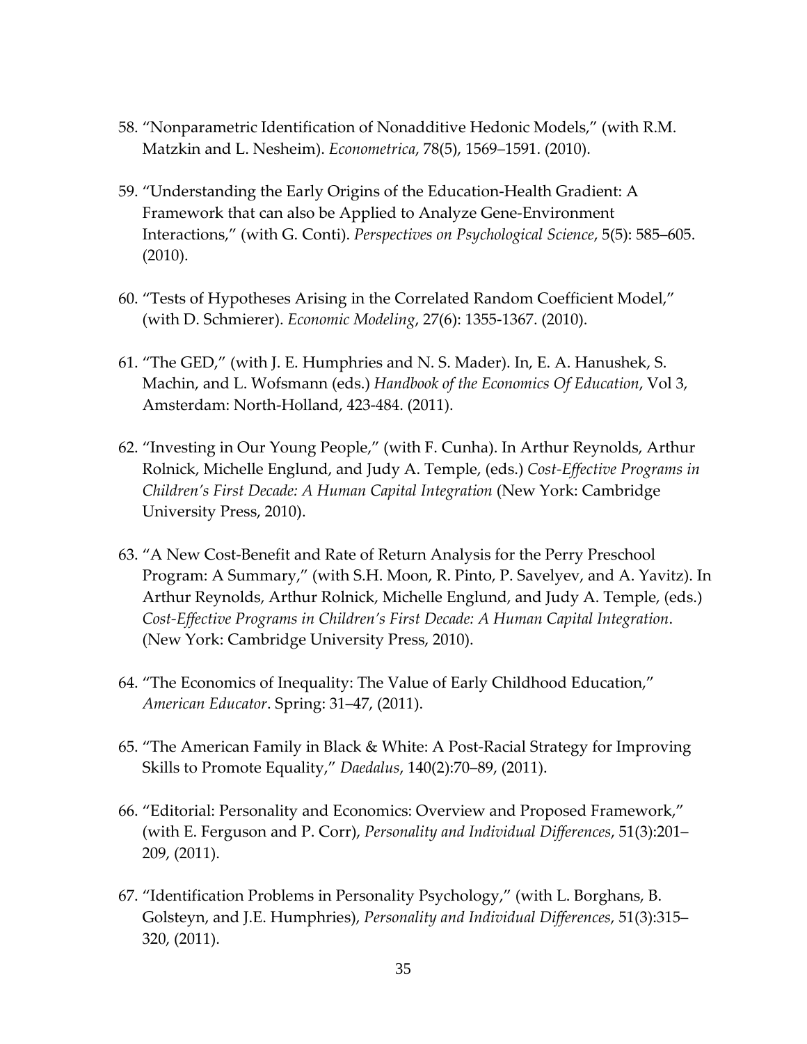58. "Nonparametric Identification of Nonadditive Hedonic Models," (with R.M. Matzkin and L. Nesheim). *Econometrica*, 78(5), 1569–1591. (2010).

59. "Understanding the Early Origins of the Education-Health Gradient: A Framework that can also be Applied to Analyze Gene-Environment Interactions," (with G. Conti). *Perspectives on Psychological Science*, 5(5): 585–605. (2010).

60. "Tests of Hypotheses Arising in the Correlated Random Coefficient Model," (with D. Schmierer). *Economic Modeling*, 27(6): 1355-1367. (2010).

61. "The GED," (with J. E. Humphries and N. S. Mader). In, E. A. Hanushek, S. Machin, and L. Wofsmann (eds.) *Handbook of the Economics Of Education*, Vol 3, Amsterdam: North-Holland, 423-484. (2011).

62. "Investing in Our Young People," (with F. Cunha). In Arthur Reynolds, Arthur Rolnick, Michelle Englund, and Judy A. Temple, (eds.) *Cost-Effective Programs in Children's First Decade: A Human Capital Integration* (New York: Cambridge University Press, 2010).

63. "A New Cost-Benefit and Rate of Return Analysis for the Perry Preschool Program: A Summary," (with S.H. Moon, R. Pinto, P. Savelyev, and A. Yavitz). In Arthur Reynolds, Arthur Rolnick, Michelle Englund, and Judy A. Temple, (eds.) *Cost-Effective Programs in Children's First Decade: A Human Capital Integration*. (New York: Cambridge University Press, 2010).

64. "The Economics of Inequality: The Value of Early Childhood Education," *American Educator*. Spring: 31–47, (2011).

65. "The American Family in Black & White: A Post-Racial Strategy for Improving Skills to Promote Equality," *Daedalus*, 140(2):70–89, (2011).

66. "Editorial: Personality and Economics: Overview and Proposed Framework," (with E. Ferguson and P. Corr), *Personality and Individual Differences*, 51(3):201–209, (2011).

67. "Identification Problems in Personality Psychology," (with L. Borghans, B. Golsteyn, and J.E. Humphries), *Personality and Individual Differences*, 51(3):315–320, (2011).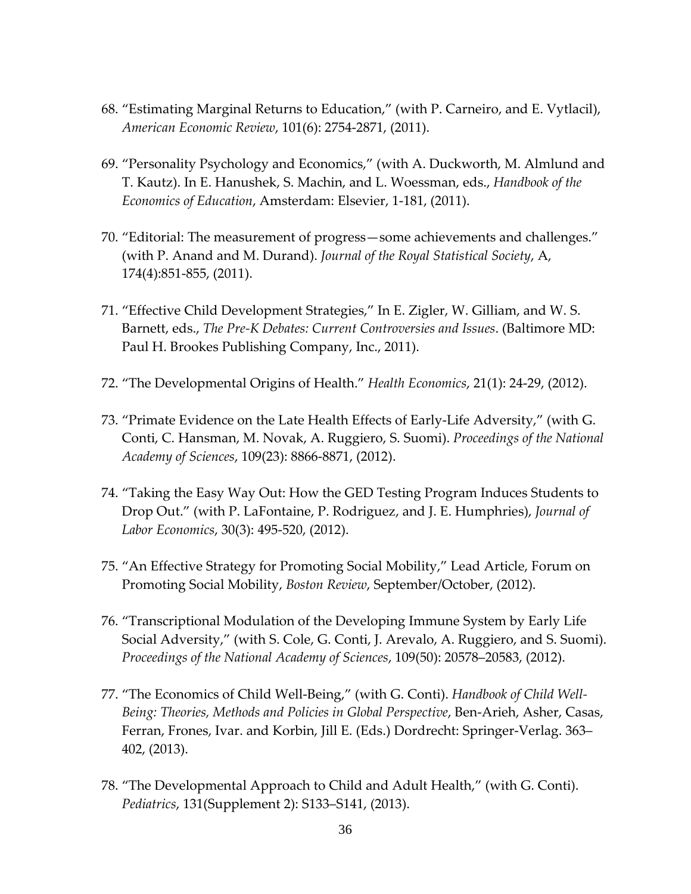68. "Estimating Marginal Returns to Education," (with P. Carneiro, and E. Vytlacil), *American Economic Review*, 101(6): 2754-2871, (2011).

69. "Personality Psychology and Economics," (with A. Duckworth, M. Almlund and T. Kautz). In E. Hanushek, S. Machin, and L. Woessman, eds., *Handbook of the Economics of Education*, Amsterdam: Elsevier, 1-181, (2011).

70. "Editorial: The measurement of progress—some achievements and challenges." (with P. Anand and M. Durand). *Journal of the Royal Statistical Society*, A, 174(4):851-855, (2011).

71. "Effective Child Development Strategies," In E. Zigler, W. Gilliam, and W. S. Barnett, eds., *The Pre-K Debates: Current Controversies and Issues*. (Baltimore MD: Paul H. Brookes Publishing Company, Inc., 2011).

72. "The Developmental Origins of Health." *Health Economics*, 21(1): 24-29, (2012).

73. "Primate Evidence on the Late Health Effects of Early-Life Adversity," (with G. Conti, C. Hansman, M. Novak, A. Ruggiero, S. Suomi). *Proceedings of the National Academy of Sciences*, 109(23): 8866-8871, (2012).

74. "Taking the Easy Way Out: How the GED Testing Program Induces Students to Drop Out." (with P. LaFontaine, P. Rodriguez, and J. E. Humphries), *Journal of Labor Economics*, 30(3): 495-520, (2012).

75. "An Effective Strategy for Promoting Social Mobility," Lead Article, Forum on Promoting Social Mobility, *Boston Review*, September/October, (2012).

76. "Transcriptional Modulation of the Developing Immune System by Early Life Social Adversity," (with S. Cole, G. Conti, J. Arevalo, A. Ruggiero, and S. Suomi). *Proceedings of the National Academy of Sciences*, 109(50): 20578–20583, (2012).

77. "The Economics of Child Well-Being," (with G. Conti). *Handbook of Child Well-Being: Theories, Methods and Policies in Global Perspective*, Ben-Arieh, Asher, Casas, Ferran, Frones, Ivar. and Korbin, Jill E. (Eds.) Dordrecht: Springer-Verlag. 363–402, (2013).

78. "The Developmental Approach to Child and Adult Health," (with G. Conti). *Pediatrics*, 131(Supplement 2): S133–S141, (2013).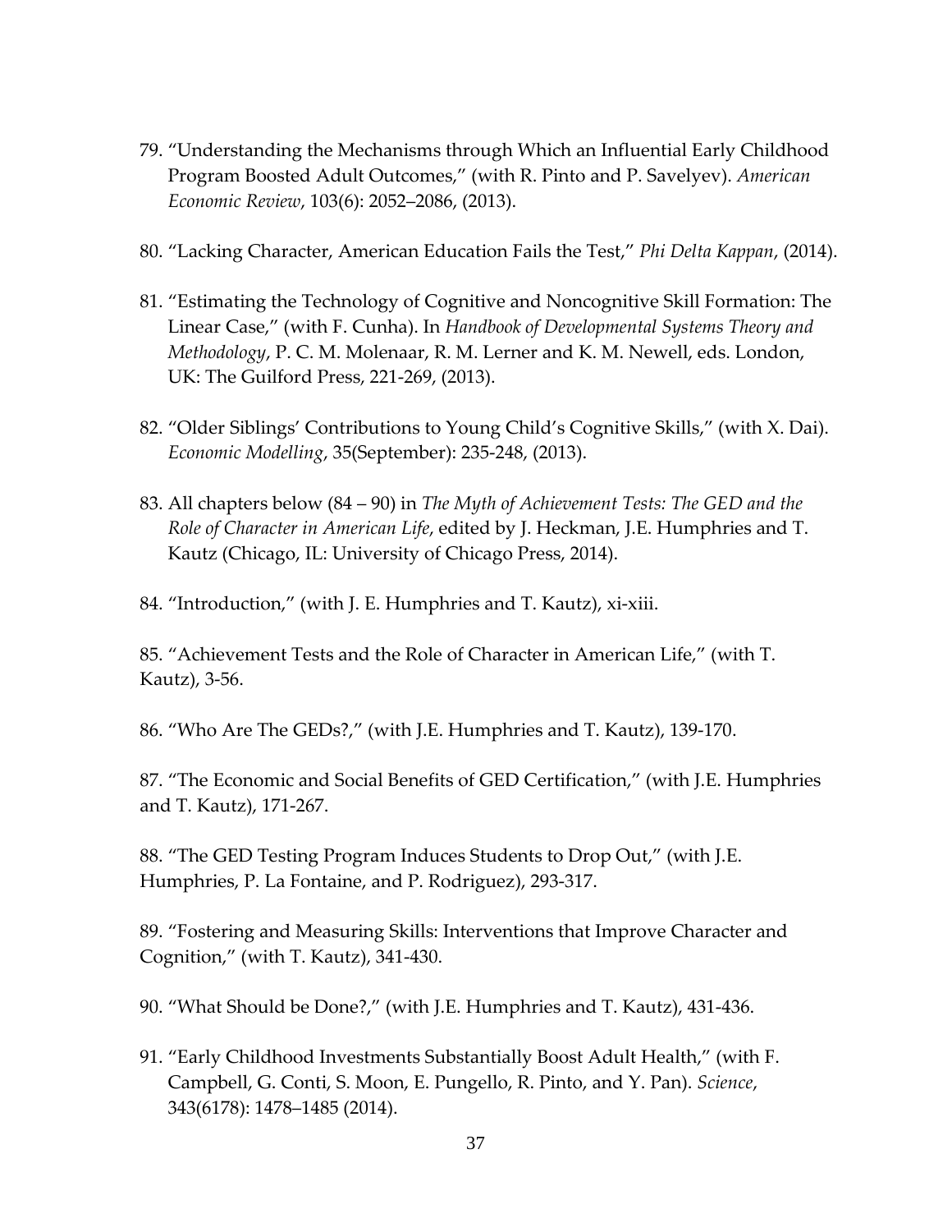79. "Understanding the Mechanisms through Which an Influential Early Childhood Program Boosted Adult Outcomes," (with R. Pinto and P. Savelyev). *American Economic Review*, 103(6): 2052–2086, (2013).

80. "Lacking Character, American Education Fails the Test," *Phi Delta Kappan*, (2014).

81. "Estimating the Technology of Cognitive and Noncognitive Skill Formation: The Linear Case," (with F. Cunha). In *Handbook of Developmental Systems Theory and Methodology*, P. C. M. Molenaar, R. M. Lerner and K. M. Newell, eds. London, UK: The Guilford Press, 221-269, (2013).

82. "Older Siblings' Contributions to Young Child's Cognitive Skills," (with X. Dai). *Economic Modelling*, 35(September): 235-248, (2013).

83. All chapters below (84 – 90) in *The Myth of Achievement Tests: The GED and the Role of Character in American Life*, edited by J. Heckman, J.E. Humphries and T. Kautz (Chicago, IL: University of Chicago Press, 2014).

84. "Introduction," (with J. E. Humphries and T. Kautz), xi-xiii.

85. "Achievement Tests and the Role of Character in American Life," (with T. Kautz), 3-56.

86. "Who Are The GEDs?," (with J.E. Humphries and T. Kautz), 139-170.

87. "The Economic and Social Benefits of GED Certification," (with J.E. Humphries and T. Kautz), 171-267.

88. "The GED Testing Program Induces Students to Drop Out," (with J.E. Humphries, P. La Fontaine, and P. Rodriguez), 293-317.

89. "Fostering and Measuring Skills: Interventions that Improve Character and Cognition," (with T. Kautz), 341-430.

90. "What Should be Done?," (with J.E. Humphries and T. Kautz), 431-436.

91. "Early Childhood Investments Substantially Boost Adult Health," (with F. Campbell, G. Conti, S. Moon, E. Pungello, R. Pinto, and Y. Pan). *Science*, 343(6178): 1478–1485 (2014).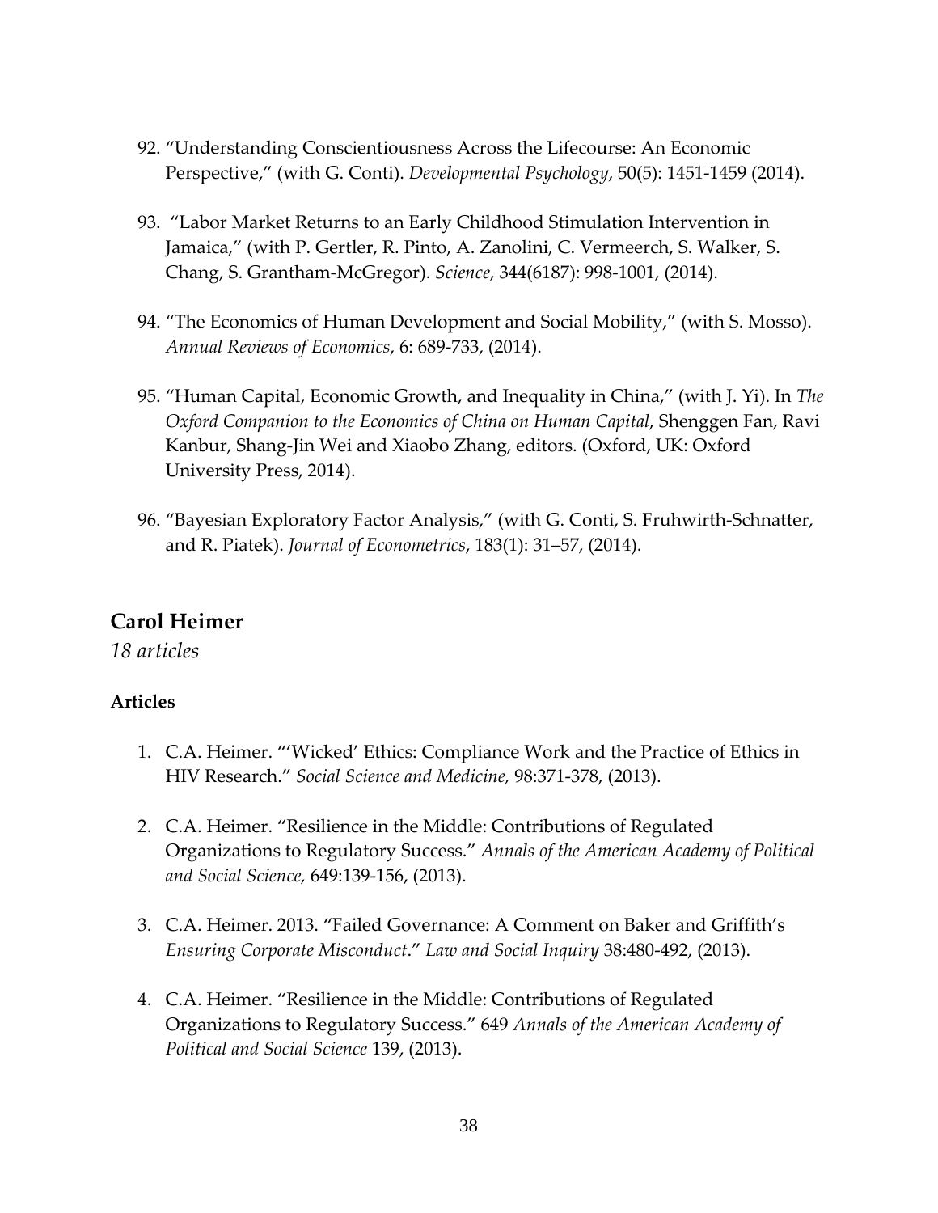92. "Understanding Conscientiousness Across the Lifecourse: An Economic Perspective," (with G. Conti). *Developmental Psychology*, 50(5): 1451-1459 (2014).

93. "Labor Market Returns to an Early Childhood Stimulation Intervention in Jamaica," (with P. Gertler, R. Pinto, A. Zanolini, C. Vermeerch, S. Walker, S. Chang, S. Grantham-McGregor). *Science*, 344(6187): 998-1001, (2014).

94. "The Economics of Human Development and Social Mobility," (with S. Mosso). *Annual Reviews of Economics*, 6: 689-733, (2014).

95. "Human Capital, Economic Growth, and Inequality in China," (with J. Yi). In *The Oxford Companion to the Economics of China on Human Capital*, Shenggen Fan, Ravi Kanbur, Shang-Jin Wei and Xiaobo Zhang, editors. (Oxford, UK: Oxford University Press, 2014).

96. "Bayesian Exploratory Factor Analysis," (with G. Conti, S. Fruhwirth-Schnatter, and R. Piatek). *Journal of Econometrics*, 183(1): 31–57, (2014).

## Carol Heimer

*18 articles*

### Articles

1. C.A. Heimer. "'Wicked' Ethics: Compliance Work and the Practice of Ethics in HIV Research." *Social Science and Medicine,* 98:371-378, (2013).

2. C.A. Heimer. "Resilience in the Middle: Contributions of Regulated Organizations to Regulatory Success." *Annals of the American Academy of Political and Social Science,* 649:139-156, (2013).

3. C.A. Heimer. 2013. "Failed Governance: A Comment on Baker and Griffith's *Ensuring Corporate Misconduct*." *Law and Social Inquiry* 38:480-492, (2013).

4. C.A. Heimer. "Resilience in the Middle: Contributions of Regulated Organizations to Regulatory Success." 649 *Annals of the American Academy of Political and Social Science* 139, (2013).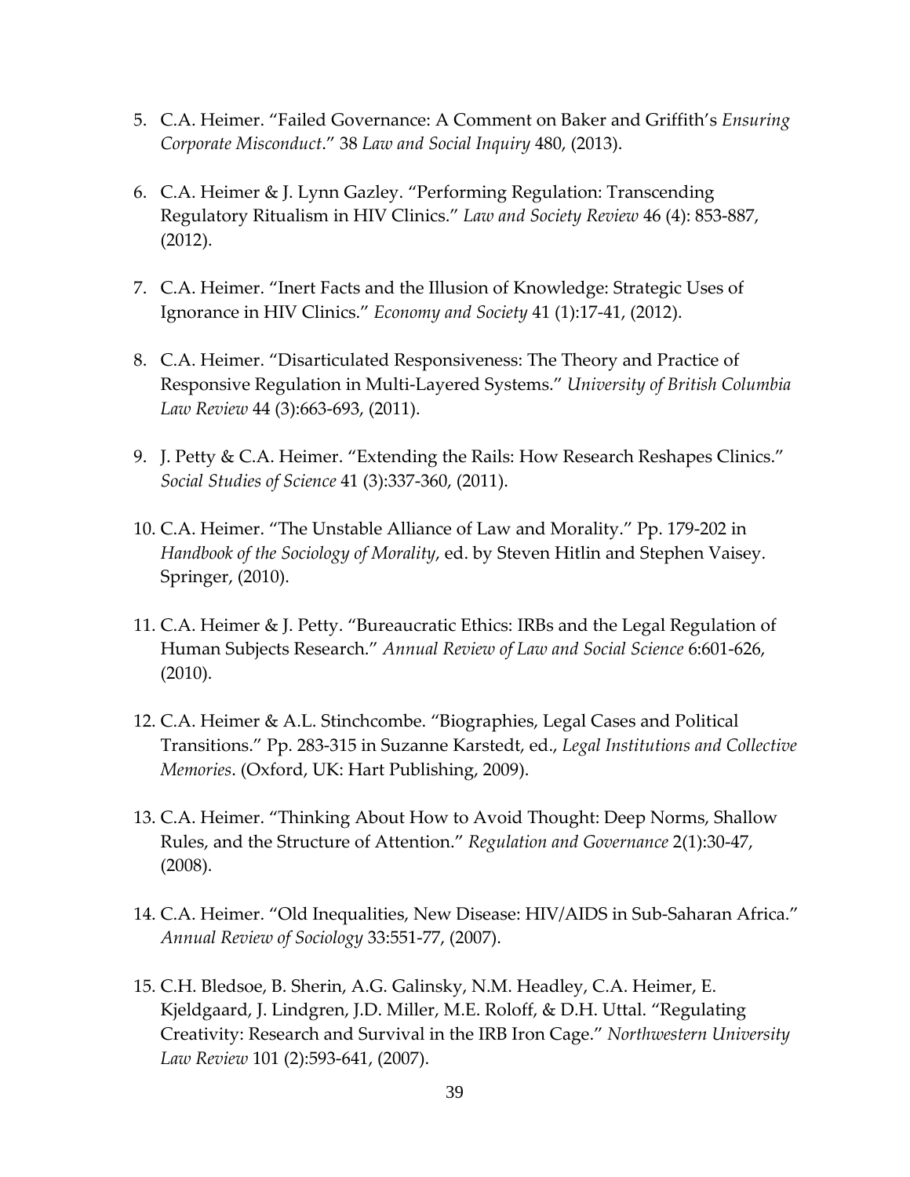5. C.A. Heimer. “Failed Governance: A Comment on Baker and Griffith’s *Ensuring Corporate Misconduct*.” 38 *Law and Social Inquiry* 480, (2013).

6. C.A. Heimer & J. Lynn Gazley. “Performing Regulation: Transcending Regulatory Ritualism in HIV Clinics.” *Law and Society Review* 46 (4): 853-887, (2012).

7. C.A. Heimer. “Inert Facts and the Illusion of Knowledge: Strategic Uses of Ignorance in HIV Clinics.” *Economy and Society* 41 (1):17-41, (2012).

8. C.A. Heimer. “Disarticulated Responsiveness: The Theory and Practice of Responsive Regulation in Multi-Layered Systems.” *University of British Columbia Law Review* 44 (3):663-693, (2011).

9. J. Petty & C.A. Heimer. “Extending the Rails: How Research Reshapes Clinics.” *Social Studies of Science* 41 (3):337-360, (2011).

10. C.A. Heimer. “The Unstable Alliance of Law and Morality.” Pp. 179-202 in *Handbook of the Sociology of Morality*, ed. by Steven Hitlin and Stephen Vaisey. Springer, (2010).

11. C.A. Heimer & J. Petty. “Bureaucratic Ethics: IRBs and the Legal Regulation of Human Subjects Research.” *Annual Review of Law and Social Science* 6:601-626, (2010).

12. C.A. Heimer & A.L. Stinchcombe. “Biographies, Legal Cases and Political Transitions.” Pp. 283-315 in Suzanne Karstedt, ed., *Legal Institutions and Collective Memories*. (Oxford, UK: Hart Publishing, 2009).

13. C.A. Heimer. “Thinking About How to Avoid Thought: Deep Norms, Shallow Rules, and the Structure of Attention.” *Regulation and Governance* 2(1):30-47, (2008).

14. C.A. Heimer. “Old Inequalities, New Disease: HIV/AIDS in Sub-Saharan Africa.” *Annual Review of Sociology* 33:551-77, (2007).

15. C.H. Bledsoe, B. Sherin, A.G. Galinsky, N.M. Headley, C.A. Heimer, E. Kjeldgaard, J. Lindgren, J.D. Miller, M.E. Roloff, & D.H. Uttal. “Regulating Creativity: Research and Survival in the IRB Iron Cage.” *Northwestern University Law Review* 101 (2):593-641, (2007).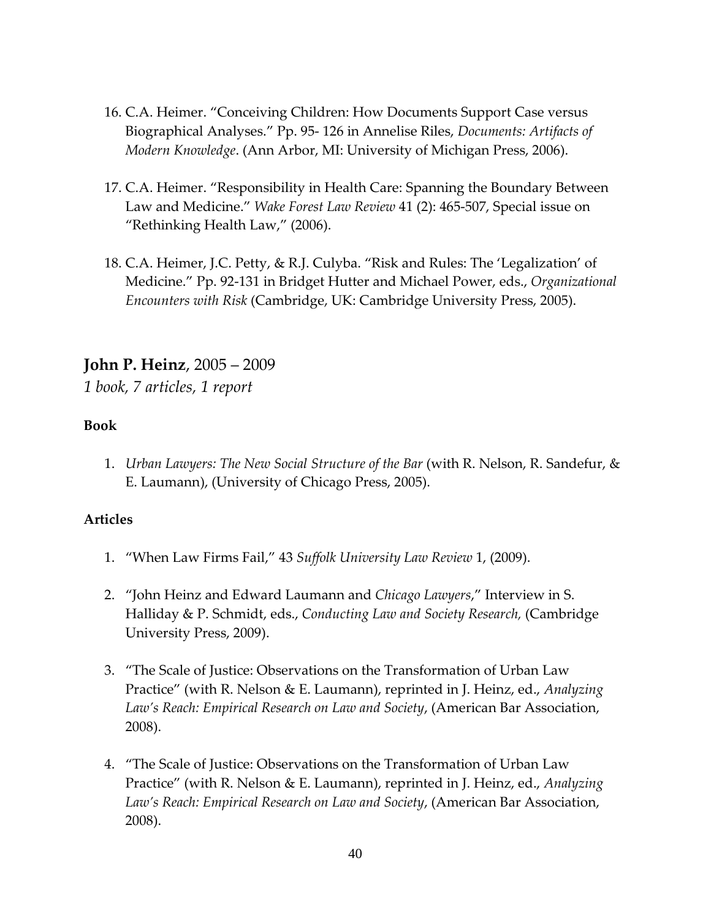16. C.A. Heimer. "Conceiving Children: How Documents Support Case versus Biographical Analyses." Pp. 95- 126 in Annelise Riles, *Documents: Artifacts of Modern Knowledge*. (Ann Arbor, MI: University of Michigan Press, 2006).

17. C.A. Heimer. "Responsibility in Health Care: Spanning the Boundary Between Law and Medicine." *Wake Forest Law Review* 41 (2): 465-507, Special issue on "Rethinking Health Law," (2006).

18. C.A. Heimer, J.C. Petty, & R.J. Culyba. "Risk and Rules: The 'Legalization' of Medicine." Pp. 92-131 in Bridget Hutter and Michael Power, eds., *Organizational Encounters with Risk* (Cambridge, UK: Cambridge University Press, 2005).

## **John P. Heinz**, 2005 – 2009

*1 book, 7 articles, 1 report*

**Book**

1. *Urban Lawyers: The New Social Structure of the Bar* (with R. Nelson, R. Sandefur, & E. Laumann), (University of Chicago Press, 2005).

**Articles**

1. "When Law Firms Fail," 43 *Suffolk University Law Review* 1, (2009).

2. "John Heinz and Edward Laumann and *Chicago Lawyers*," Interview in S. Halliday & P. Schmidt, eds., *Conducting Law and Society Research,* (Cambridge University Press, 2009).

3. "The Scale of Justice: Observations on the Transformation of Urban Law Practice" (with R. Nelson & E. Laumann), reprinted in J. Heinz, ed., *Analyzing Law's Reach: Empirical Research on Law and Society*, (American Bar Association, 2008).

4. "The Scale of Justice: Observations on the Transformation of Urban Law Practice" (with R. Nelson & E. Laumann), reprinted in J. Heinz, ed., *Analyzing Law's Reach: Empirical Research on Law and Society*, (American Bar Association, 2008).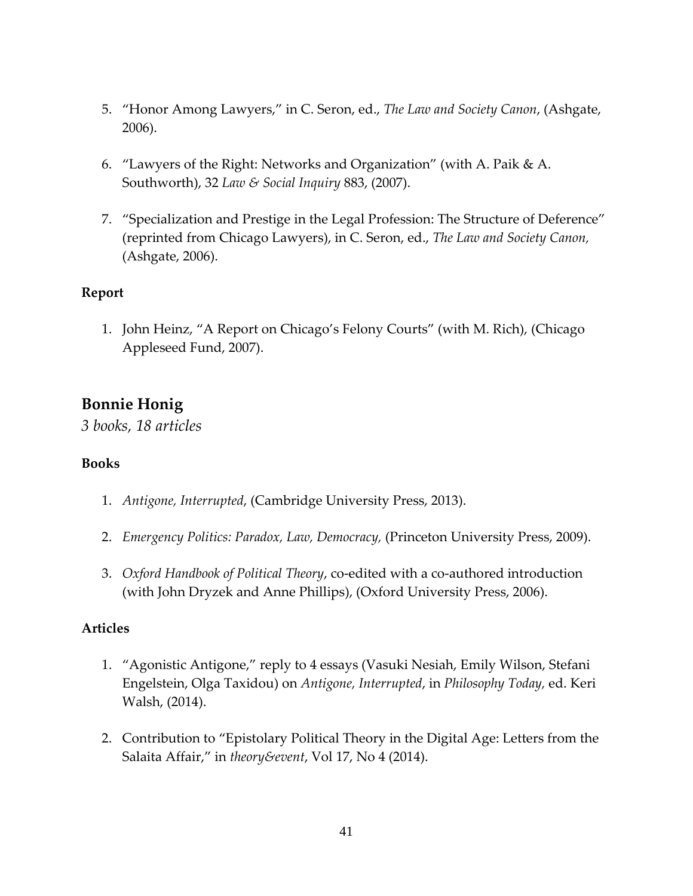5. “Honor Among Lawyers,” in C. Seron, ed., *The Law and Society Canon*, (Ashgate, 2006).

6. “Lawyers of the Right: Networks and Organization” (with A. Paik & A. Southworth), 32 *Law & Social Inquiry* 883, (2007).

7. “Specialization and Prestige in the Legal Profession: The Structure of Deference” (reprinted from Chicago Lawyers), in C. Seron, ed., *The Law and Society Canon,* (Ashgate, 2006).

### Report

1. John Heinz, “A Report on Chicago’s Felony Courts” (with M. Rich), (Chicago Appleseed Fund, 2007).

## Bonnie Honig

*3 books, 18 articles*

### Books

1. *Antigone, Interrupted*, (Cambridge University Press, 2013).

2. *Emergency Politics: Paradox, Law, Democracy,* (Princeton University Press, 2009).

3. *Oxford Handbook of Political Theory*, co-edited with a co-authored introduction (with John Dryzek and Anne Phillips), (Oxford University Press, 2006).

### Articles

1. “Agonistic Antigone,” reply to 4 essays (Vasuki Nesiah, Emily Wilson, Stefani Engelstein, Olga Taxidou) on *Antigone, Interrupted*, in *Philosophy Today,* ed. Keri Walsh, (2014).

2. Contribution to “Epistolary Political Theory in the Digital Age: Letters from the Salaita Affair,” in *theory&event*, Vol 17, No 4 (2014).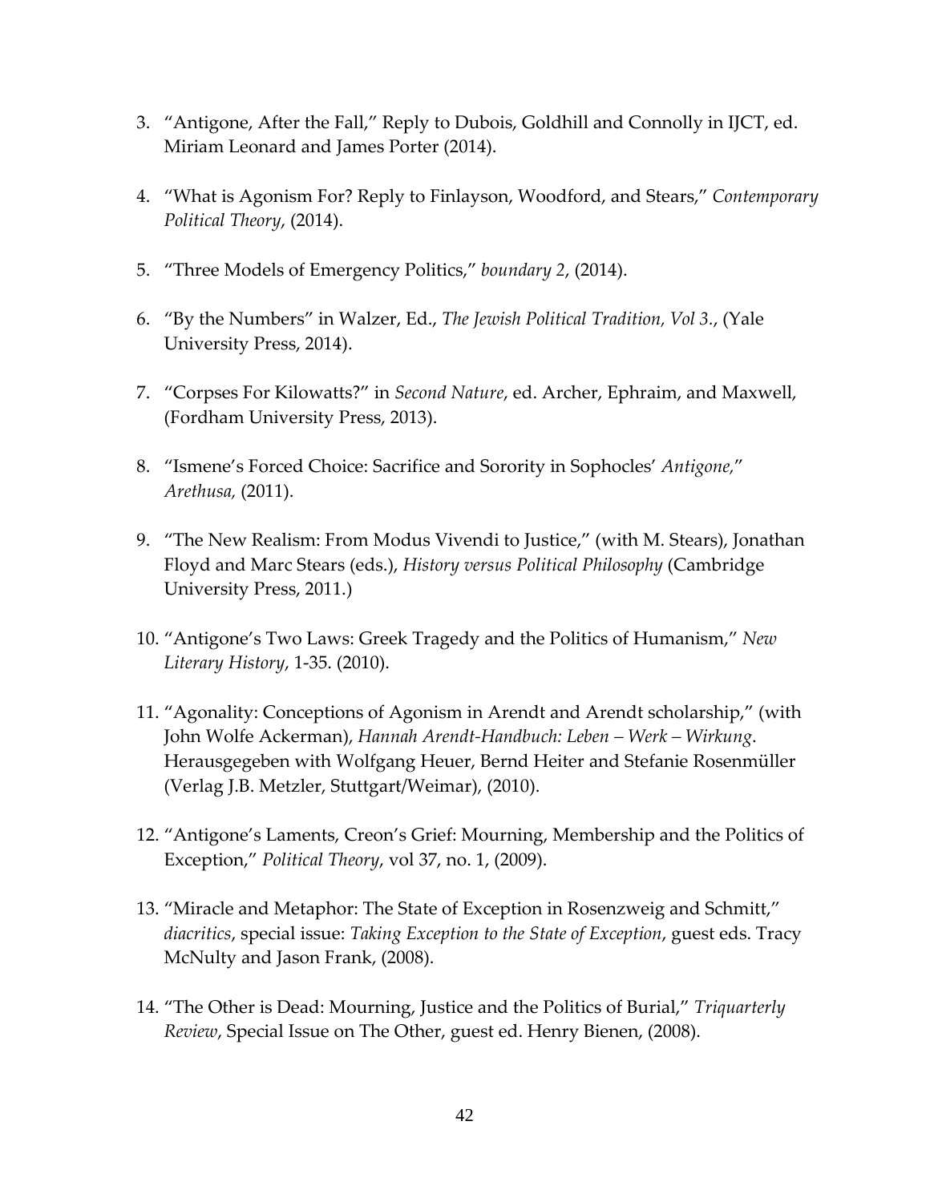3. "Antigone, After the Fall," Reply to Dubois, Goldhill and Connolly in IJCT, ed. Miriam Leonard and James Porter (2014).

4. "What is Agonism For? Reply to Finlayson, Woodford, and Stears," *Contemporary Political Theory*, (2014).

5. "Three Models of Emergency Politics," *boundary 2*, (2014).

6. "By the Numbers" in Walzer, Ed., *The Jewish Political Tradition, Vol 3.*, (Yale University Press, 2014).

7. "Corpses For Kilowatts?" in *Second Nature*, ed. Archer, Ephraim, and Maxwell, (Fordham University Press, 2013).

8. "Ismene's Forced Choice: Sacrifice and Sorority in Sophocles' *Antigone*," *Arethusa,* (2011).

9. "The New Realism: From Modus Vivendi to Justice," (with M. Stears), Jonathan Floyd and Marc Stears (eds.), *History versus Political Philosophy* (Cambridge University Press, 2011.)

10. "Antigone's Two Laws: Greek Tragedy and the Politics of Humanism," *New Literary History*, 1-35. (2010).

11. "Agonality: Conceptions of Agonism in Arendt and Arendt scholarship," (with John Wolfe Ackerman), *Hannah Arendt-Handbuch: Leben – Werk – Wirkung*. Herausgegeben with Wolfgang Heuer, Bernd Heiter and Stefanie Rosenmüller (Verlag J.B. Metzler, Stuttgart/Weimar), (2010).

12. "Antigone's Laments, Creon's Grief: Mourning, Membership and the Politics of Exception," *Political Theory*, vol 37, no. 1, (2009).

13. "Miracle and Metaphor: The State of Exception in Rosenzweig and Schmitt," *diacritics*, special issue: *Taking Exception to the State of Exception*, guest eds. Tracy McNulty and Jason Frank, (2008).

14. "The Other is Dead: Mourning, Justice and the Politics of Burial," *Triquarterly Review*, Special Issue on The Other, guest ed. Henry Bienen, (2008).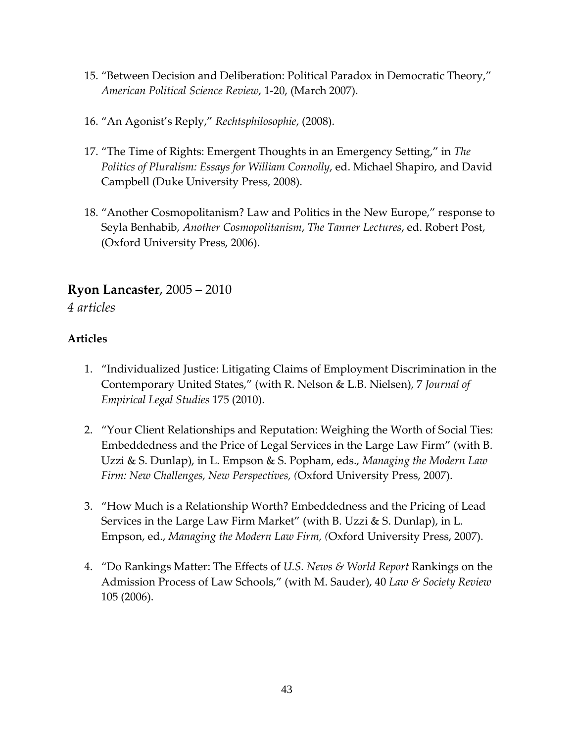15. "Between Decision and Deliberation: Political Paradox in Democratic Theory," *American Political Science Review*, 1-20, (March 2007).

16. "An Agonist's Reply," *Rechtsphilosophie*, (2008).

17. "The Time of Rights: Emergent Thoughts in an Emergency Setting," in *The Politics of Pluralism: Essays for William Connolly*, ed. Michael Shapiro, and David Campbell (Duke University Press, 2008).

18. "Another Cosmopolitanism? Law and Politics in the New Europe," response to Seyla Benhabib, *Another Cosmopolitanism*, *The Tanner Lectures*, ed. Robert Post, (Oxford University Press, 2006).

## **Ryon Lancaster**, 2005 – 2010

*4 articles*

### Articles

1. "Individualized Justice: Litigating Claims of Employment Discrimination in the Contemporary United States," (with R. Nelson & L.B. Nielsen), 7 *Journal of Empirical Legal Studies* 175 (2010).

2. "Your Client Relationships and Reputation: Weighing the Worth of Social Ties: Embeddedness and the Price of Legal Services in the Large Law Firm" (with B. Uzzi & S. Dunlap), in L. Empson & S. Popham, eds., *Managing the Modern Law Firm: New Challenges, New Perspectives, (*Oxford University Press, 2007).

3. "How Much is a Relationship Worth? Embeddedness and the Pricing of Lead Services in the Large Law Firm Market" (with B. Uzzi & S. Dunlap), in L. Empson, ed., *Managing the Modern Law Firm, (*Oxford University Press, 2007).

4. "Do Rankings Matter: The Effects of *U.S. News & World Report* Rankings on the Admission Process of Law Schools," (with M. Sauder), 40 *Law & Society Review* 105 (2006).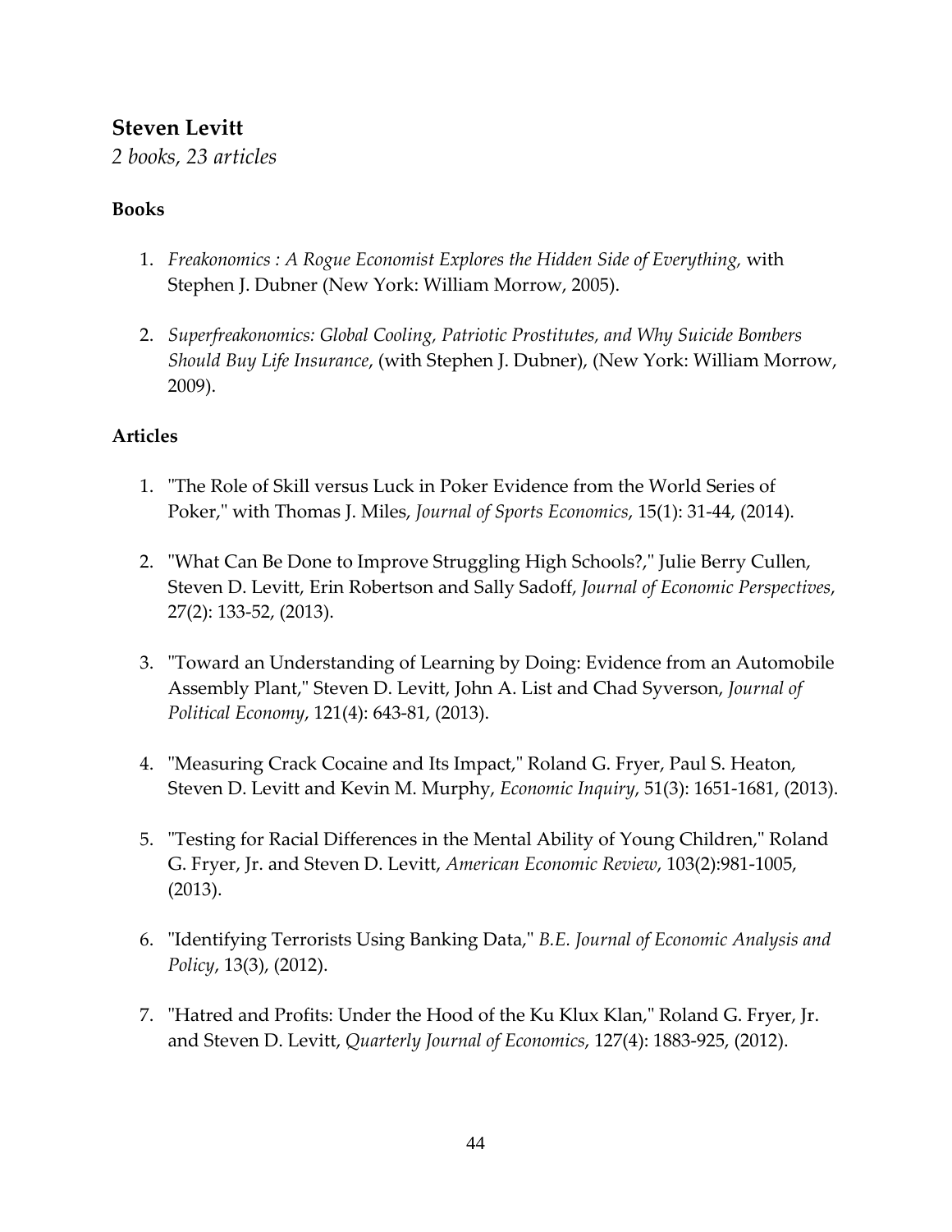## Steven Levitt

*2 books, 23 articles*

### Books

1. *Freakonomics : A Rogue Economist Explores the Hidden Side of Everything,* with Stephen J. Dubner (New York: William Morrow, 2005).

2. *Superfreakonomics: Global Cooling, Patriotic Prostitutes, and Why Suicide Bombers Should Buy Life Insurance*, (with Stephen J. Dubner), (New York: William Morrow, 2009).

### Articles

1. "The Role of Skill versus Luck in Poker Evidence from the World Series of Poker," with Thomas J. Miles, *Journal of Sports Economics*, 15(1): 31-44, (2014).

2. "What Can Be Done to Improve Struggling High Schools?," Julie Berry Cullen, Steven D. Levitt, Erin Robertson and Sally Sadoff, *Journal of Economic Perspectives*, 27(2): 133-52, (2013).

3. "Toward an Understanding of Learning by Doing: Evidence from an Automobile Assembly Plant," Steven D. Levitt, John A. List and Chad Syverson, *Journal of Political Economy*, 121(4): 643-81, (2013).

4. "Measuring Crack Cocaine and Its Impact," Roland G. Fryer, Paul S. Heaton, Steven D. Levitt and Kevin M. Murphy, *Economic Inquiry*, 51(3): 1651-1681, (2013).

5. "Testing for Racial Differences in the Mental Ability of Young Children," Roland G. Fryer, Jr. and Steven D. Levitt, *American Economic Review*, 103(2):981-1005, (2013).

6. "Identifying Terrorists Using Banking Data," *B.E. Journal of Economic Analysis and Policy*, 13(3), (2012).

7. "Hatred and Profits: Under the Hood of the Ku Klux Klan," Roland G. Fryer, Jr. and Steven D. Levitt, *Quarterly Journal of Economics*, 127(4): 1883-925, (2012).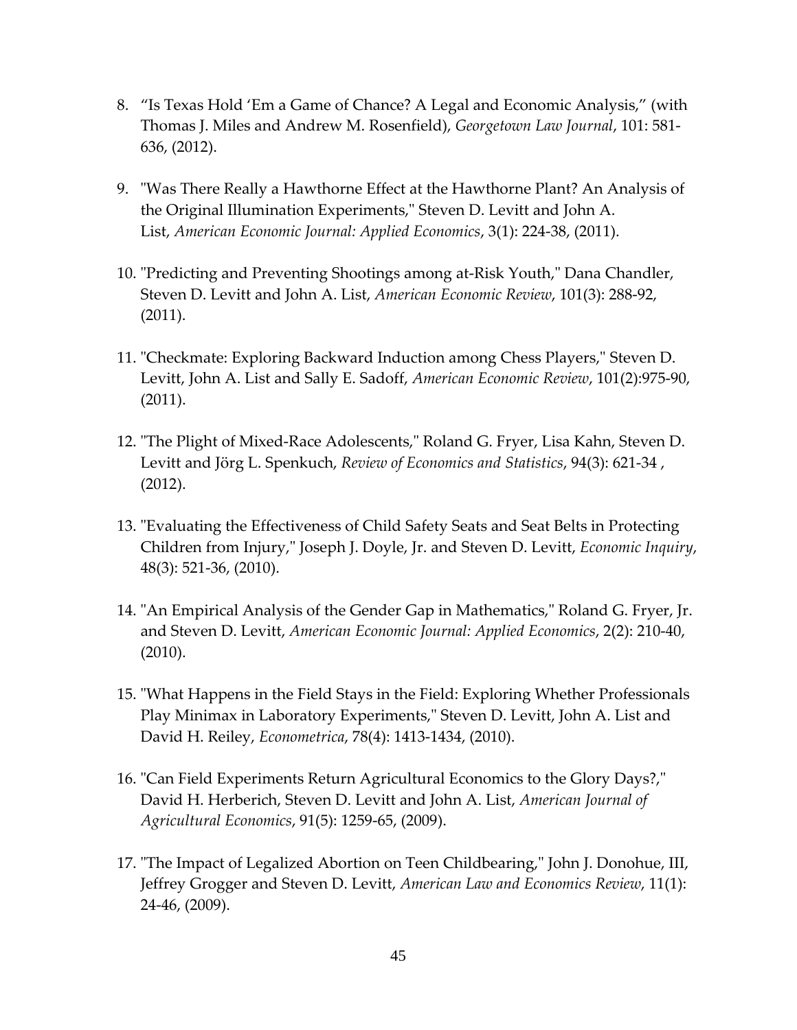8. "Is Texas Hold 'Em a Game of Chance? A Legal and Economic Analysis," (with Thomas J. Miles and Andrew M. Rosenfield), *Georgetown Law Journal*, 101: 581-636, (2012).

9. "Was There Really a Hawthorne Effect at the Hawthorne Plant? An Analysis of the Original Illumination Experiments," Steven D. Levitt and John A. List, *American Economic Journal: Applied Economics*, 3(1): 224-38, (2011).

10. "Predicting and Preventing Shootings among at-Risk Youth," Dana Chandler, Steven D. Levitt and John A. List, *American Economic Review*, 101(3): 288-92, (2011).

11. "Checkmate: Exploring Backward Induction among Chess Players," Steven D. Levitt, John A. List and Sally E. Sadoff, *American Economic Review*, 101(2):975-90, (2011).

12. "The Plight of Mixed-Race Adolescents," Roland G. Fryer, Lisa Kahn, Steven D. Levitt and Jörg L. Spenkuch, *Review of Economics and Statistics*, 94(3): 621-34 , (2012).

13. "Evaluating the Effectiveness of Child Safety Seats and Seat Belts in Protecting Children from Injury," Joseph J. Doyle, Jr. and Steven D. Levitt, *Economic Inquiry*, 48(3): 521-36, (2010).

14. "An Empirical Analysis of the Gender Gap in Mathematics," Roland G. Fryer, Jr. and Steven D. Levitt, *American Economic Journal: Applied Economics*, 2(2): 210-40, (2010).

15. "What Happens in the Field Stays in the Field: Exploring Whether Professionals Play Minimax in Laboratory Experiments," Steven D. Levitt, John A. List and David H. Reiley, *Econometrica*, 78(4): 1413-1434, (2010).

16. "Can Field Experiments Return Agricultural Economics to the Glory Days?," David H. Herberich, Steven D. Levitt and John A. List, *American Journal of Agricultural Economics*, 91(5): 1259-65, (2009).

17. "The Impact of Legalized Abortion on Teen Childbearing," John J. Donohue, III, Jeffrey Grogger and Steven D. Levitt, *American Law and Economics Review*, 11(1): 24-46, (2009).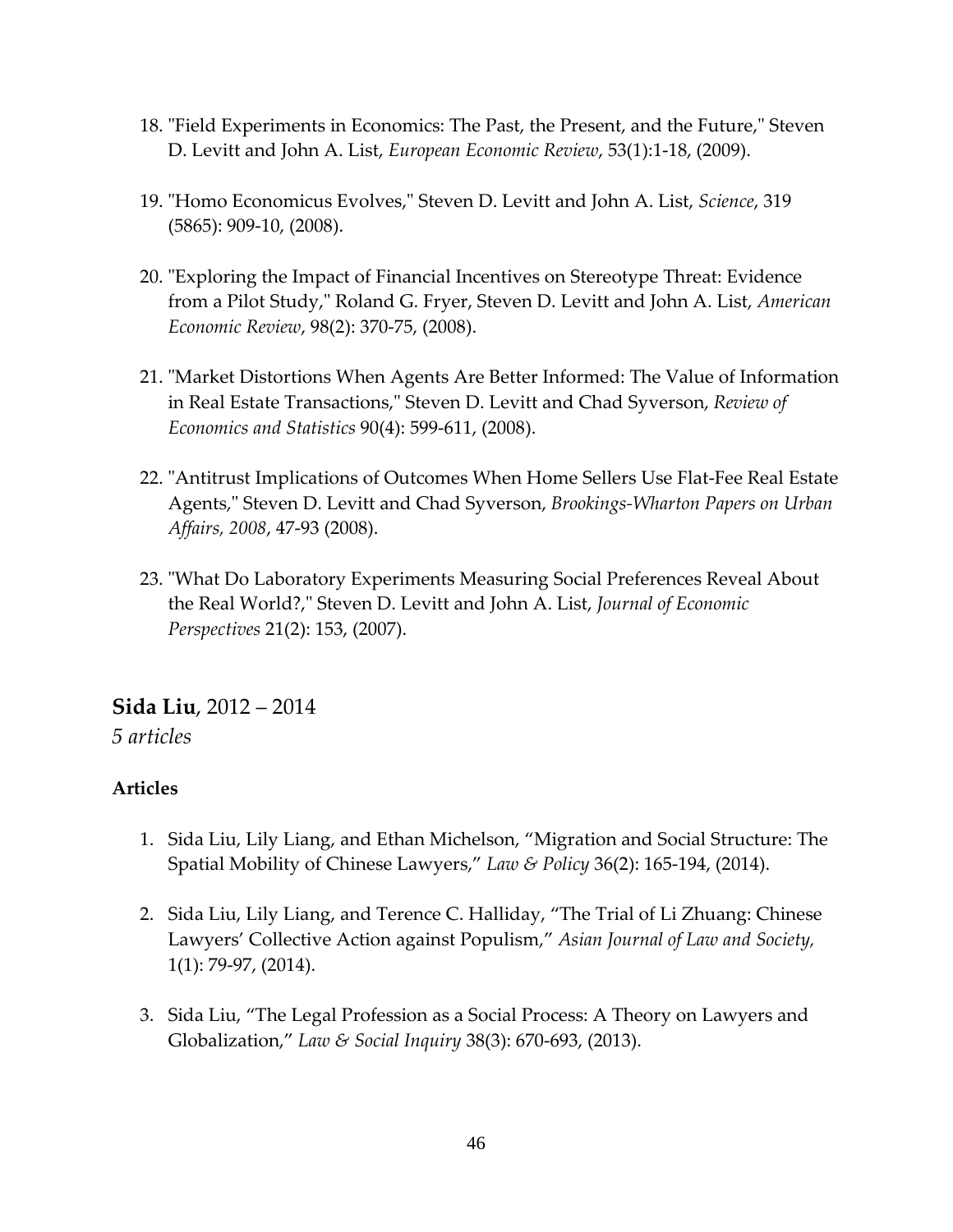18. "Field Experiments in Economics: The Past, the Present, and the Future," Steven D. Levitt and John A. List, *European Economic Review*, 53(1):1-18, (2009).

19. "Homo Economicus Evolves," Steven D. Levitt and John A. List, *Science*, 319 (5865): 909-10, (2008).

20. "Exploring the Impact of Financial Incentives on Stereotype Threat: Evidence from a Pilot Study," Roland G. Fryer, Steven D. Levitt and John A. List, *American Economic Review*, 98(2): 370-75, (2008).

21. "Market Distortions When Agents Are Better Informed: The Value of Information in Real Estate Transactions," Steven D. Levitt and Chad Syverson, *Review of Economics and Statistics* 90(4): 599-611, (2008).

22. "Antitrust Implications of Outcomes When Home Sellers Use Flat-Fee Real Estate Agents," Steven D. Levitt and Chad Syverson, *Brookings-Wharton Papers on Urban Affairs, 2008*, 47-93 (2008).

23. "What Do Laboratory Experiments Measuring Social Preferences Reveal About the Real World?," Steven D. Levitt and John A. List, *Journal of Economic Perspectives* 21(2): 153, (2007).

**Sida Liu**, 2012 – 2014
*5 articles*

**Articles**

1. Sida Liu, Lily Liang, and Ethan Michelson, "Migration and Social Structure: The Spatial Mobility of Chinese Lawyers," *Law & Policy* 36(2): 165-194, (2014).

2. Sida Liu, Lily Liang, and Terence C. Halliday, "The Trial of Li Zhuang: Chinese Lawyers' Collective Action against Populism," *Asian Journal of Law and Society,* 1(1): 79-97, (2014).

3. Sida Liu, "The Legal Profession as a Social Process: A Theory on Lawyers and Globalization," *Law & Social Inquiry* 38(3): 670-693, (2013).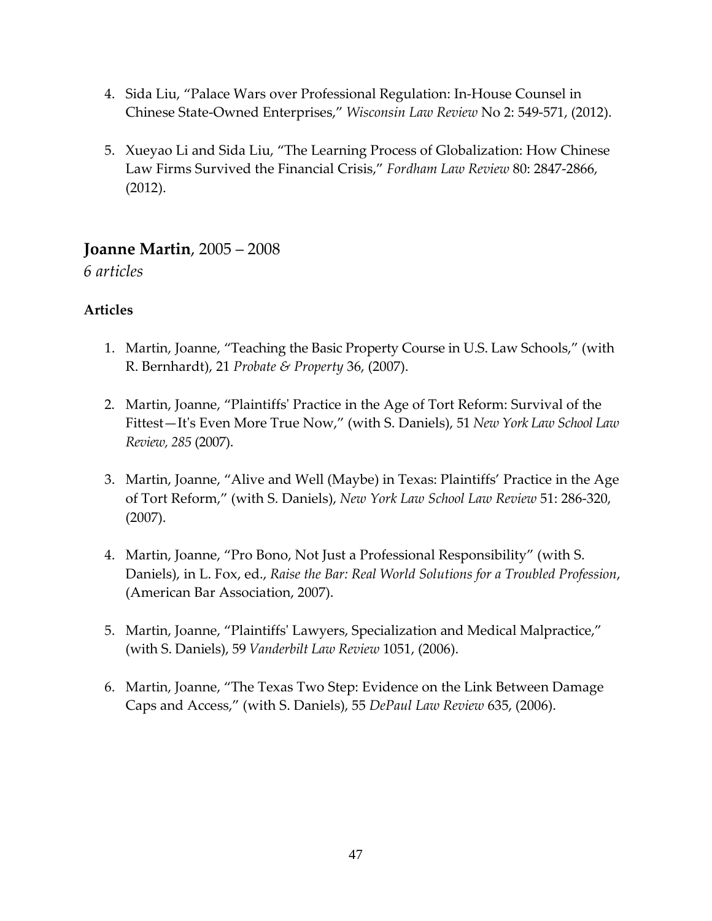4. Sida Liu, "Palace Wars over Professional Regulation: In-House Counsel in Chinese State-Owned Enterprises," *Wisconsin Law Review* No 2: 549-571, (2012).

5. Xueyao Li and Sida Liu, "The Learning Process of Globalization: How Chinese Law Firms Survived the Financial Crisis," *Fordham Law Review* 80: 2847-2866, (2012).

## **Joanne Martin**, 2005 – 2008

*6 articles*

### Articles

1. Martin, Joanne, "Teaching the Basic Property Course in U.S. Law Schools," (with R. Bernhardt), 21 *Probate & Property* 36, (2007).

2. Martin, Joanne, "Plaintiffs' Practice in the Age of Tort Reform: Survival of the Fittest—It's Even More True Now," (with S. Daniels), 51 *New York Law School Law Review, 285* (2007).

3. Martin, Joanne, "Alive and Well (Maybe) in Texas: Plaintiffs' Practice in the Age of Tort Reform," (with S. Daniels), *New York Law School Law Review* 51: 286-320, (2007).

4. Martin, Joanne, "Pro Bono, Not Just a Professional Responsibility" (with S. Daniels), in L. Fox, ed., *Raise the Bar: Real World Solutions for a Troubled Profession*, (American Bar Association, 2007).

5. Martin, Joanne, "Plaintiffs' Lawyers, Specialization and Medical Malpractice," (with S. Daniels), 59 *Vanderbilt Law Review* 1051, (2006).

6. Martin, Joanne, "The Texas Two Step: Evidence on the Link Between Damage Caps and Access," (with S. Daniels), 55 *DePaul Law Review* 635, (2006).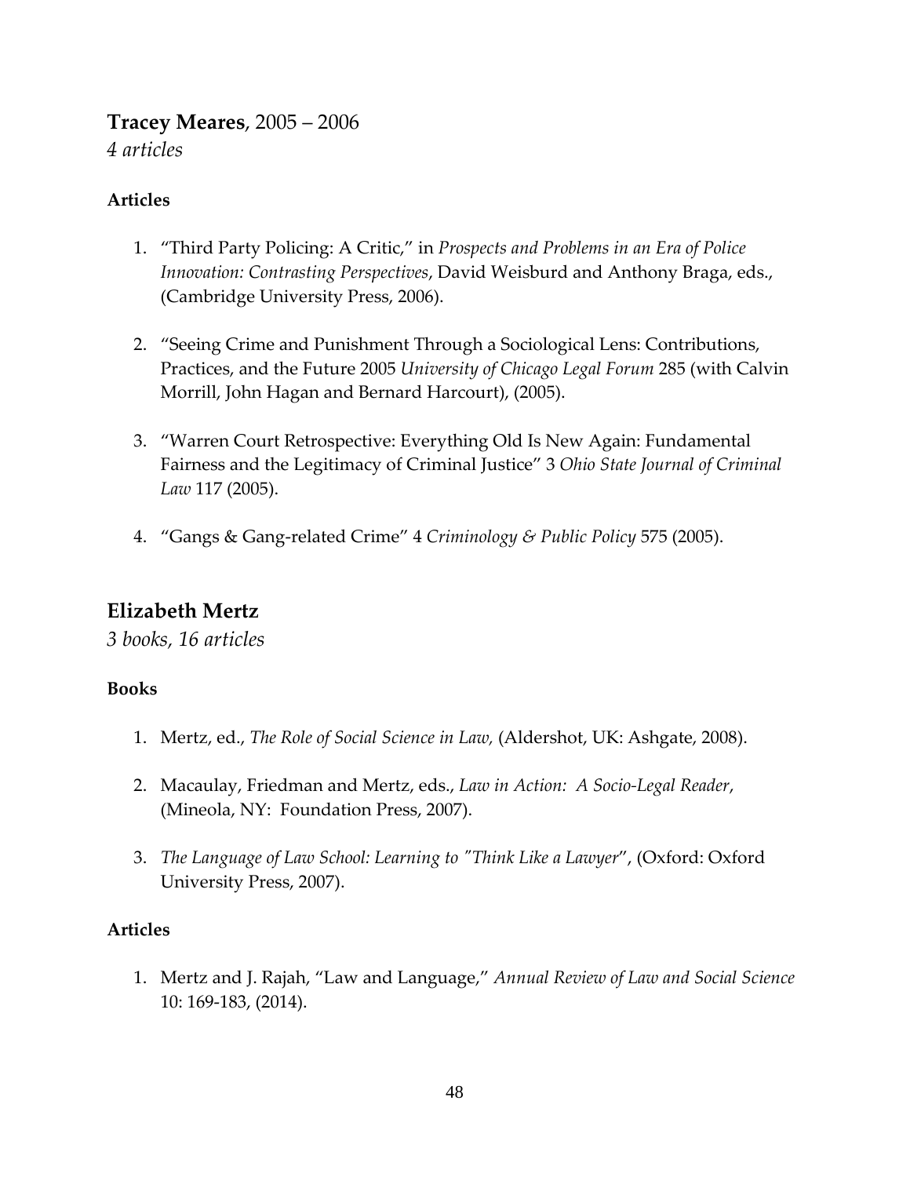## **Tracey Meares**, 2005 – 2006

*4 articles*

### Articles

1. "Third Party Policing: A Critic," in *Prospects and Problems in an Era of Police Innovation: Contrasting Perspectives*, David Weisburd and Anthony Braga, eds., (Cambridge University Press, 2006).

2. "Seeing Crime and Punishment Through a Sociological Lens: Contributions, Practices, and the Future 2005 *University of Chicago Legal Forum* 285 (with Calvin Morrill, John Hagan and Bernard Harcourt), (2005).

3. "Warren Court Retrospective: Everything Old Is New Again: Fundamental Fairness and the Legitimacy of Criminal Justice" 3 *Ohio State Journal of Criminal Law* 117 (2005).

4. "Gangs & Gang-related Crime" 4 *Criminology & Public Policy* 575 (2005).

## Elizabeth Mertz

*3 books, 16 articles*

### Books

1. Mertz, ed., *The Role of Social Science in Law,* (Aldershot, UK: Ashgate, 2008).

2. Macaulay, Friedman and Mertz, eds., *Law in Action: A Socio-Legal Reader*, (Mineola, NY: Foundation Press, 2007).

3. *The Language of Law School: Learning to "Think Like a Lawyer*", (Oxford: Oxford University Press, 2007).

### Articles

1. Mertz and J. Rajah, "Law and Language," *Annual Review of Law and Social Science* 10: 169-183, (2014).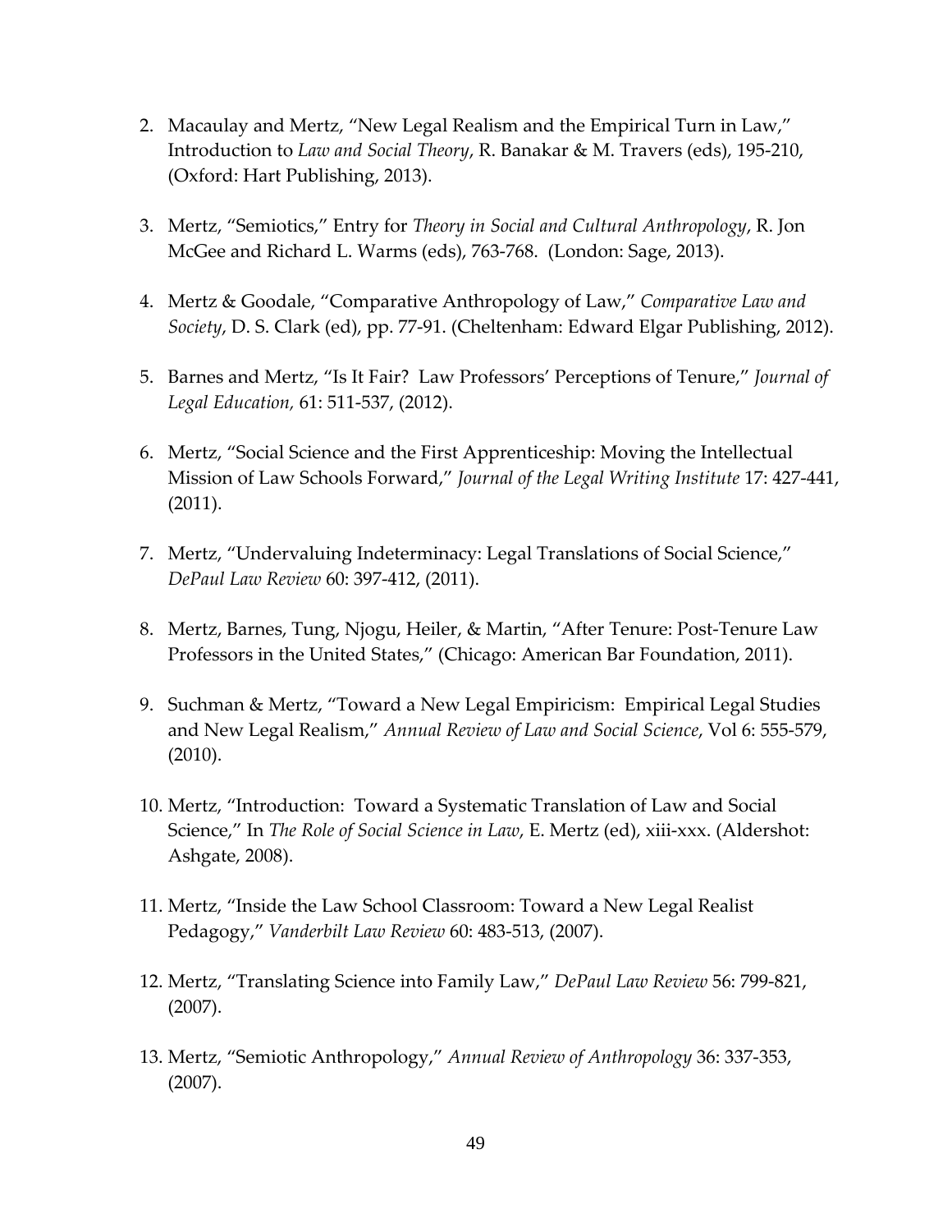2. Macaulay and Mertz, "New Legal Realism and the Empirical Turn in Law," Introduction to *Law and Social Theory*, R. Banakar & M. Travers (eds), 195-210, (Oxford: Hart Publishing, 2013).

3. Mertz, "Semiotics," Entry for *Theory in Social and Cultural Anthropology*, R. Jon McGee and Richard L. Warms (eds), 763-768. (London: Sage, 2013).

4. Mertz & Goodale, "Comparative Anthropology of Law," *Comparative Law and Society*, D. S. Clark (ed), pp. 77-91. (Cheltenham: Edward Elgar Publishing, 2012).

5. Barnes and Mertz, "Is It Fair? Law Professors' Perceptions of Tenure," *Journal of Legal Education,* 61: 511-537, (2012).

6. Mertz, "Social Science and the First Apprenticeship: Moving the Intellectual Mission of Law Schools Forward," *Journal of the Legal Writing Institute* 17: 427-441, (2011).

7. Mertz, "Undervaluing Indeterminacy: Legal Translations of Social Science," *DePaul Law Review* 60: 397-412, (2011).

8. Mertz, Barnes, Tung, Njogu, Heiler, & Martin, "After Tenure: Post-Tenure Law Professors in the United States," (Chicago: American Bar Foundation, 2011).

9. Suchman & Mertz, "Toward a New Legal Empiricism: Empirical Legal Studies and New Legal Realism," *Annual Review of Law and Social Science*, Vol 6: 555-579, (2010).

10. Mertz, "Introduction: Toward a Systematic Translation of Law and Social Science," In *The Role of Social Science in Law*, E. Mertz (ed), xiii-xxx. (Aldershot: Ashgate, 2008).

11. Mertz, "Inside the Law School Classroom: Toward a New Legal Realist Pedagogy," *Vanderbilt Law Review* 60: 483-513, (2007).

12. Mertz, "Translating Science into Family Law," *DePaul Law Review* 56: 799-821, (2007).

13. Mertz, "Semiotic Anthropology," *Annual Review of Anthropology* 36: 337-353, (2007).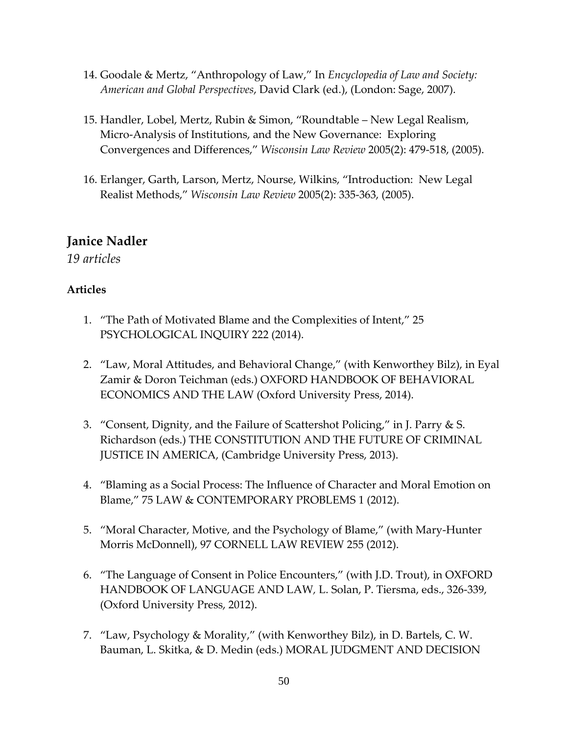14. Goodale & Mertz, "Anthropology of Law," In *Encyclopedia of Law and Society: American and Global Perspectives*, David Clark (ed.), (London: Sage, 2007).

15. Handler, Lobel, Mertz, Rubin & Simon, "Roundtable – New Legal Realism, Micro-Analysis of Institutions, and the New Governance: Exploring Convergences and Differences," *Wisconsin Law Review* 2005(2): 479-518, (2005).

16. Erlanger, Garth, Larson, Mertz, Nourse, Wilkins, "Introduction: New Legal Realist Methods," *Wisconsin Law Review* 2005(2): 335-363, (2005).

## Janice Nadler

*19 articles*

### Articles

1. "The Path of Motivated Blame and the Complexities of Intent," 25 PSYCHOLOGICAL INQUIRY 222 (2014).

2. "Law, Moral Attitudes, and Behavioral Change," (with Kenworthey Bilz), in Eyal Zamir & Doron Teichman (eds.) OXFORD HANDBOOK OF BEHAVIORAL ECONOMICS AND THE LAW (Oxford University Press, 2014).

3. "Consent, Dignity, and the Failure of Scattershot Policing," in J. Parry & S. Richardson (eds.) THE CONSTITUTION AND THE FUTURE OF CRIMINAL JUSTICE IN AMERICA, (Cambridge University Press, 2013).

4. "Blaming as a Social Process: The Influence of Character and Moral Emotion on Blame," 75 LAW & CONTEMPORARY PROBLEMS 1 (2012).

5. "Moral Character, Motive, and the Psychology of Blame," (with Mary-Hunter Morris McDonnell), 97 CORNELL LAW REVIEW 255 (2012).

6. "The Language of Consent in Police Encounters," (with J.D. Trout), in OXFORD HANDBOOK OF LANGUAGE AND LAW, L. Solan, P. Tiersma, eds., 326-339, (Oxford University Press, 2012).

7. "Law, Psychology & Morality," (with Kenworthey Bilz), in D. Bartels, C. W. Bauman, L. Skitka, & D. Medin (eds.) MORAL JUDGMENT AND DECISION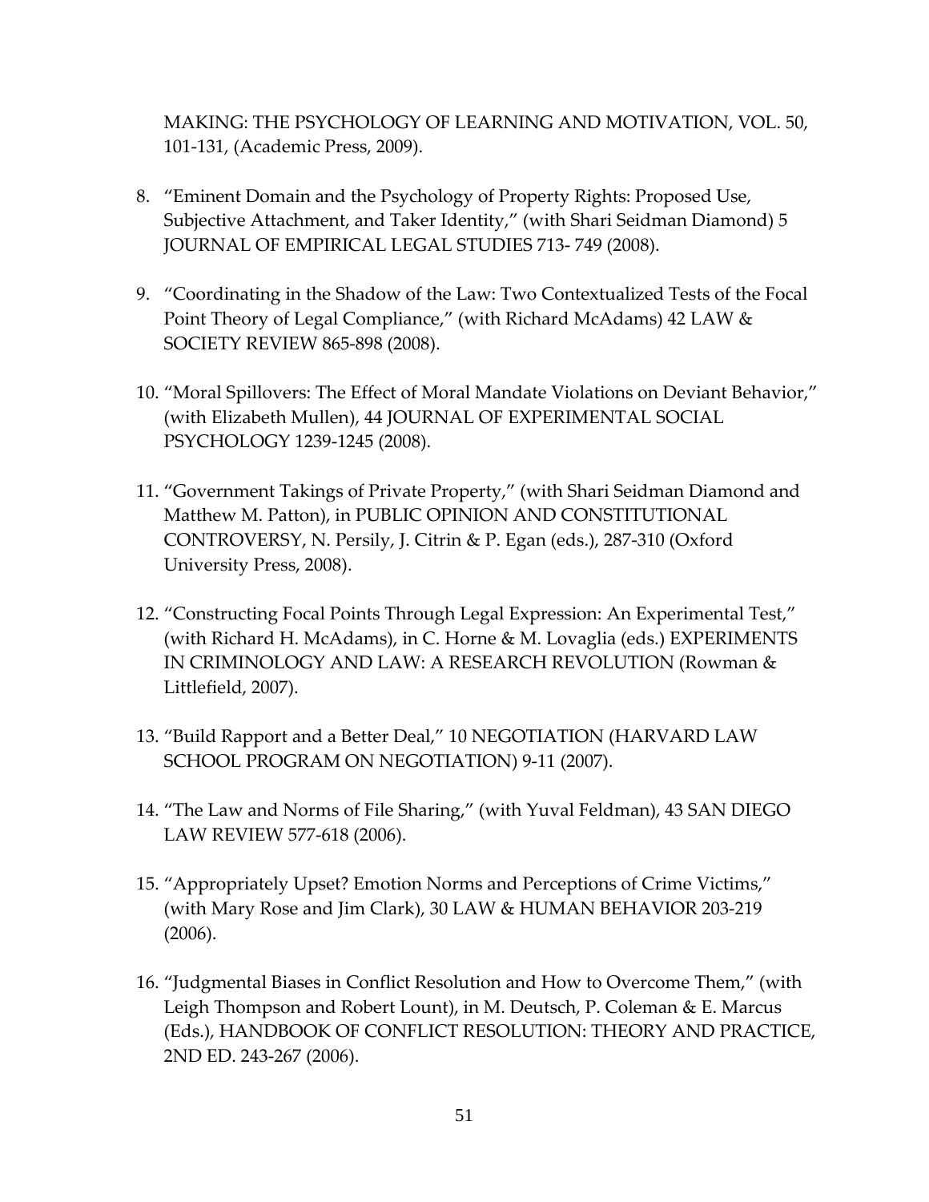MAKING: THE PSYCHOLOGY OF LEARNING AND MOTIVATION, VOL. 50, 101-131, (Academic Press, 2009).

8. "Eminent Domain and the Psychology of Property Rights: Proposed Use, Subjective Attachment, and Taker Identity," (with Shari Seidman Diamond) 5 JOURNAL OF EMPIRICAL LEGAL STUDIES 713- 749 (2008).

9. "Coordinating in the Shadow of the Law: Two Contextualized Tests of the Focal Point Theory of Legal Compliance," (with Richard McAdams) 42 LAW & SOCIETY REVIEW 865-898 (2008).

10. "Moral Spillovers: The Effect of Moral Mandate Violations on Deviant Behavior," (with Elizabeth Mullen), 44 JOURNAL OF EXPERIMENTAL SOCIAL PSYCHOLOGY 1239-1245 (2008).

11. "Government Takings of Private Property," (with Shari Seidman Diamond and Matthew M. Patton), in PUBLIC OPINION AND CONSTITUTIONAL CONTROVERSY, N. Persily, J. Citrin & P. Egan (eds.), 287-310 (Oxford University Press, 2008).

12. "Constructing Focal Points Through Legal Expression: An Experimental Test," (with Richard H. McAdams), in C. Horne & M. Lovaglia (eds.) EXPERIMENTS IN CRIMINOLOGY AND LAW: A RESEARCH REVOLUTION (Rowman & Littlefield, 2007).

13. "Build Rapport and a Better Deal," 10 NEGOTIATION (HARVARD LAW SCHOOL PROGRAM ON NEGOTIATION) 9-11 (2007).

14. "The Law and Norms of File Sharing," (with Yuval Feldman), 43 SAN DIEGO LAW REVIEW 577-618 (2006).

15. "Appropriately Upset? Emotion Norms and Perceptions of Crime Victims," (with Mary Rose and Jim Clark), 30 LAW & HUMAN BEHAVIOR 203-219 (2006).

16. "Judgmental Biases in Conflict Resolution and How to Overcome Them," (with Leigh Thompson and Robert Lount), in M. Deutsch, P. Coleman & E. Marcus (Eds.), HANDBOOK OF CONFLICT RESOLUTION: THEORY AND PRACTICE, 2ND ED. 243-267 (2006).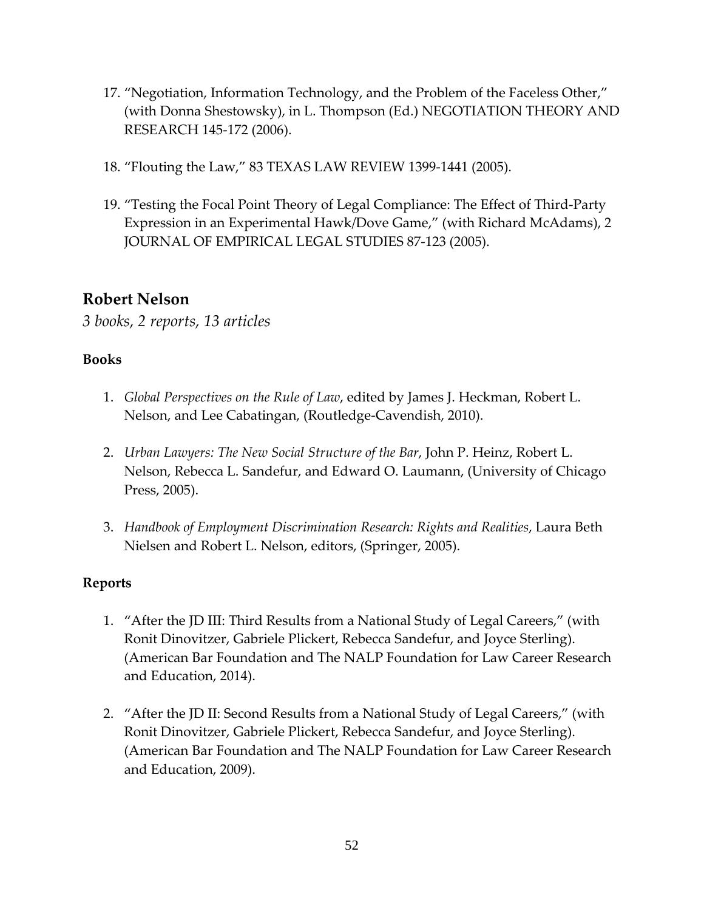17. "Negotiation, Information Technology, and the Problem of the Faceless Other," (with Donna Shestowsky), in L. Thompson (Ed.) NEGOTIATION THEORY AND RESEARCH 145-172 (2006).

18. "Flouting the Law," 83 TEXAS LAW REVIEW 1399-1441 (2005).

19. "Testing the Focal Point Theory of Legal Compliance: The Effect of Third-Party Expression in an Experimental Hawk/Dove Game," (with Richard McAdams), 2 JOURNAL OF EMPIRICAL LEGAL STUDIES 87-123 (2005).

## Robert Nelson

*3 books, 2 reports, 13 articles*

### Books

1. *Global Perspectives on the Rule of Law*, edited by James J. Heckman, Robert L. Nelson, and Lee Cabatingan, (Routledge-Cavendish, 2010).

2. *Urban Lawyers: The New Social Structure of the Bar*, John P. Heinz, Robert L. Nelson, Rebecca L. Sandefur, and Edward O. Laumann, (University of Chicago Press, 2005).

3. *Handbook of Employment Discrimination Research: Rights and Realities*, Laura Beth Nielsen and Robert L. Nelson, editors, (Springer, 2005).

### Reports

1. "After the JD III: Third Results from a National Study of Legal Careers," (with Ronit Dinovitzer, Gabriele Plickert, Rebecca Sandefur, and Joyce Sterling). (American Bar Foundation and The NALP Foundation for Law Career Research and Education, 2014).

2. "After the JD II: Second Results from a National Study of Legal Careers," (with Ronit Dinovitzer, Gabriele Plickert, Rebecca Sandefur, and Joyce Sterling). (American Bar Foundation and The NALP Foundation for Law Career Research and Education, 2009).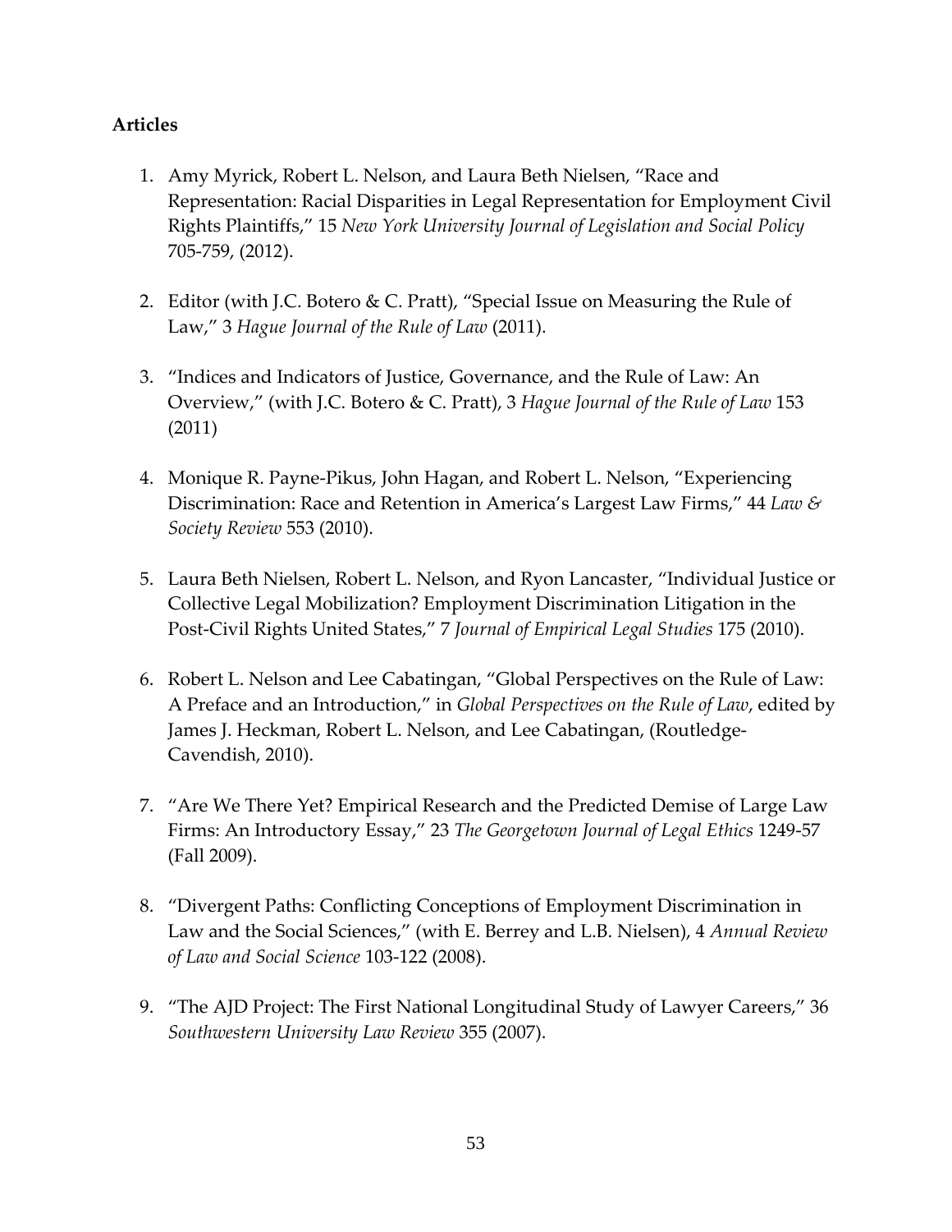**Articles**

1. Amy Myrick, Robert L. Nelson, and Laura Beth Nielsen, "Race and Representation: Racial Disparities in Legal Representation for Employment Civil Rights Plaintiffs," 15 *New York University Journal of Legislation and Social Policy* 705-759, (2012).

2. Editor (with J.C. Botero & C. Pratt), "Special Issue on Measuring the Rule of Law," 3 *Hague Journal of the Rule of Law* (2011).

3. "Indices and Indicators of Justice, Governance, and the Rule of Law: An Overview," (with J.C. Botero & C. Pratt), 3 *Hague Journal of the Rule of Law* 153 (2011)

4. Monique R. Payne-Pikus, John Hagan, and Robert L. Nelson, "Experiencing Discrimination: Race and Retention in America's Largest Law Firms," 44 *Law & Society Review* 553 (2010).

5. Laura Beth Nielsen, Robert L. Nelson, and Ryon Lancaster, "Individual Justice or Collective Legal Mobilization? Employment Discrimination Litigation in the Post-Civil Rights United States," 7 *Journal of Empirical Legal Studies* 175 (2010).

6. Robert L. Nelson and Lee Cabatingan, "Global Perspectives on the Rule of Law: A Preface and an Introduction," in *Global Perspectives on the Rule of Law*, edited by James J. Heckman, Robert L. Nelson, and Lee Cabatingan, (Routledge-Cavendish, 2010).

7. "Are We There Yet? Empirical Research and the Predicted Demise of Large Law Firms: An Introductory Essay," 23 *The Georgetown Journal of Legal Ethics* 1249-57 (Fall 2009).

8. "Divergent Paths: Conflicting Conceptions of Employment Discrimination in Law and the Social Sciences," (with E. Berrey and L.B. Nielsen), 4 *Annual Review of Law and Social Science* 103-122 (2008).

9. "The AJD Project: The First National Longitudinal Study of Lawyer Careers," 36 *Southwestern University Law Review* 355 (2007).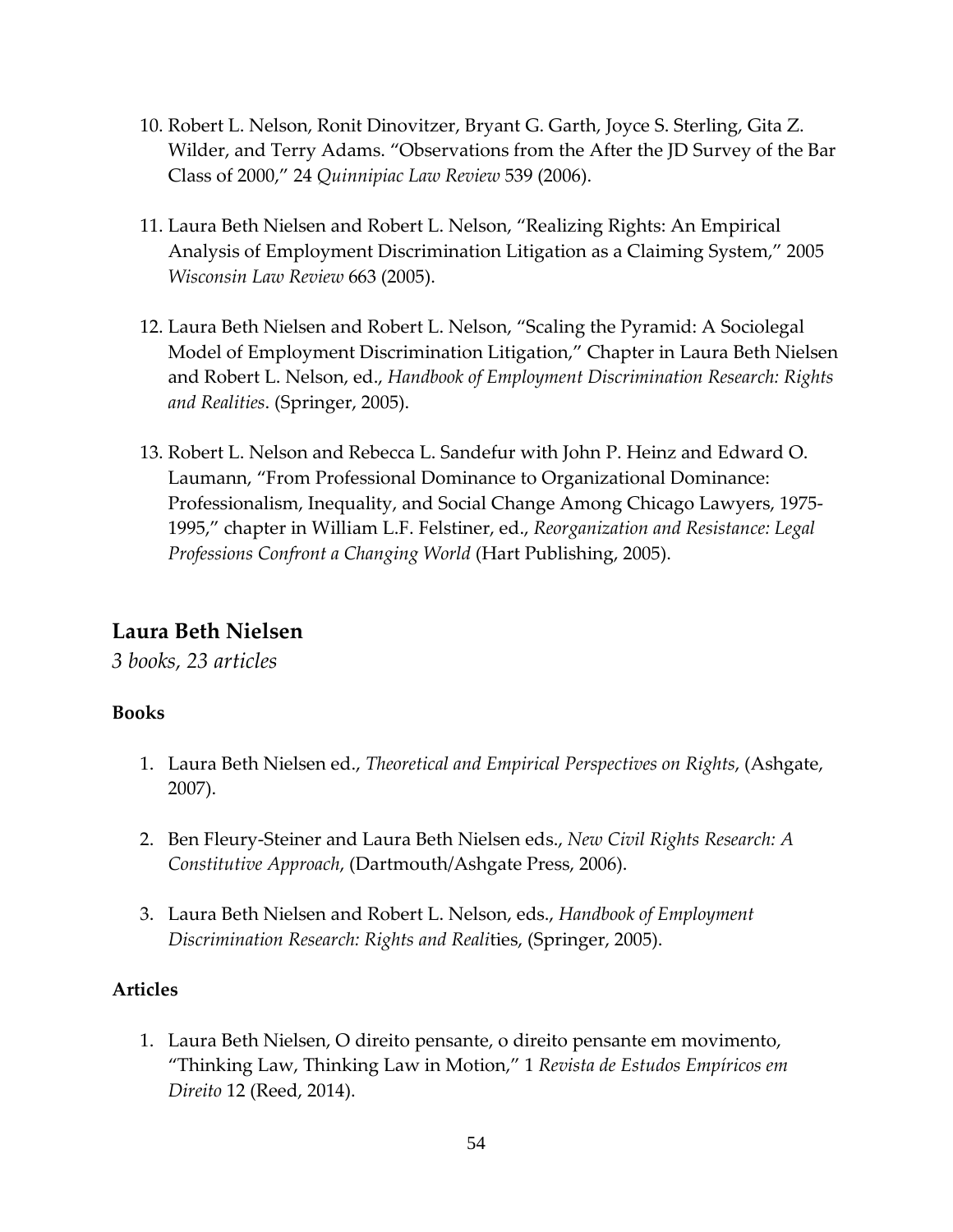10. Robert L. Nelson, Ronit Dinovitzer, Bryant G. Garth, Joyce S. Sterling, Gita Z. Wilder, and Terry Adams. "Observations from the After the JD Survey of the Bar Class of 2000," 24 *Quinnipiac Law Review* 539 (2006).

11. Laura Beth Nielsen and Robert L. Nelson, "Realizing Rights: An Empirical Analysis of Employment Discrimination Litigation as a Claiming System," 2005 *Wisconsin Law Review* 663 (2005).

12. Laura Beth Nielsen and Robert L. Nelson, "Scaling the Pyramid: A Sociolegal Model of Employment Discrimination Litigation," Chapter in Laura Beth Nielsen and Robert L. Nelson, ed., *Handbook of Employment Discrimination Research: Rights and Realities*. (Springer, 2005).

13. Robert L. Nelson and Rebecca L. Sandefur with John P. Heinz and Edward O. Laumann, "From Professional Dominance to Organizational Dominance: Professionalism, Inequality, and Social Change Among Chicago Lawyers, 1975-1995," chapter in William L.F. Felstiner, ed., *Reorganization and Resistance: Legal Professions Confront a Changing World* (Hart Publishing, 2005).

## Laura Beth Nielsen

*3 books, 23 articles*

### Books

1. Laura Beth Nielsen ed., *Theoretical and Empirical Perspectives on Rights*, (Ashgate, 2007).

2. Ben Fleury-Steiner and Laura Beth Nielsen eds., *New Civil Rights Research: A Constitutive Approach*, (Dartmouth/Ashgate Press, 2006).

3. Laura Beth Nielsen and Robert L. Nelson, eds., *Handbook of Employment Discrimination Research: Rights and Reali*ties, (Springer, 2005).

### Articles

1. Laura Beth Nielsen, O direito pensante, o direito pensante em movimento, "Thinking Law, Thinking Law in Motion," 1 *Revista de Estudos Empíricos em Direito* 12 (Reed, 2014).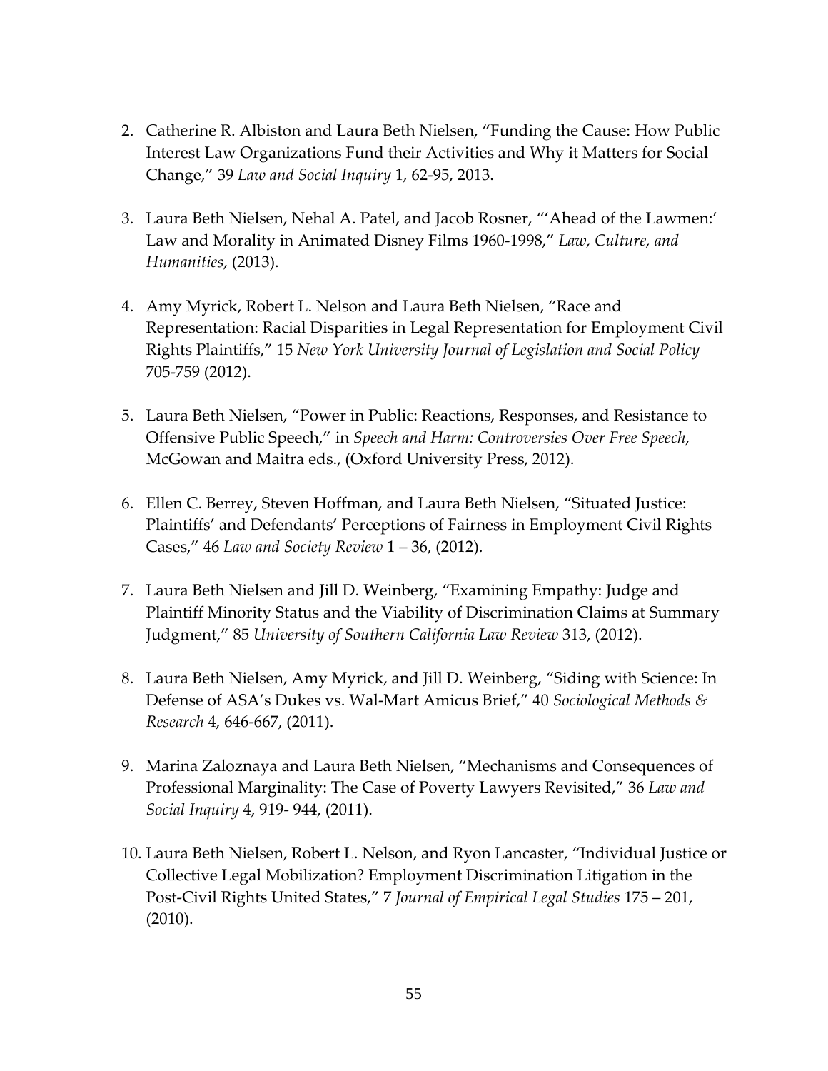2. Catherine R. Albiston and Laura Beth Nielsen, "Funding the Cause: How Public Interest Law Organizations Fund their Activities and Why it Matters for Social Change," 39 *Law and Social Inquiry* 1, 62-95, 2013.

3. Laura Beth Nielsen, Nehal A. Patel, and Jacob Rosner, "'Ahead of the Lawmen:' Law and Morality in Animated Disney Films 1960-1998," *Law, Culture, and Humanities*, (2013).

4. Amy Myrick, Robert L. Nelson and Laura Beth Nielsen, "Race and Representation: Racial Disparities in Legal Representation for Employment Civil Rights Plaintiffs," 15 *New York University Journal of Legislation and Social Policy* 705-759 (2012).

5. Laura Beth Nielsen, "Power in Public: Reactions, Responses, and Resistance to Offensive Public Speech," in *Speech and Harm: Controversies Over Free Speech*, McGowan and Maitra eds., (Oxford University Press, 2012).

6. Ellen C. Berrey, Steven Hoffman, and Laura Beth Nielsen, "Situated Justice: Plaintiffs' and Defendants' Perceptions of Fairness in Employment Civil Rights Cases," 46 *Law and Society Review* 1 – 36, (2012).

7. Laura Beth Nielsen and Jill D. Weinberg, "Examining Empathy: Judge and Plaintiff Minority Status and the Viability of Discrimination Claims at Summary Judgment," 85 *University of Southern California Law Review* 313, (2012).

8. Laura Beth Nielsen, Amy Myrick, and Jill D. Weinberg, "Siding with Science: In Defense of ASA's Dukes vs. Wal-Mart Amicus Brief," 40 *Sociological Methods & Research* 4, 646-667, (2011).

9. Marina Zaloznaya and Laura Beth Nielsen, "Mechanisms and Consequences of Professional Marginality: The Case of Poverty Lawyers Revisited," 36 *Law and Social Inquiry* 4, 919- 944, (2011).

10. Laura Beth Nielsen, Robert L. Nelson, and Ryon Lancaster, "Individual Justice or Collective Legal Mobilization? Employment Discrimination Litigation in the Post-Civil Rights United States," 7 *Journal of Empirical Legal Studies* 175 – 201, (2010).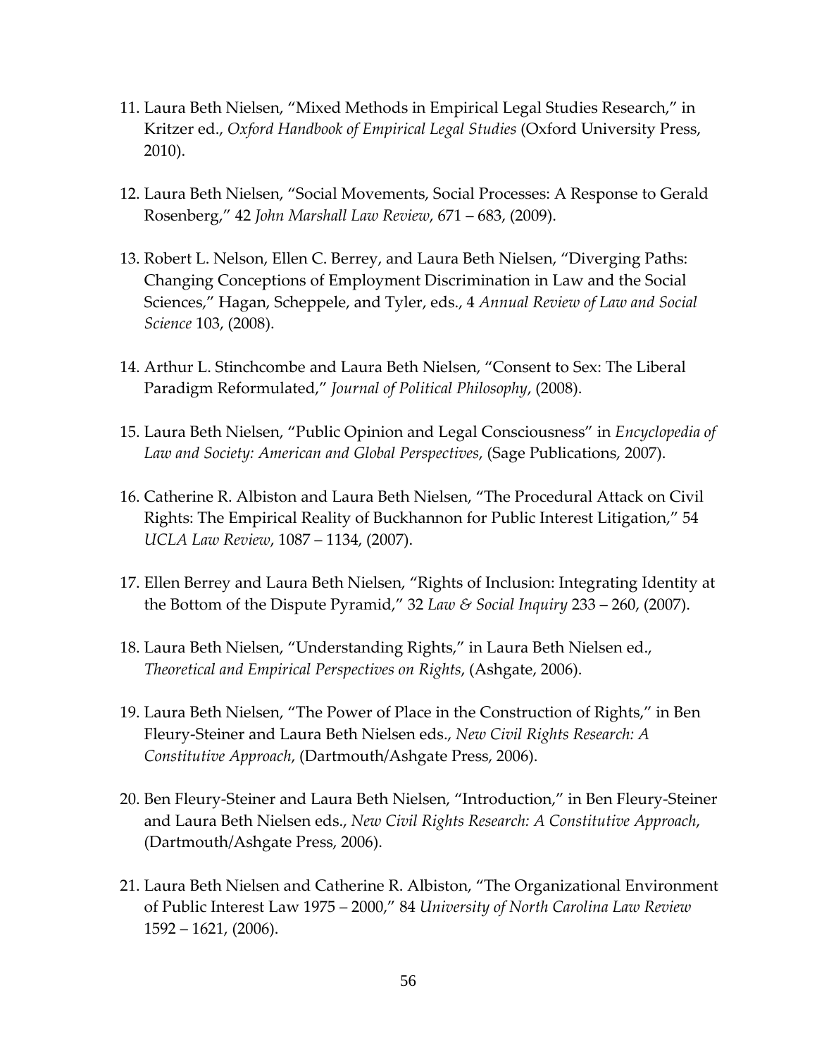11. Laura Beth Nielsen, "Mixed Methods in Empirical Legal Studies Research," in Kritzer ed., *Oxford Handbook of Empirical Legal Studies* (Oxford University Press, 2010).

12. Laura Beth Nielsen, "Social Movements, Social Processes: A Response to Gerald Rosenberg," 42 *John Marshall Law Review*, 671 – 683, (2009).

13. Robert L. Nelson, Ellen C. Berrey, and Laura Beth Nielsen, "Diverging Paths: Changing Conceptions of Employment Discrimination in Law and the Social Sciences," Hagan, Scheppele, and Tyler, eds., 4 *Annual Review of Law and Social Science* 103, (2008).

14. Arthur L. Stinchcombe and Laura Beth Nielsen, "Consent to Sex: The Liberal Paradigm Reformulated," *Journal of Political Philosophy*, (2008).

15. Laura Beth Nielsen, "Public Opinion and Legal Consciousness" in *Encyclopedia of Law and Society: American and Global Perspectives*, (Sage Publications, 2007).

16. Catherine R. Albiston and Laura Beth Nielsen, "The Procedural Attack on Civil Rights: The Empirical Reality of Buckhannon for Public Interest Litigation," 54 *UCLA Law Review*, 1087 – 1134, (2007).

17. Ellen Berrey and Laura Beth Nielsen, "Rights of Inclusion: Integrating Identity at the Bottom of the Dispute Pyramid," 32 *Law & Social Inquiry* 233 – 260, (2007).

18. Laura Beth Nielsen, "Understanding Rights," in Laura Beth Nielsen ed., *Theoretical and Empirical Perspectives on Rights*, (Ashgate, 2006).

19. Laura Beth Nielsen, "The Power of Place in the Construction of Rights," in Ben Fleury-Steiner and Laura Beth Nielsen eds., *New Civil Rights Research: A Constitutive Approach*, (Dartmouth/Ashgate Press, 2006).

20. Ben Fleury-Steiner and Laura Beth Nielsen, "Introduction," in Ben Fleury-Steiner and Laura Beth Nielsen eds., *New Civil Rights Research: A Constitutive Approach*, (Dartmouth/Ashgate Press, 2006).

21. Laura Beth Nielsen and Catherine R. Albiston, "The Organizational Environment of Public Interest Law 1975 – 2000," 84 *University of North Carolina Law Review* 1592 – 1621, (2006).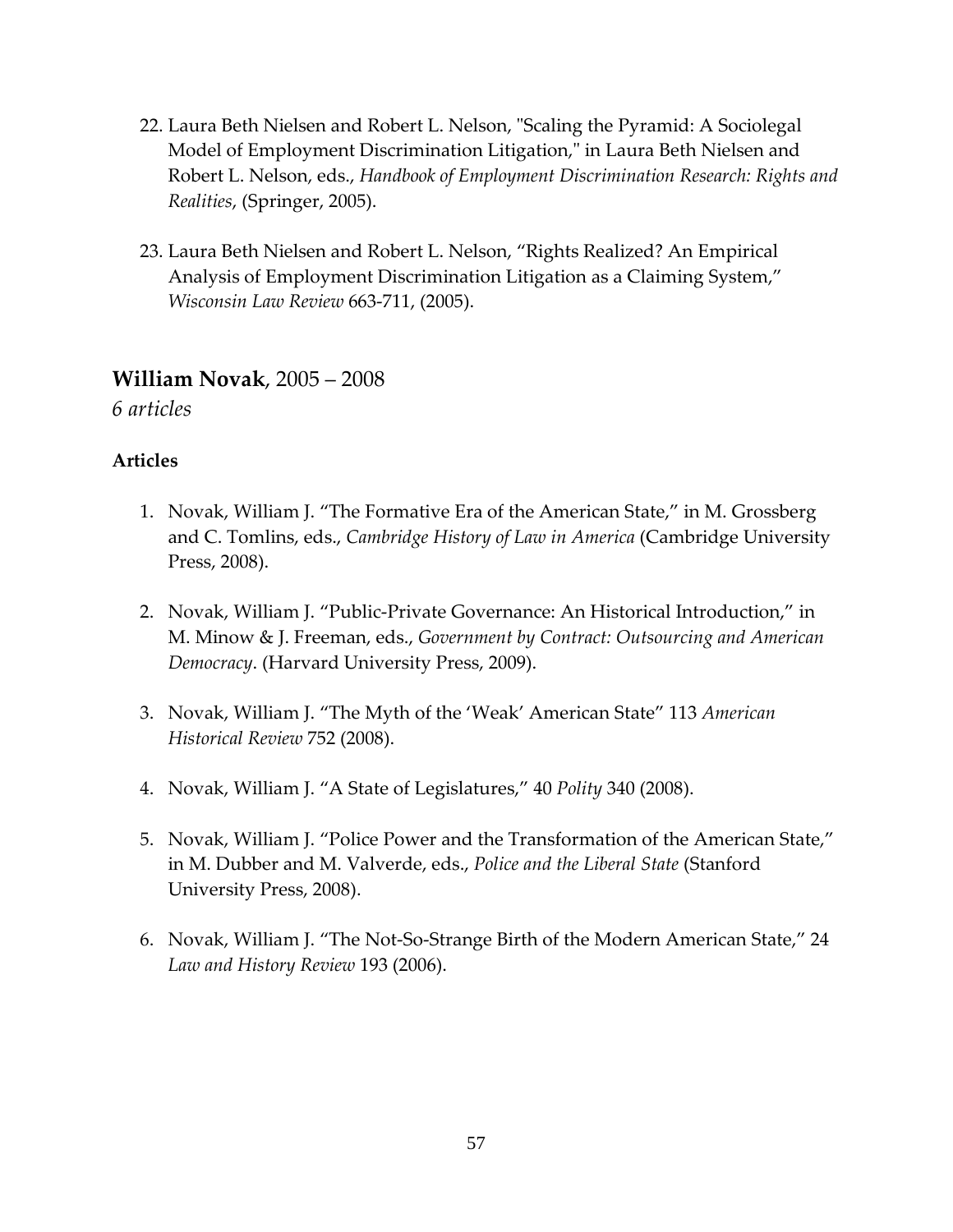22. Laura Beth Nielsen and Robert L. Nelson, "Scaling the Pyramid: A Sociolegal Model of Employment Discrimination Litigation," in Laura Beth Nielsen and Robert L. Nelson, eds., *Handbook of Employment Discrimination Research: Rights and Realities*, (Springer, 2005).

23. Laura Beth Nielsen and Robert L. Nelson, "Rights Realized? An Empirical Analysis of Employment Discrimination Litigation as a Claiming System," *Wisconsin Law Review* 663-711, (2005).

## **William Novak**, 2005 – 2008

*6 articles*

### Articles

1. Novak, William J. "The Formative Era of the American State," in M. Grossberg and C. Tomlins, eds., *Cambridge History of Law in America* (Cambridge University Press, 2008).

2. Novak, William J. "Public-Private Governance: An Historical Introduction," in M. Minow & J. Freeman, eds., *Government by Contract: Outsourcing and American Democracy*. (Harvard University Press, 2009).

3. Novak, William J. "The Myth of the 'Weak' American State" 113 *American Historical Review* 752 (2008).

4. Novak, William J. "A State of Legislatures," 40 *Polity* 340 (2008).

5. Novak, William J. "Police Power and the Transformation of the American State," in M. Dubber and M. Valverde, eds., *Police and the Liberal State* (Stanford University Press, 2008).

6. Novak, William J. "The Not-So-Strange Birth of the Modern American State," 24 *Law and History Review* 193 (2006).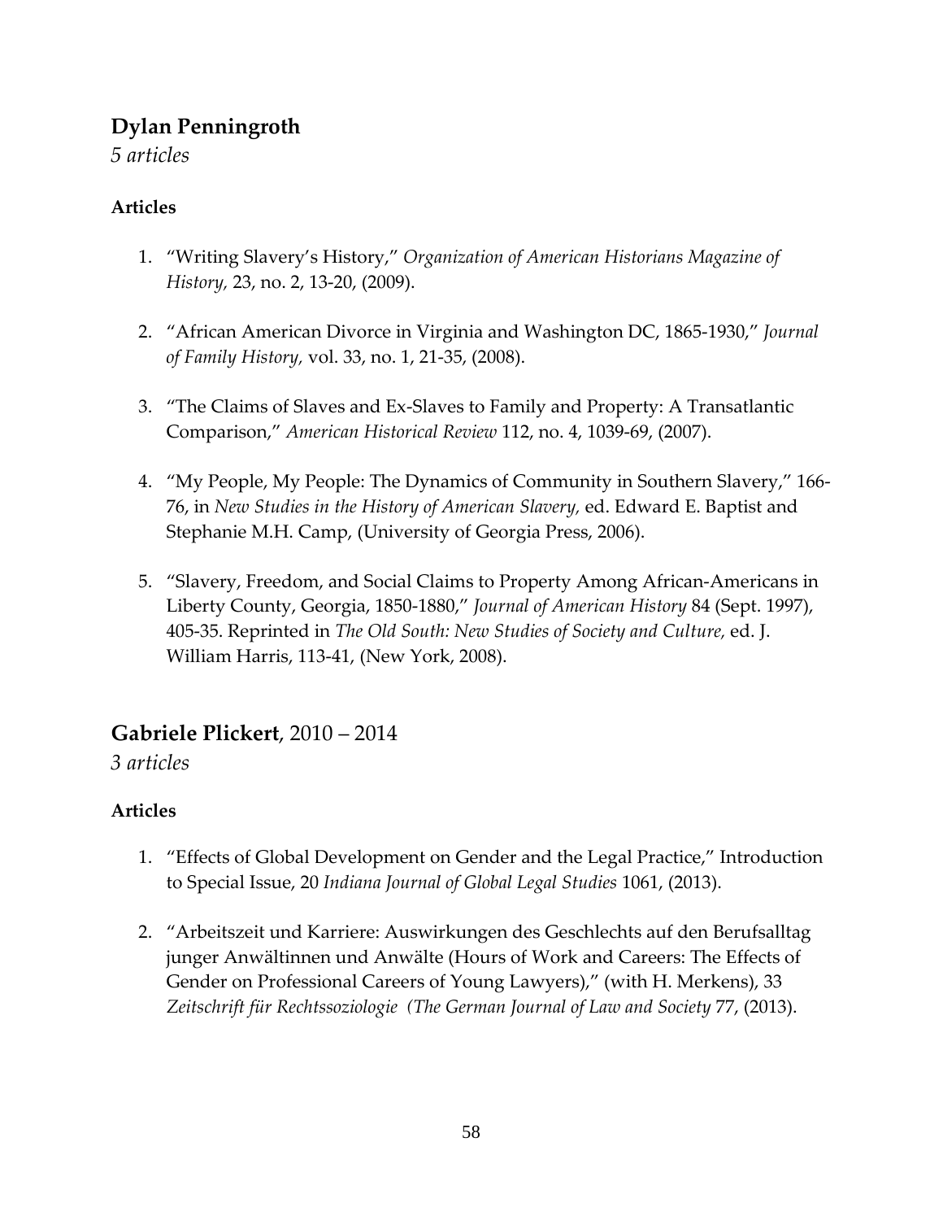## Dylan Penningroth

*5 articles*

### Articles

1. "Writing Slavery's History," *Organization of American Historians Magazine of History,* 23, no. 2, 13-20, (2009).

2. "African American Divorce in Virginia and Washington DC, 1865-1930," *Journal of Family History,* vol. 33, no. 1, 21-35, (2008).

3. "The Claims of Slaves and Ex-Slaves to Family and Property: A Transatlantic Comparison," *American Historical Review* 112, no. 4, 1039-69, (2007).

4. "My People, My People: The Dynamics of Community in Southern Slavery," 166-76, in *New Studies in the History of American Slavery,* ed. Edward E. Baptist and Stephanie M.H. Camp, (University of Georgia Press, 2006).

5. "Slavery, Freedom, and Social Claims to Property Among African-Americans in Liberty County, Georgia, 1850-1880," *Journal of American History* 84 (Sept. 1997), 405-35. Reprinted in *The Old South: New Studies of Society and Culture,* ed. J. William Harris, 113-41, (New York, 2008).

## Gabriele Plickert, 2010 – 2014

*3 articles*

### Articles

1. "Effects of Global Development on Gender and the Legal Practice," Introduction to Special Issue, 20 *Indiana Journal of Global Legal Studies* 1061, (2013).

2. "Arbeitszeit und Karriere: Auswirkungen des Geschlechts auf den Berufsalltag junger Anwältinnen und Anwälte (Hours of Work and Careers: The Effects of Gender on Professional Careers of Young Lawyers)," (with H. Merkens), 33 *Zeitschrift für Rechtssoziologie (The German Journal of Law and Society* 77, (2013).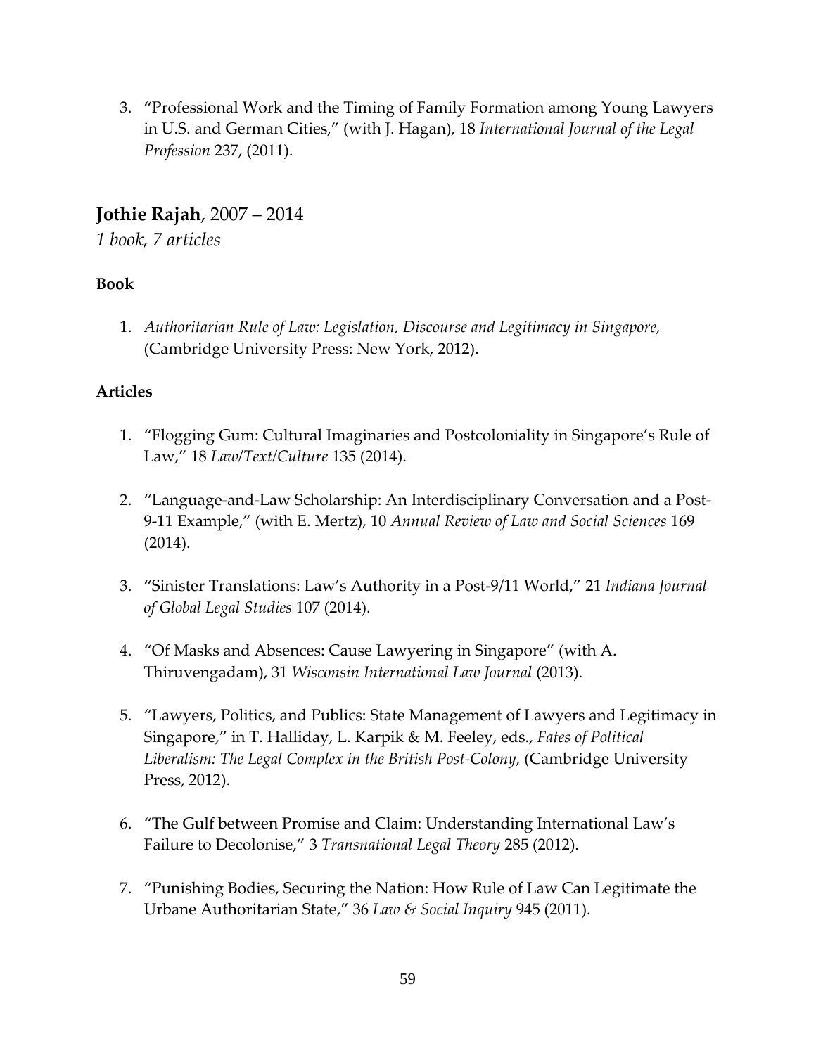3. "Professional Work and the Timing of Family Formation among Young Lawyers in U.S. and German Cities," (with J. Hagan), 18 *International Journal of the Legal Profession* 237, (2011).

## **Jothie Rajah**, 2007 – 2014

*1 book, 7 articles*

**Book**

1. *Authoritarian Rule of Law: Legislation, Discourse and Legitimacy in Singapore,* (Cambridge University Press: New York, 2012).

**Articles**

1. "Flogging Gum: Cultural Imaginaries and Postcoloniality in Singapore's Rule of Law," 18 *Law/Text/Culture* 135 (2014).

2. "Language-and-Law Scholarship: An Interdisciplinary Conversation and a Post-9-11 Example," (with E. Mertz), 10 *Annual Review of Law and Social Sciences* 169 (2014).

3. "Sinister Translations: Law's Authority in a Post-9/11 World," 21 *Indiana Journal of Global Legal Studies* 107 (2014).

4. "Of Masks and Absences: Cause Lawyering in Singapore" (with A. Thiruvengadam), 31 *Wisconsin International Law Journal* (2013).

5. "Lawyers, Politics, and Publics: State Management of Lawyers and Legitimacy in Singapore," in T. Halliday, L. Karpik & M. Feeley, eds., *Fates of Political Liberalism: The Legal Complex in the British Post-Colony,* (Cambridge University Press, 2012).

6. "The Gulf between Promise and Claim: Understanding International Law's Failure to Decolonise," 3 *Transnational Legal Theory* 285 (2012).

7. "Punishing Bodies, Securing the Nation: How Rule of Law Can Legitimate the Urbane Authoritarian State," 36 *Law & Social Inquiry* 945 (2011).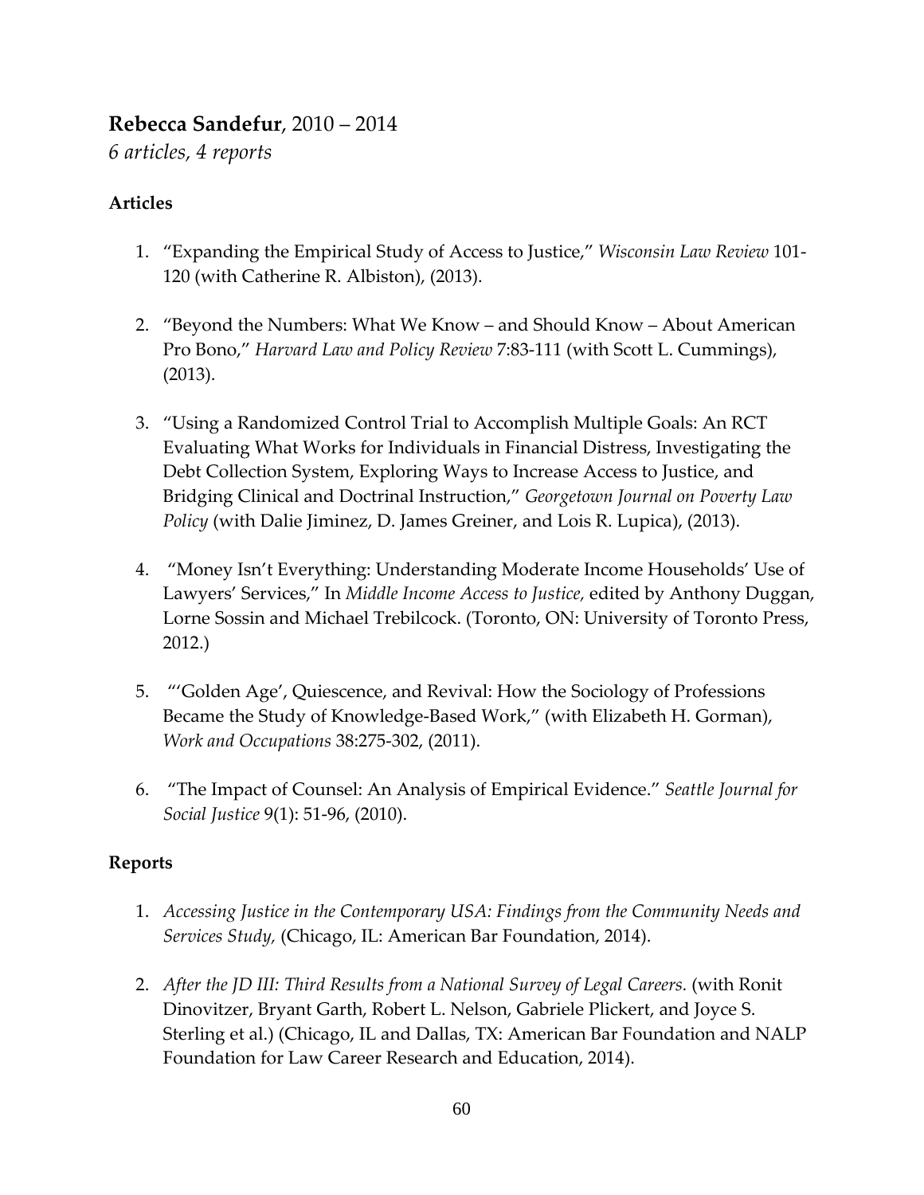**Rebecca Sandefur**, 2010 – 2014

*6 articles, 4 reports*

### Articles

1. "Expanding the Empirical Study of Access to Justice," *Wisconsin Law Review* 101-120 (with Catherine R. Albiston), (2013).

2. "Beyond the Numbers: What We Know – and Should Know – About American Pro Bono," *Harvard Law and Policy Review* 7:83-111 (with Scott L. Cummings), (2013).

3. "Using a Randomized Control Trial to Accomplish Multiple Goals: An RCT Evaluating What Works for Individuals in Financial Distress, Investigating the Debt Collection System, Exploring Ways to Increase Access to Justice, and Bridging Clinical and Doctrinal Instruction," *Georgetown Journal on Poverty Law Policy* (with Dalie Jiminez, D. James Greiner, and Lois R. Lupica), (2013).

4. "Money Isn't Everything: Understanding Moderate Income Households' Use of Lawyers' Services," In *Middle Income Access to Justice,* edited by Anthony Duggan, Lorne Sossin and Michael Trebilcock. (Toronto, ON: University of Toronto Press, 2012.)

5. "'Golden Age', Quiescence, and Revival: How the Sociology of Professions Became the Study of Knowledge-Based Work," (with Elizabeth H. Gorman), *Work and Occupations* 38:275-302, (2011).

6. "The Impact of Counsel: An Analysis of Empirical Evidence." *Seattle Journal for Social Justice* 9(1): 51-96, (2010).

### Reports

1. *Accessing Justice in the Contemporary USA: Findings from the Community Needs and Services Study,* (Chicago, IL: American Bar Foundation, 2014).

2. *After the JD III: Third Results from a National Survey of Legal Careers.* (with Ronit Dinovitzer, Bryant Garth, Robert L. Nelson, Gabriele Plickert, and Joyce S. Sterling et al.) (Chicago, IL and Dallas, TX: American Bar Foundation and NALP Foundation for Law Career Research and Education, 2014).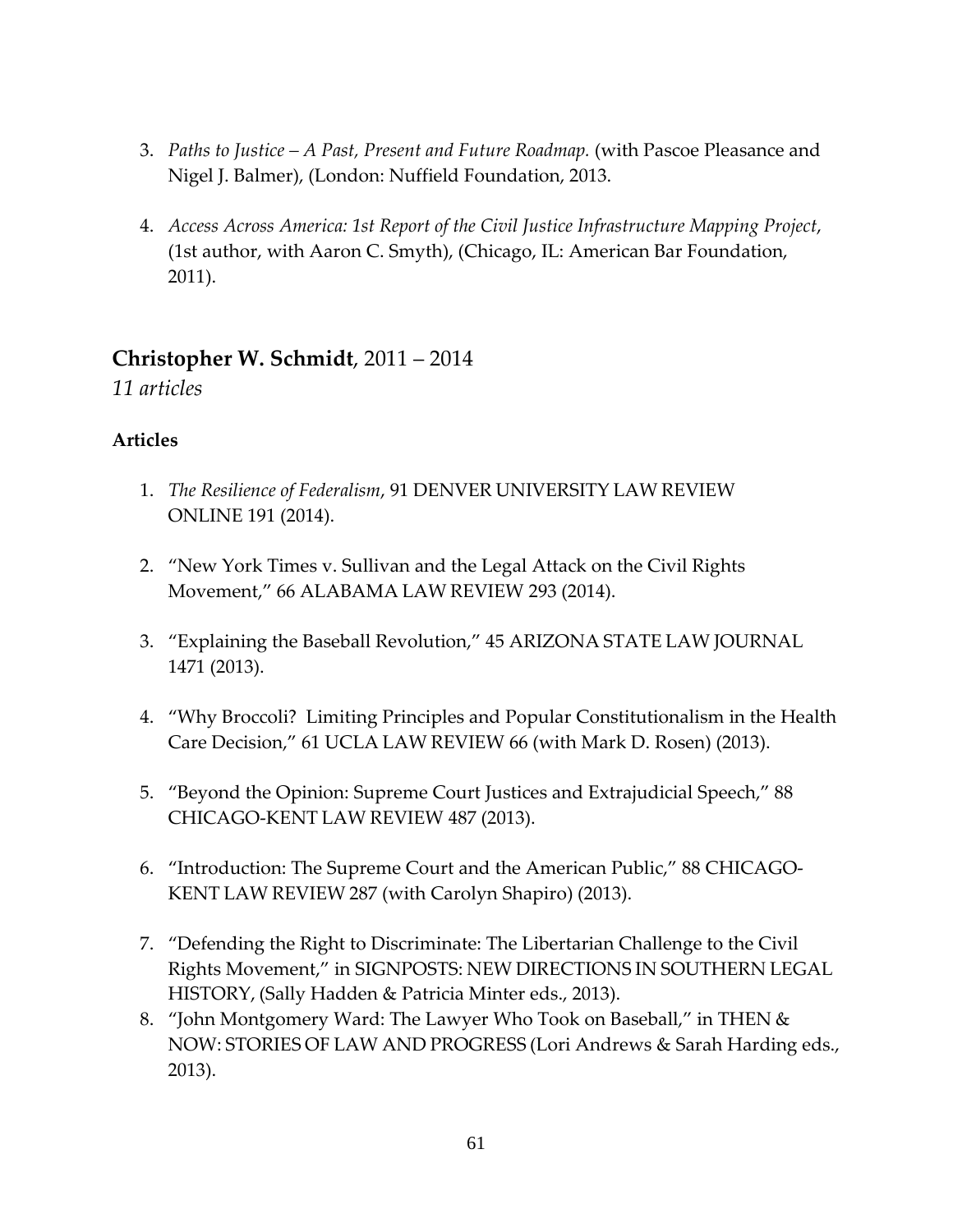3. *Paths to Justice – A Past, Present and Future Roadmap.* (with Pascoe Pleasance and Nigel J. Balmer), (London: Nuffield Foundation, 2013.

4. *Access Across America: 1st Report of the Civil Justice Infrastructure Mapping Project*, (1st author, with Aaron C. Smyth), (Chicago, IL: American Bar Foundation, 2011).

## **Christopher W. Schmidt**, 2011 – 2014

*11 articles*

### Articles

1. *The Resilience of Federalism*, 91 DENVER UNIVERSITY LAW REVIEW ONLINE 191 (2014).

2. "New York Times v. Sullivan and the Legal Attack on the Civil Rights Movement," 66 ALABAMA LAW REVIEW 293 (2014).

3. "Explaining the Baseball Revolution," 45 ARIZONA STATE LAW JOURNAL 1471 (2013).

4. "Why Broccoli? Limiting Principles and Popular Constitutionalism in the Health Care Decision," 61 UCLA LAW REVIEW 66 (with Mark D. Rosen) (2013).

5. "Beyond the Opinion: Supreme Court Justices and Extrajudicial Speech," 88 CHICAGO-KENT LAW REVIEW 487 (2013).

6. "Introduction: The Supreme Court and the American Public," 88 CHICAGO-KENT LAW REVIEW 287 (with Carolyn Shapiro) (2013).

7. "Defending the Right to Discriminate: The Libertarian Challenge to the Civil Rights Movement," in SIGNPOSTS: NEW DIRECTIONS IN SOUTHERN LEGAL HISTORY, (Sally Hadden & Patricia Minter eds., 2013).
8. "John Montgomery Ward: The Lawyer Who Took on Baseball," in THEN & NOW: STORIES OF LAW AND PROGRESS (Lori Andrews & Sarah Harding eds., 2013).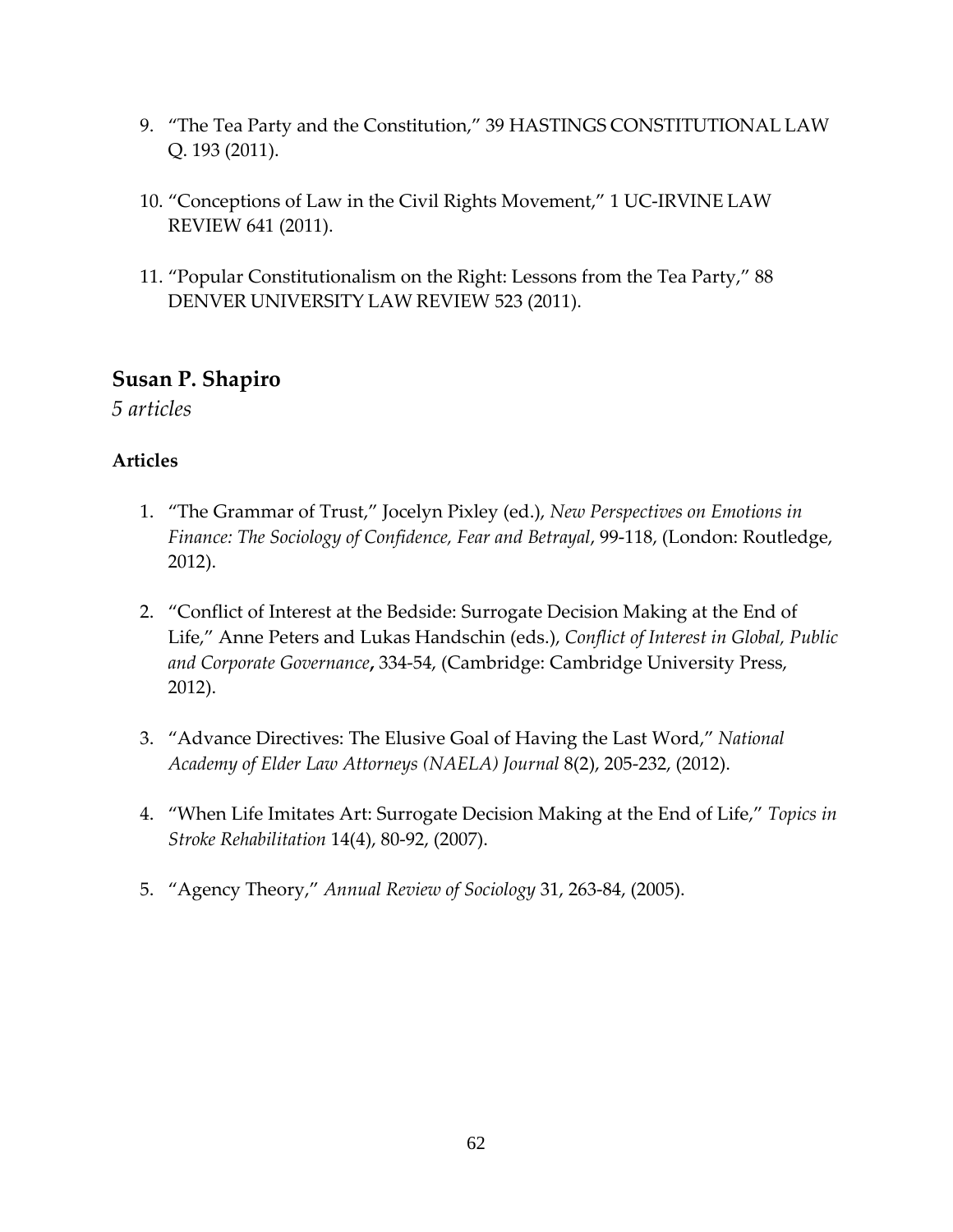9. "The Tea Party and the Constitution," 39 HASTINGS CONSTITUTIONAL LAW Q. 193 (2011).

10. "Conceptions of Law in the Civil Rights Movement," 1 UC-IRVINE LAW REVIEW 641 (2011).

11. "Popular Constitutionalism on the Right: Lessons from the Tea Party," 88 DENVER UNIVERSITY LAW REVIEW 523 (2011).

## Susan P. Shapiro

*5 articles*

**Articles**

1. "The Grammar of Trust," Jocelyn Pixley (ed.), *New Perspectives on Emotions in Finance: The Sociology of Confidence, Fear and Betrayal*, 99-118, (London: Routledge, 2012).

2. "Conflict of Interest at the Bedside: Surrogate Decision Making at the End of Life," Anne Peters and Lukas Handschin (eds.), *Conflict of Interest in Global, Public and Corporate Governance*, 334-54, (Cambridge: Cambridge University Press, 2012).

3. "Advance Directives: The Elusive Goal of Having the Last Word," *National Academy of Elder Law Attorneys (NAELA) Journal* 8(2), 205-232, (2012).

4. "When Life Imitates Art: Surrogate Decision Making at the End of Life," *Topics in Stroke Rehabilitation* 14(4), 80-92, (2007).

5. "Agency Theory," *Annual Review of Sociology* 31, 263-84, (2005).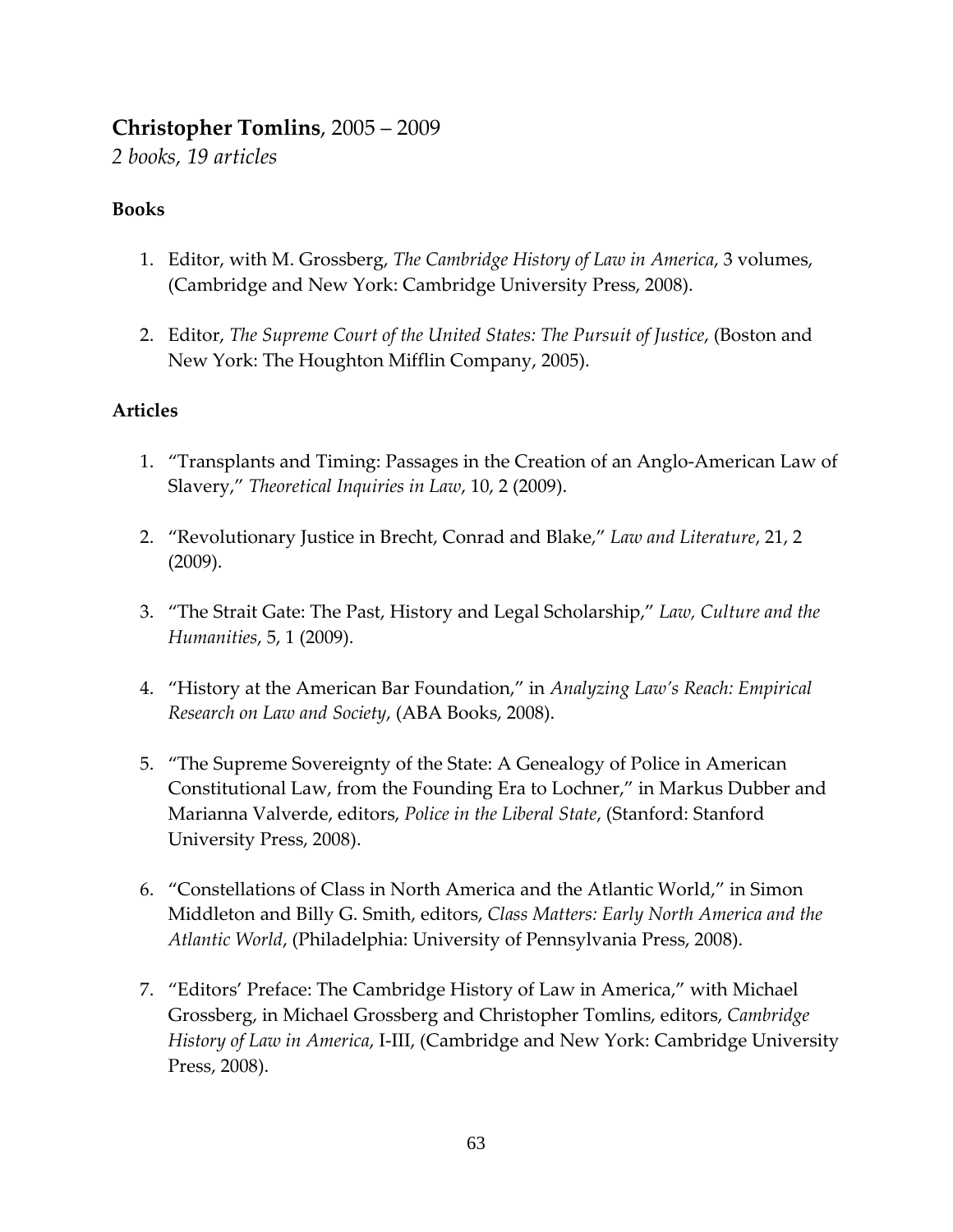**Christopher Tomlins**, 2005 – 2009

*2 books, 19 articles*

**Books**

1. Editor, with M. Grossberg, *The Cambridge History of Law in America*, 3 volumes, (Cambridge and New York: Cambridge University Press, 2008).

2. Editor, *The Supreme Court of the United States: The Pursuit of Justice*, (Boston and New York: The Houghton Mifflin Company, 2005).

**Articles**

1. "Transplants and Timing: Passages in the Creation of an Anglo-American Law of Slavery," *Theoretical Inquiries in Law*, 10, 2 (2009).

2. "Revolutionary Justice in Brecht, Conrad and Blake," *Law and Literature*, 21, 2 (2009).

3. "The Strait Gate: The Past, History and Legal Scholarship," *Law, Culture and the Humanities*, 5, 1 (2009).

4. "History at the American Bar Foundation," in *Analyzing Law's Reach: Empirical Research on Law and Society*, (ABA Books, 2008).

5. "The Supreme Sovereignty of the State: A Genealogy of Police in American Constitutional Law, from the Founding Era to Lochner," in Markus Dubber and Marianna Valverde, editors, *Police in the Liberal State*, (Stanford: Stanford University Press, 2008).

6. "Constellations of Class in North America and the Atlantic World," in Simon Middleton and Billy G. Smith, editors, *Class Matters: Early North America and the Atlantic World*, (Philadelphia: University of Pennsylvania Press, 2008).

7. "Editors' Preface: The Cambridge History of Law in America," with Michael Grossberg, in Michael Grossberg and Christopher Tomlins, editors, *Cambridge History of Law in America*, I-III, (Cambridge and New York: Cambridge University Press, 2008).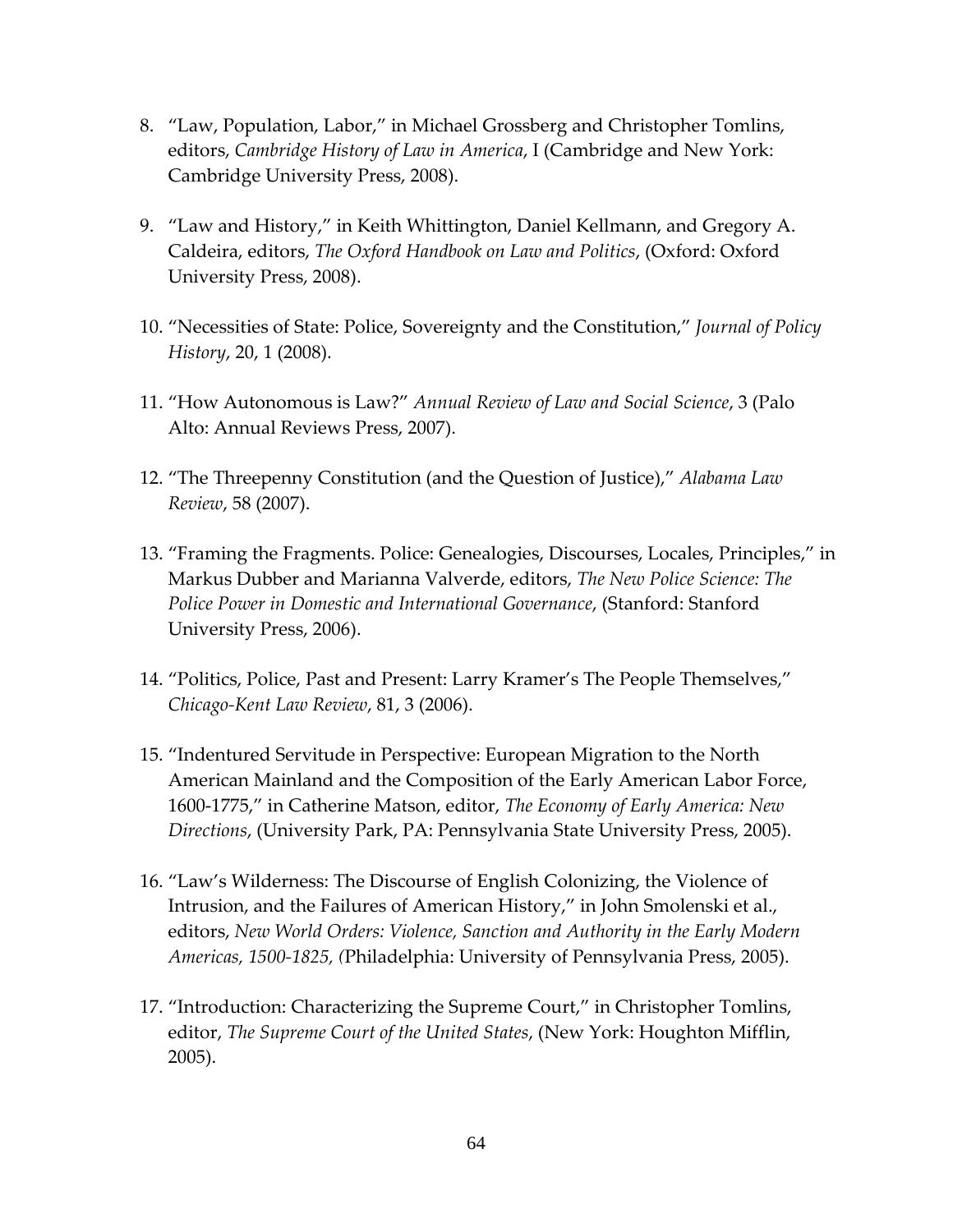8. "Law, Population, Labor," in Michael Grossberg and Christopher Tomlins, editors, *Cambridge History of Law in America*, I (Cambridge and New York: Cambridge University Press, 2008).

9. "Law and History," in Keith Whittington, Daniel Kellmann, and Gregory A. Caldeira, editors, *The Oxford Handbook on Law and Politics*, (Oxford: Oxford University Press, 2008).

10. "Necessities of State: Police, Sovereignty and the Constitution," *Journal of Policy History*, 20, 1 (2008).

11. "How Autonomous is Law?" *Annual Review of Law and Social Science*, 3 (Palo Alto: Annual Reviews Press, 2007).

12. "The Threepenny Constitution (and the Question of Justice)," *Alabama Law Review*, 58 (2007).

13. "Framing the Fragments. Police: Genealogies, Discourses, Locales, Principles," in Markus Dubber and Marianna Valverde, editors, *The New Police Science: The Police Power in Domestic and International Governance*, (Stanford: Stanford University Press, 2006).

14. "Politics, Police, Past and Present: Larry Kramer's The People Themselves," *Chicago-Kent Law Review*, 81, 3 (2006).

15. "Indentured Servitude in Perspective: European Migration to the North American Mainland and the Composition of the Early American Labor Force, 1600-1775," in Catherine Matson, editor, *The Economy of Early America: New Directions*, (University Park, PA: Pennsylvania State University Press, 2005).

16. "Law's Wilderness: The Discourse of English Colonizing, the Violence of Intrusion, and the Failures of American History," in John Smolenski et al., editors, *New World Orders: Violence, Sanction and Authority in the Early Modern Americas, 1500-1825, (*Philadelphia: University of Pennsylvania Press, 2005).

17. "Introduction: Characterizing the Supreme Court," in Christopher Tomlins, editor, *The Supreme Court of the United States*, (New York: Houghton Mifflin, 2005).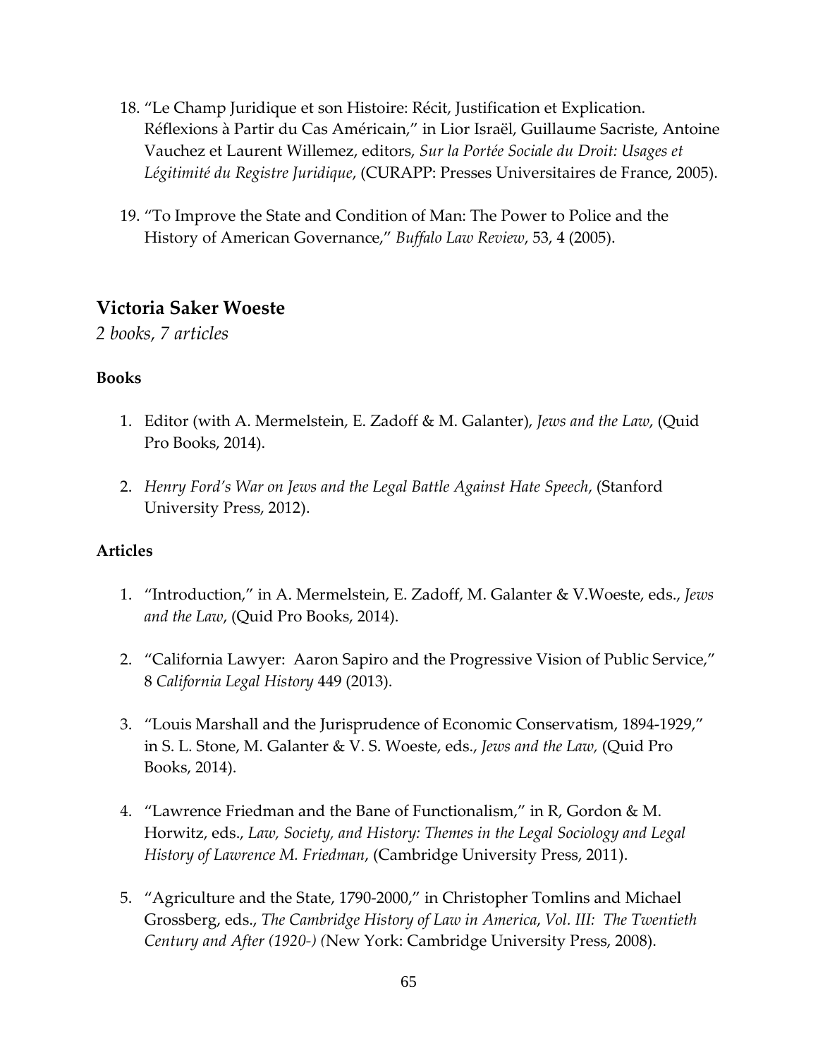18. "Le Champ Juridique et son Histoire: Récit, Justification et Explication. Réflexions à Partir du Cas Américain," in Lior Israël, Guillaume Sacriste, Antoine Vauchez et Laurent Willemez, editors, *Sur la Portée Sociale du Droit: Usages et Légitimité du Registre Juridique*, (CURAPP: Presses Universitaires de France, 2005).

19. "To Improve the State and Condition of Man: The Power to Police and the History of American Governance," *Buffalo Law Review*, 53, 4 (2005).

## Victoria Saker Woeste

*2 books, 7 articles*

**Books**

1. Editor (with A. Mermelstein, E. Zadoff & M. Galanter), *Jews and the Law*, (Quid Pro Books, 2014).

2. *Henry Ford's War on Jews and the Legal Battle Against Hate Speech*, (Stanford University Press, 2012).

**Articles**

1. "Introduction," in A. Mermelstein, E. Zadoff, M. Galanter & V.Woeste, eds., *Jews and the Law*, (Quid Pro Books, 2014).

2. "California Lawyer: Aaron Sapiro and the Progressive Vision of Public Service," 8 *California Legal History* 449 (2013).

3. "Louis Marshall and the Jurisprudence of Economic Conservatism, 1894-1929," in S. L. Stone, M. Galanter & V. S. Woeste, eds., *Jews and the Law,* (Quid Pro Books, 2014).

4. "Lawrence Friedman and the Bane of Functionalism," in R, Gordon & M. Horwitz, eds., *Law, Society, and History: Themes in the Legal Sociology and Legal History of Lawrence M. Friedman*, (Cambridge University Press, 2011).

5. "Agriculture and the State, 1790-2000," in Christopher Tomlins and Michael Grossberg, eds., *The Cambridge History of Law in America*, *Vol. III: The Twentieth Century and After (1920-) (*New York: Cambridge University Press, 2008).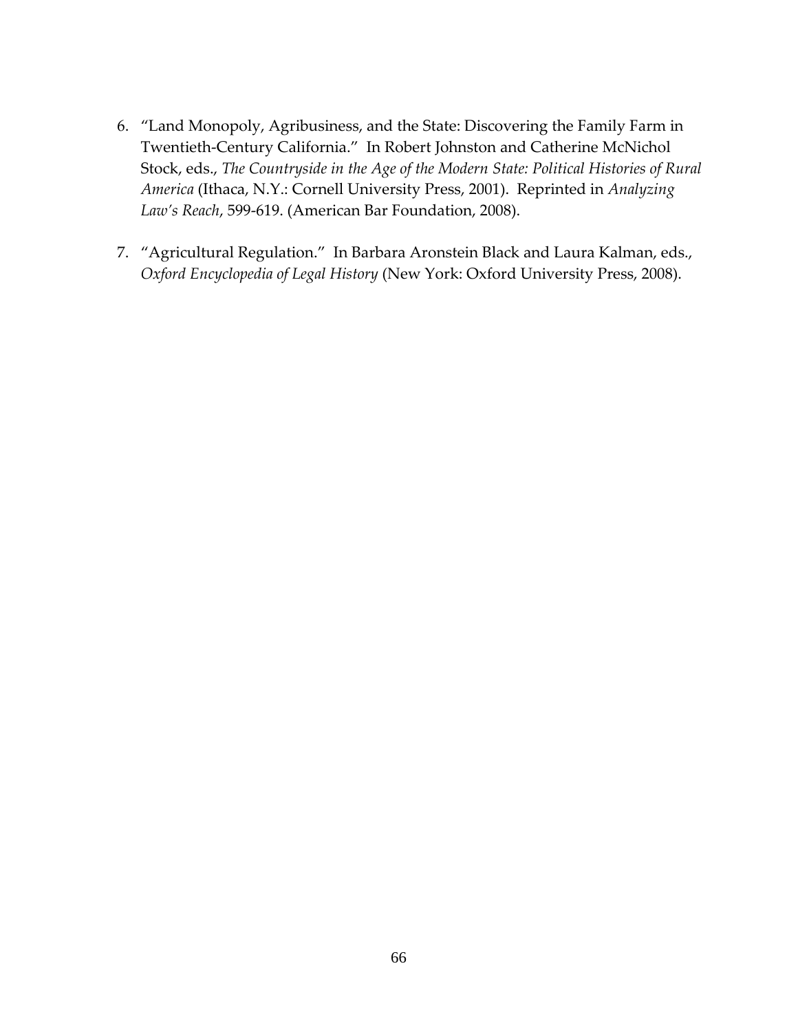6. "Land Monopoly, Agribusiness, and the State: Discovering the Family Farm in Twentieth-Century California." In Robert Johnston and Catherine McNichol Stock, eds., *The Countryside in the Age of the Modern State: Political Histories of Rural America* (Ithaca, N.Y.: Cornell University Press, 2001). Reprinted in *Analyzing Law's Reach*, 599-619. (American Bar Foundation, 2008).

7. "Agricultural Regulation." In Barbara Aronstein Black and Laura Kalman, eds., *Oxford Encyclopedia of Legal History* (New York: Oxford University Press, 2008).